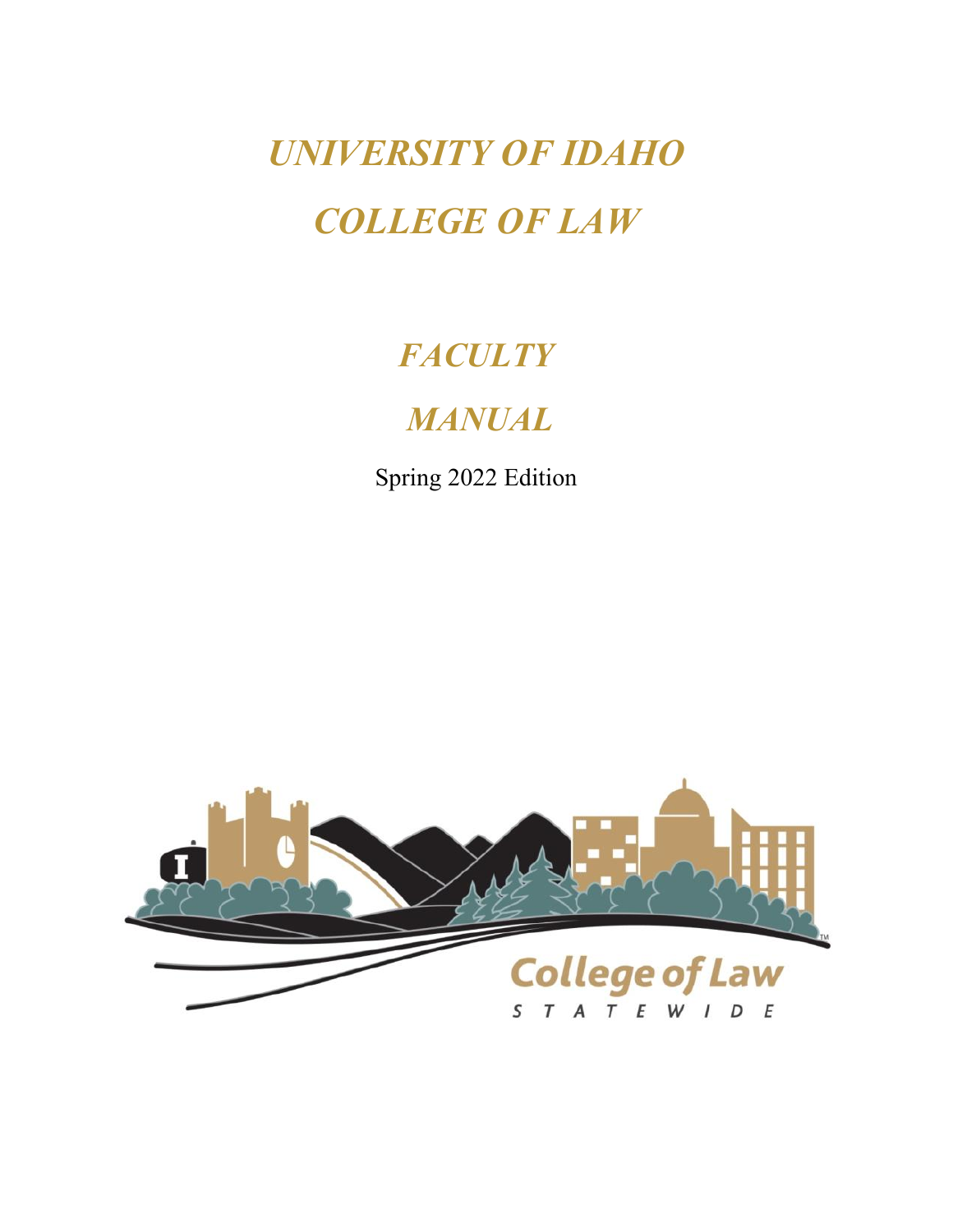# *UNIVERSITY OF IDAHO*

# *COLLEGE OF LAW*

## *FACULTY*

## *MANUAL*

Spring 2022 Edition

College of Law

STATEWIDE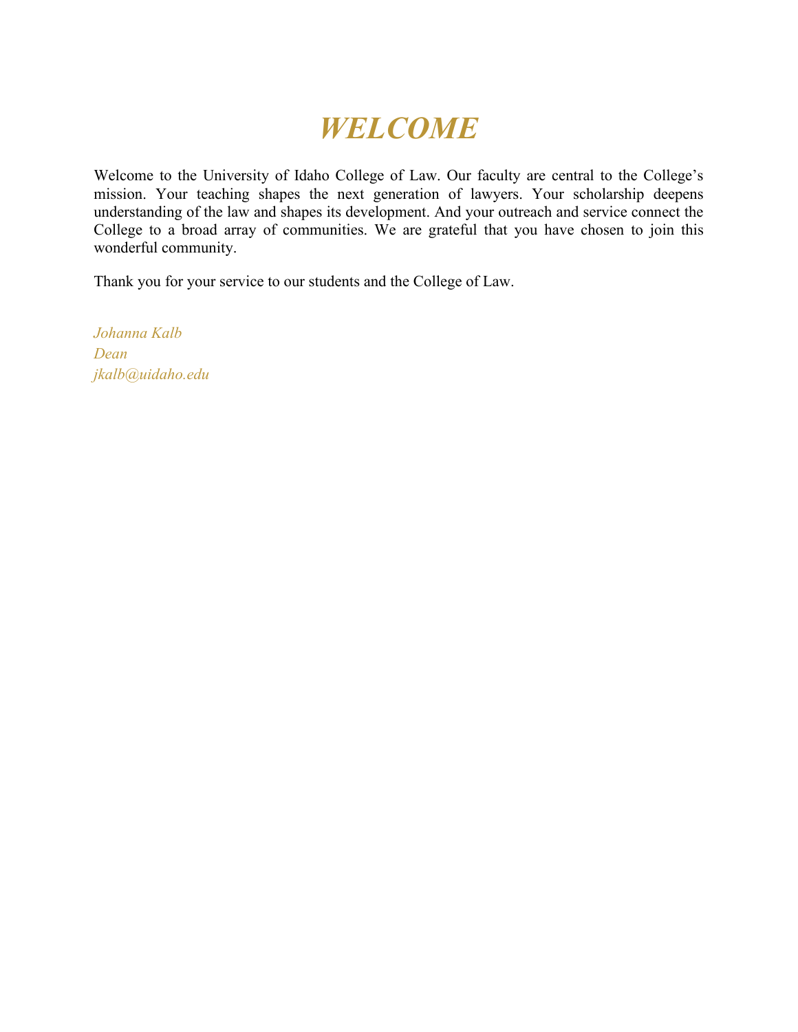# *WELCOME*

Welcome to the University of Idaho College of Law. Our faculty are central to the College's mission. Your teaching shapes the next generation of lawyers. Your scholarship deepens understanding of the law and shapes its development. And your outreach and service connect the College to a broad array of communities. We are grateful that you have chosen to join this wonderful community.

Thank you for your service to our students and the College of Law.

*Johanna Kalb*
*Dean*
*jkalb@uidaho.edu*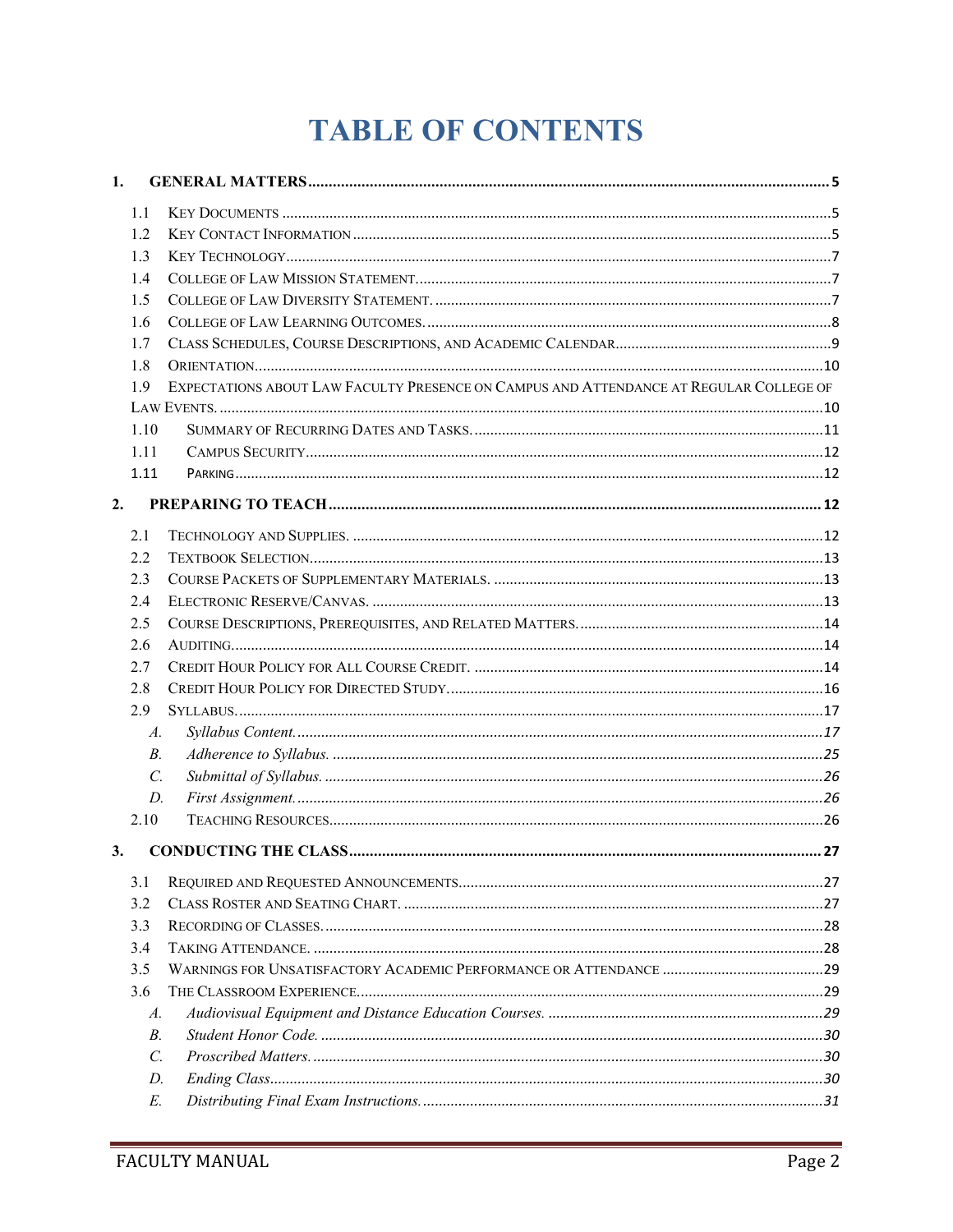# TABLE OF CONTENTS

**1. GENERAL MATTERS** .......... **5**

- 1.1 KEY DOCUMENTS .......... 5
- 1.2 KEY CONTACT INFORMATION .......... 5
- 1.3 KEY TECHNOLOGY .......... 7
- 1.4 COLLEGE OF LAW MISSION STATEMENT. .......... 7
- 1.5 COLLEGE OF LAW DIVERSITY STATEMENT. .......... 7
- 1.6 COLLEGE OF LAW LEARNING OUTCOMES. .......... 8
- 1.7 CLASS SCHEDULES, COURSE DESCRIPTIONS, AND ACADEMIC CALENDAR .......... 9
- 1.8 ORIENTATION .......... 10
- 1.9 EXPECTATIONS ABOUT LAW FACULTY PRESENCE ON CAMPUS AND ATTENDANCE AT REGULAR COLLEGE OF LAW EVENTS. .......... 10
- 1.10 SUMMARY OF RECURRING DATES AND TASKS. .......... 11
- 1.11 CAMPUS SECURITY .......... 12
- 1.11 PARKING .......... 12

**2. PREPARING TO TEACH** .......... **12**

- 2.1 TECHNOLOGY AND SUPPLIES. .......... 12
- 2.2 TEXTBOOK SELECTION .......... 13
- 2.3 COURSE PACKETS OF SUPPLEMENTARY MATERIALS. .......... 13
- 2.4 ELECTRONIC RESERVE/CANVAS. .......... 13
- 2.5 COURSE DESCRIPTIONS, PREREQUISITES, AND RELATED MATTERS. .......... 14
- 2.6 AUDITING .......... 14
- 2.7 CREDIT HOUR POLICY FOR ALL COURSE CREDIT. .......... 14
- 2.8 CREDIT HOUR POLICY FOR DIRECTED STUDY. .......... 16
- 2.9 SYLLABUS. .......... 17
  - *A. Syllabus Content.* .......... *17*
  - *B. Adherence to Syllabus.* .......... *25*
  - *C. Submittal of Syllabus.* .......... *26*
  - *D. First Assignment.* .......... *26*
- 2.10 TEACHING RESOURCES .......... 26

**3. CONDUCTING THE CLASS** .......... **27**

- 3.1 REQUIRED AND REQUESTED ANNOUNCEMENTS .......... 27
- 3.2 CLASS ROSTER AND SEATING CHART. .......... 27
- 3.3 RECORDING OF CLASSES. .......... 28
- 3.4 TAKING ATTENDANCE. .......... 28
- 3.5 WARNINGS FOR UNSATISFACTORY ACADEMIC PERFORMANCE OR ATTENDANCE .......... 29
- 3.6 THE CLASSROOM EXPERIENCE .......... 29
  - *A. Audiovisual Equipment and Distance Education Courses.* .......... *29*
  - *B. Student Honor Code.* .......... *30*
  - *C. Proscribed Matters.* .......... *30*
  - *D. Ending Class* .......... *30*
  - *E. Distributing Final Exam Instructions.* .......... *31*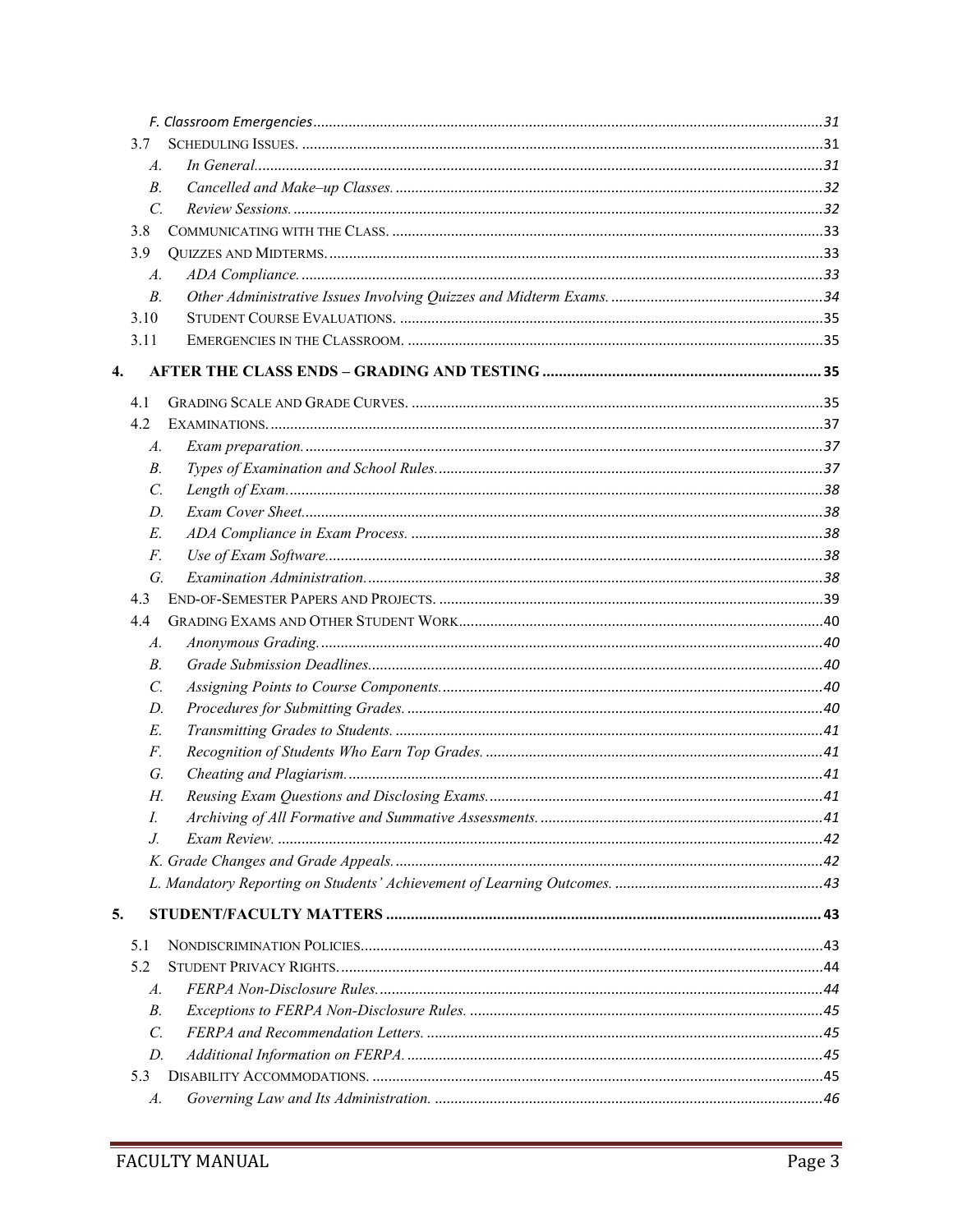*F. Classroom Emergencies* ... 31

3.7 SCHEDULING ISSUES. ... 31

*A. In General.* ... 31

*B. Cancelled and Make–up Classes.* ... 32

*C. Review Sessions.* ... 32

3.8 COMMUNICATING WITH THE CLASS. ... 33

3.9 QUIZZES AND MIDTERMS. ... 33

*A. ADA Compliance.* ... 33

*B. Other Administrative Issues Involving Quizzes and Midterm Exams.* ... 34

3.10 STUDENT COURSE EVALUATIONS. ... 35

3.11 EMERGENCIES IN THE CLASSROOM. ... 35

**4. AFTER THE CLASS ENDS – GRADING AND TESTING ... 35**

4.1 GRADING SCALE AND GRADE CURVES. ... 35

4.2 EXAMINATIONS. ... 37

*A. Exam preparation.* ... 37

*B. Types of Examination and School Rules.* ... 37

*C. Length of Exam.* ... 38

*D. Exam Cover Sheet.* ... 38

*E. ADA Compliance in Exam Process.* ... 38

*F. Use of Exam Software.* ... 38

*G. Examination Administration.* ... 38

4.3 END-OF-SEMESTER PAPERS AND PROJECTS. ... 39

4.4 GRADING EXAMS AND OTHER STUDENT WORK ... 40

*A. Anonymous Grading.* ... 40

*B. Grade Submission Deadlines.* ... 40

*C. Assigning Points to Course Components.* ... 40

*D. Procedures for Submitting Grades.* ... 40

*E. Transmitting Grades to Students.* ... 41

*F. Recognition of Students Who Earn Top Grades.* ... 41

*G. Cheating and Plagiarism.* ... 41

*H. Reusing Exam Questions and Disclosing Exams.* ... 41

*I. Archiving of All Formative and Summative Assessments.* ... 41

*J. Exam Review.* ... 42

*K. Grade Changes and Grade Appeals.* ... 42

*L. Mandatory Reporting on Students' Achievement of Learning Outcomes.* ... 43

**5. STUDENT/FACULTY MATTERS ... 43**

5.1 NONDISCRIMINATION POLICIES ... 43

5.2 STUDENT PRIVACY RIGHTS. ... 44

*A. FERPA Non-Disclosure Rules.* ... 44

*B. Exceptions to FERPA Non-Disclosure Rules.* ... 45

*C. FERPA and Recommendation Letters.* ... 45

*D. Additional Information on FERPA.* ... 45

5.3 DISABILITY ACCOMMODATIONS. ... 45

*A. Governing Law and Its Administration.* ... 46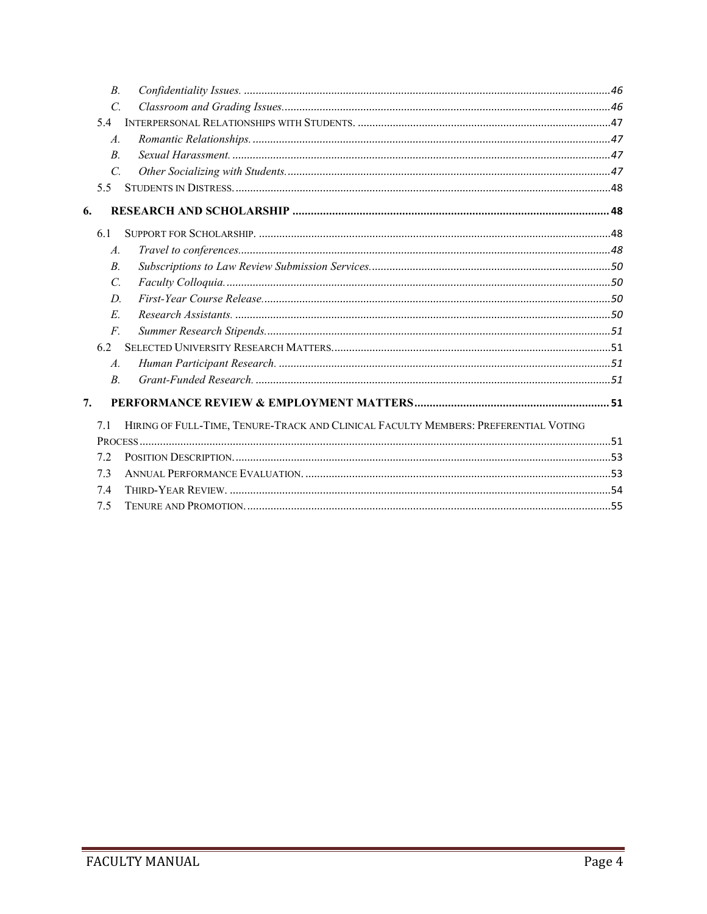- *B. Confidentiality Issues.* ..... 46
- *C. Classroom and Grading Issues.* ..... 46

5.4 INTERPERSONAL RELATIONSHIPS WITH STUDENTS. ..... 47

- *A. Romantic Relationships.* ..... 47
- *B. Sexual Harassment.* ..... 47
- *C. Other Socializing with Students.* ..... 47

5.5 STUDENTS IN DISTRESS. ..... 48

**6. RESEARCH AND SCHOLARSHIP ..... 48**

6.1 SUPPORT FOR SCHOLARSHIP. ..... 48

- *A. Travel to conferences.* ..... 48
- *B. Subscriptions to Law Review Submission Services.* ..... 50
- *C. Faculty Colloquia.* ..... 50
- *D. First-Year Course Release.* ..... 50
- *E. Research Assistants.* ..... 50
- *F. Summer Research Stipends.* ..... 51

6.2 SELECTED UNIVERSITY RESEARCH MATTERS. ..... 51

- *A. Human Participant Research.* ..... 51
- *B. Grant-Funded Research.* ..... 51

**7. PERFORMANCE REVIEW & EMPLOYMENT MATTERS ..... 51**

7.1 HIRING OF FULL-TIME, TENURE-TRACK AND CLINICAL FACULTY MEMBERS: PREFERENTIAL VOTING PROCESS ..... 51

7.2 POSITION DESCRIPTION. ..... 53

7.3 ANNUAL PERFORMANCE EVALUATION. ..... 53

7.4 THIRD-YEAR REVIEW. ..... 54

7.5 TENURE AND PROMOTION. ..... 55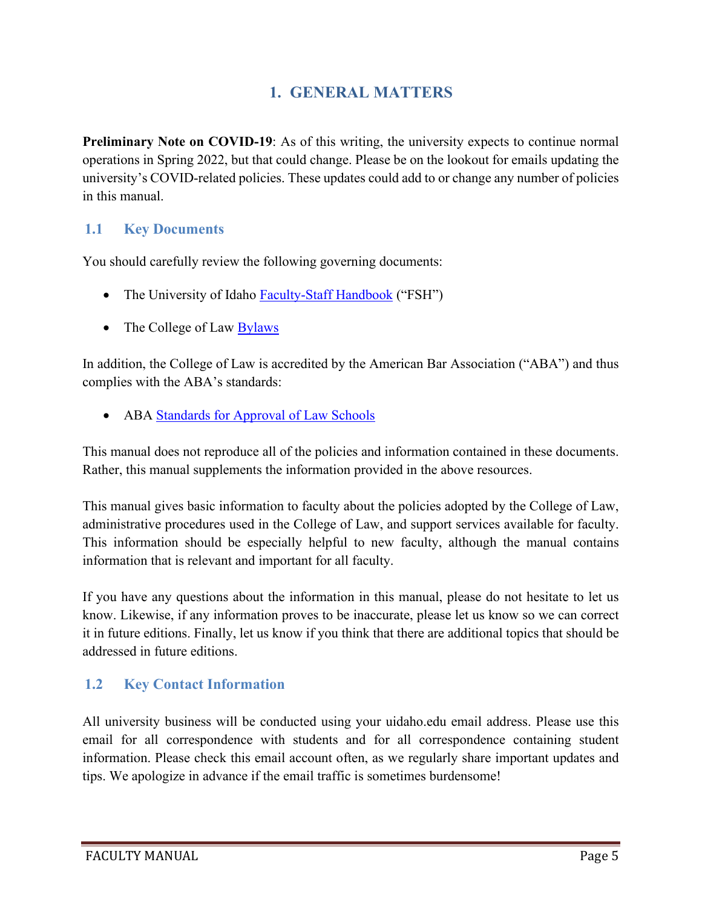# 1. GENERAL MATTERS

**Preliminary Note on COVID-19**: As of this writing, the university expects to continue normal operations in Spring 2022, but that could change. Please be on the lookout for emails updating the university's COVID-related policies. These updates could add to or change any number of policies in this manual.

## 1.1 Key Documents

You should carefully review the following governing documents:

- The University of Idaho Faculty-Staff Handbook ("FSH")
- The College of Law Bylaws

In addition, the College of Law is accredited by the American Bar Association ("ABA") and thus complies with the ABA's standards:

- ABA Standards for Approval of Law Schools

This manual does not reproduce all of the policies and information contained in these documents. Rather, this manual supplements the information provided in the above resources.

This manual gives basic information to faculty about the policies adopted by the College of Law, administrative procedures used in the College of Law, and support services available for faculty. This information should be especially helpful to new faculty, although the manual contains information that is relevant and important for all faculty.

If you have any questions about the information in this manual, please do not hesitate to let us know. Likewise, if any information proves to be inaccurate, please let us know so we can correct it in future editions. Finally, let us know if you think that there are additional topics that should be addressed in future editions.

## 1.2 Key Contact Information

All university business will be conducted using your uidaho.edu email address. Please use this email for all correspondence with students and for all correspondence containing student information. Please check this email account often, as we regularly share important updates and tips. We apologize in advance if the email traffic is sometimes burdensome!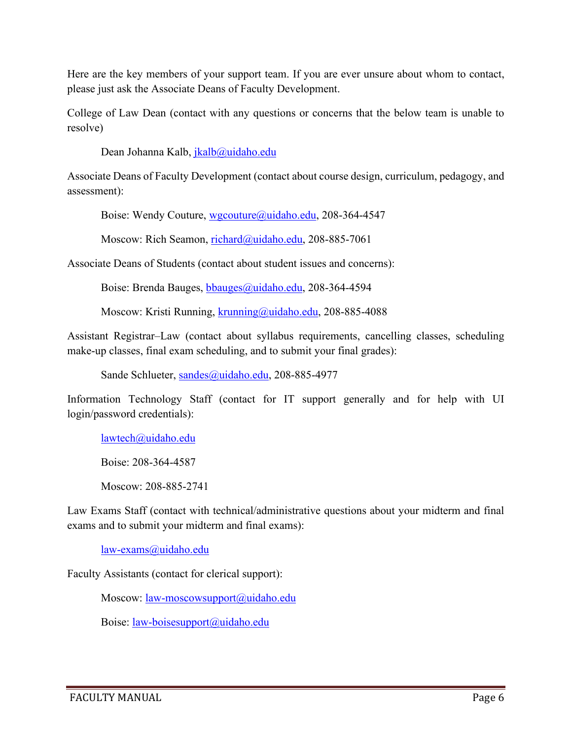Here are the key members of your support team. If you are ever unsure about whom to contact, please just ask the Associate Deans of Faculty Development.

College of Law Dean (contact with any questions or concerns that the below team is unable to resolve)

Dean Johanna Kalb, jkalb@uidaho.edu

Associate Deans of Faculty Development (contact about course design, curriculum, pedagogy, and assessment):

Boise: Wendy Couture, wgcouture@uidaho.edu, 208-364-4547

Moscow: Rich Seamon, richard@uidaho.edu, 208-885-7061

Associate Deans of Students (contact about student issues and concerns):

Boise: Brenda Bauges, bbauges@uidaho.edu, 208-364-4594

Moscow: Kristi Running, krunning@uidaho.edu, 208-885-4088

Assistant Registrar–Law (contact about syllabus requirements, cancelling classes, scheduling make-up classes, final exam scheduling, and to submit your final grades):

Sande Schlueter, sandes@uidaho.edu, 208-885-4977

Information Technology Staff (contact for IT support generally and for help with UI login/password credentials):

lawtech@uidaho.edu

Boise: 208-364-4587

Moscow: 208-885-2741

Law Exams Staff (contact with technical/administrative questions about your midterm and final exams and to submit your midterm and final exams):

law-exams@uidaho.edu

Faculty Assistants (contact for clerical support):

Moscow: law-moscowsupport@uidaho.edu

Boise: law-boisesupport@uidaho.edu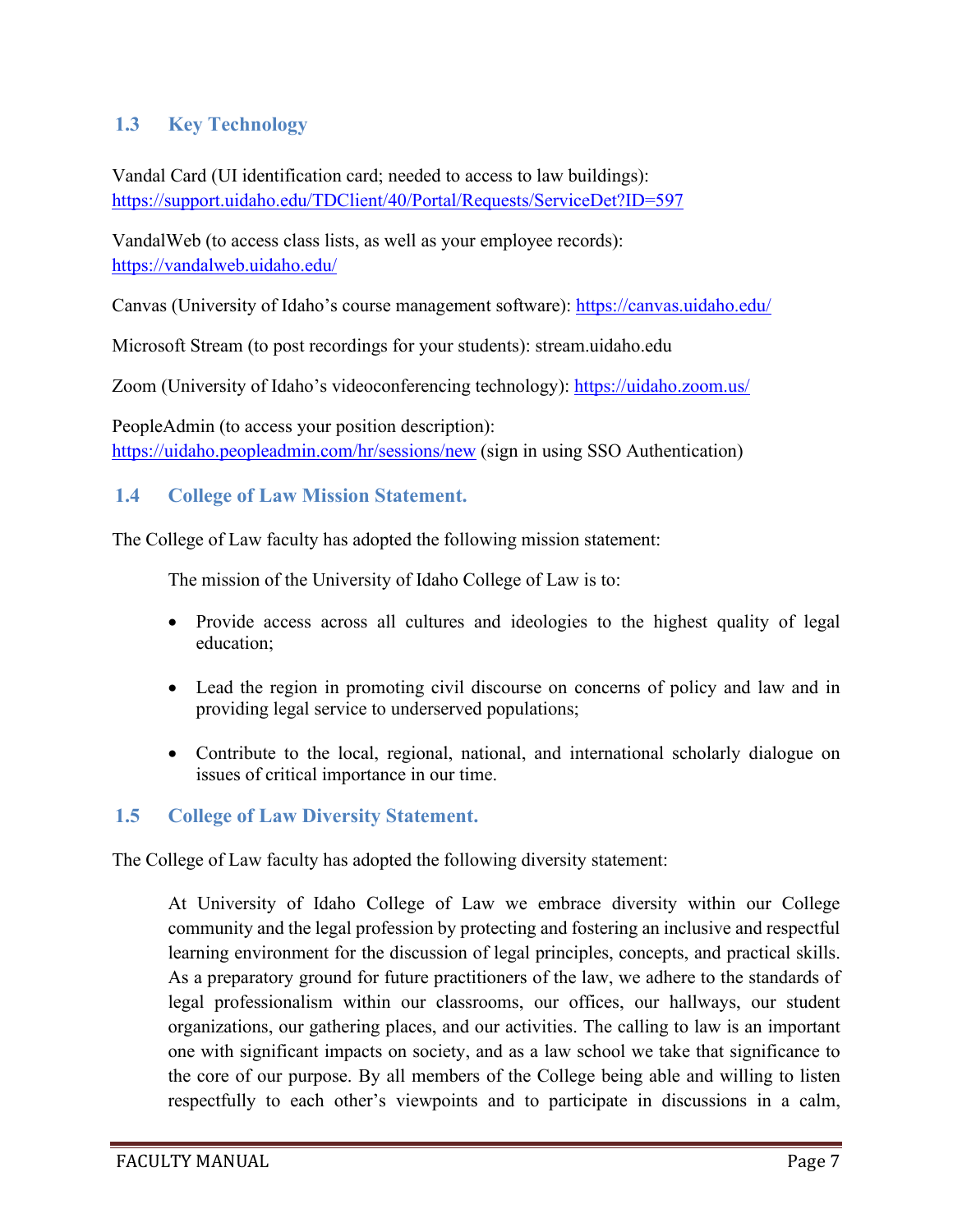## 1.3 Key Technology

Vandal Card (UI identification card; needed to access to law buildings): https://support.uidaho.edu/TDClient/40/Portal/Requests/ServiceDet?ID=597

VandalWeb (to access class lists, as well as your employee records): https://vandalweb.uidaho.edu/

Canvas (University of Idaho's course management software): https://canvas.uidaho.edu/

Microsoft Stream (to post recordings for your students): stream.uidaho.edu

Zoom (University of Idaho's videoconferencing technology): https://uidaho.zoom.us/

PeopleAdmin (to access your position description): https://uidaho.peopleadmin.com/hr/sessions/new (sign in using SSO Authentication)

## 1.4 College of Law Mission Statement.

The College of Law faculty has adopted the following mission statement:

> The mission of the University of Idaho College of Law is to:
>
> - Provide access across all cultures and ideologies to the highest quality of legal education;
> - Lead the region in promoting civil discourse on concerns of policy and law and in providing legal service to underserved populations;
> - Contribute to the local, regional, national, and international scholarly dialogue on issues of critical importance in our time.

## 1.5 College of Law Diversity Statement.

The College of Law faculty has adopted the following diversity statement:

> At University of Idaho College of Law we embrace diversity within our College community and the legal profession by protecting and fostering an inclusive and respectful learning environment for the discussion of legal principles, concepts, and practical skills. As a preparatory ground for future practitioners of the law, we adhere to the standards of legal professionalism within our classrooms, our offices, our hallways, our student organizations, our gathering places, and our activities. The calling to law is an important one with significant impacts on society, and as a law school we take that significance to the core of our purpose. By all members of the College being able and willing to listen respectfully to each other's viewpoints and to participate in discussions in a calm,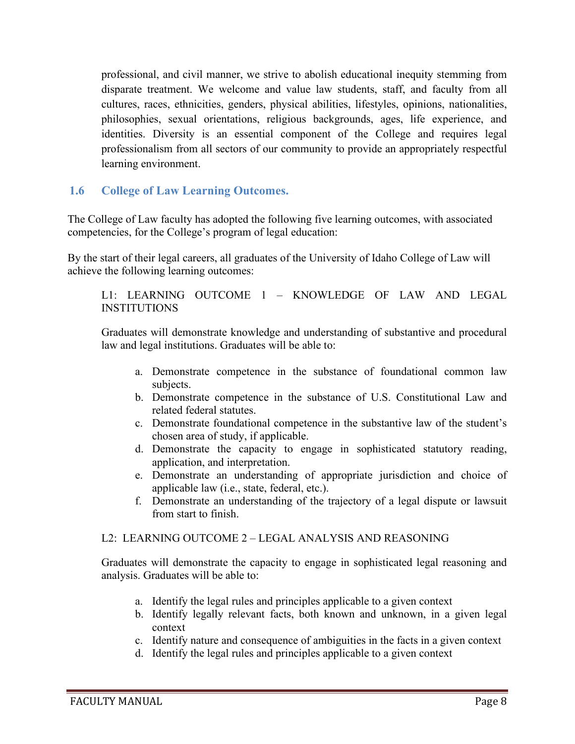professional, and civil manner, we strive to abolish educational inequity stemming from disparate treatment. We welcome and value law students, staff, and faculty from all cultures, races, ethnicities, genders, physical abilities, lifestyles, opinions, nationalities, philosophies, sexual orientations, religious backgrounds, ages, life experience, and identities. Diversity is an essential component of the College and requires legal professionalism from all sectors of our community to provide an appropriately respectful learning environment.

### 1.6 College of Law Learning Outcomes.

The College of Law faculty has adopted the following five learning outcomes, with associated competencies, for the College's program of legal education:

By the start of their legal careers, all graduates of the University of Idaho College of Law will achieve the following learning outcomes:

L1: LEARNING OUTCOME 1 – KNOWLEDGE OF LAW AND LEGAL INSTITUTIONS

Graduates will demonstrate knowledge and understanding of substantive and procedural law and legal institutions. Graduates will be able to:

a. Demonstrate competence in the substance of foundational common law subjects.
b. Demonstrate competence in the substance of U.S. Constitutional Law and related federal statutes.
c. Demonstrate foundational competence in the substantive law of the student's chosen area of study, if applicable.
d. Demonstrate the capacity to engage in sophisticated statutory reading, application, and interpretation.
e. Demonstrate an understanding of appropriate jurisdiction and choice of applicable law (i.e., state, federal, etc.).
f. Demonstrate an understanding of the trajectory of a legal dispute or lawsuit from start to finish.

L2: LEARNING OUTCOME 2 – LEGAL ANALYSIS AND REASONING

Graduates will demonstrate the capacity to engage in sophisticated legal reasoning and analysis. Graduates will be able to:

a. Identify the legal rules and principles applicable to a given context
b. Identify legally relevant facts, both known and unknown, in a given legal context
c. Identify nature and consequence of ambiguities in the facts in a given context
d. Identify the legal rules and principles applicable to a given context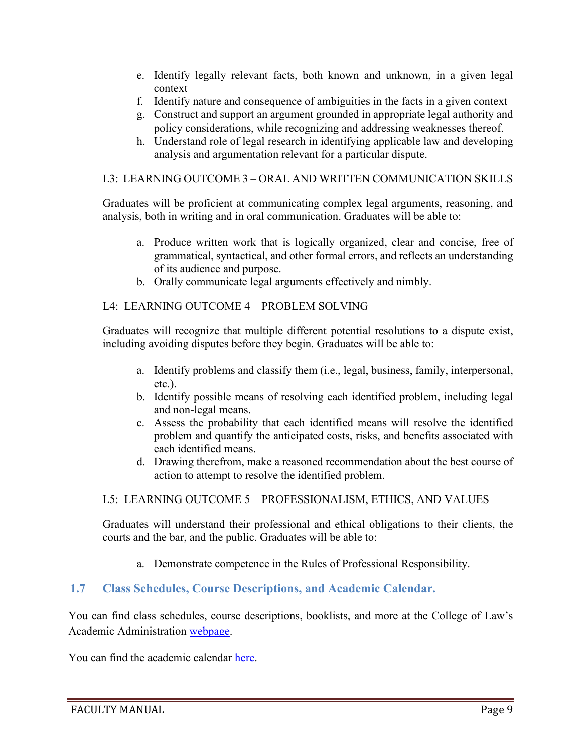e. Identify legally relevant facts, both known and unknown, in a given legal context
f. Identify nature and consequence of ambiguities in the facts in a given context
g. Construct and support an argument grounded in appropriate legal authority and policy considerations, while recognizing and addressing weaknesses thereof.
h. Understand role of legal research in identifying applicable law and developing analysis and argumentation relevant for a particular dispute.

L3: LEARNING OUTCOME 3 – ORAL AND WRITTEN COMMUNICATION SKILLS

Graduates will be proficient at communicating complex legal arguments, reasoning, and analysis, both in writing and in oral communication. Graduates will be able to:

a. Produce written work that is logically organized, clear and concise, free of grammatical, syntactical, and other formal errors, and reflects an understanding of its audience and purpose.
b. Orally communicate legal arguments effectively and nimbly.

L4: LEARNING OUTCOME 4 – PROBLEM SOLVING

Graduates will recognize that multiple different potential resolutions to a dispute exist, including avoiding disputes before they begin. Graduates will be able to:

a. Identify problems and classify them (i.e., legal, business, family, interpersonal, etc.).
b. Identify possible means of resolving each identified problem, including legal and non-legal means.
c. Assess the probability that each identified means will resolve the identified problem and quantify the anticipated costs, risks, and benefits associated with each identified means.
d. Drawing therefrom, make a reasoned recommendation about the best course of action to attempt to resolve the identified problem.

L5: LEARNING OUTCOME 5 – PROFESSIONALISM, ETHICS, AND VALUES

Graduates will understand their professional and ethical obligations to their clients, the courts and the bar, and the public. Graduates will be able to:

a. Demonstrate competence in the Rules of Professional Responsibility.

## 1.7 Class Schedules, Course Descriptions, and Academic Calendar.

You can find class schedules, course descriptions, booklists, and more at the College of Law's Academic Administration webpage.

You can find the academic calendar here.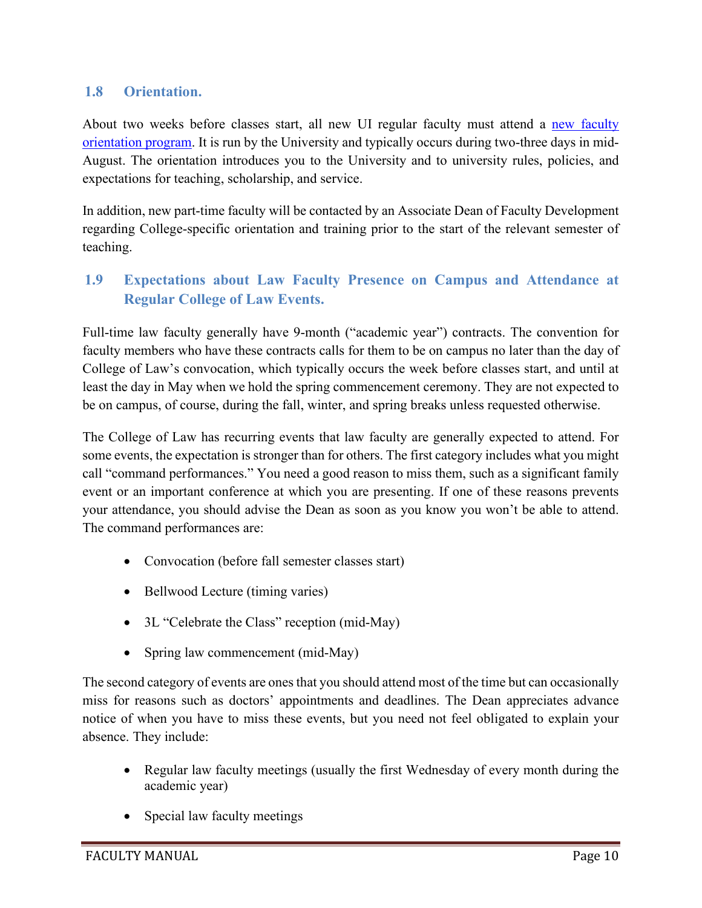## 1.8 Orientation.

About two weeks before classes start, all new UI regular faculty must attend a [new faculty orientation program](). It is run by the University and typically occurs during two-three days in mid-August. The orientation introduces you to the University and to university rules, policies, and expectations for teaching, scholarship, and service.

In addition, new part-time faculty will be contacted by an Associate Dean of Faculty Development regarding College-specific orientation and training prior to the start of the relevant semester of teaching.

## 1.9 Expectations about Law Faculty Presence on Campus and Attendance at Regular College of Law Events.

Full-time law faculty generally have 9-month ("academic year") contracts. The convention for faculty members who have these contracts calls for them to be on campus no later than the day of College of Law's convocation, which typically occurs the week before classes start, and until at least the day in May when we hold the spring commencement ceremony. They are not expected to be on campus, of course, during the fall, winter, and spring breaks unless requested otherwise.

The College of Law has recurring events that law faculty are generally expected to attend. For some events, the expectation is stronger than for others. The first category includes what you might call "command performances." You need a good reason to miss them, such as a significant family event or an important conference at which you are presenting. If one of these reasons prevents your attendance, you should advise the Dean as soon as you know you won't be able to attend. The command performances are:

- Convocation (before fall semester classes start)
- Bellwood Lecture (timing varies)
- 3L "Celebrate the Class" reception (mid-May)
- Spring law commencement (mid-May)

The second category of events are ones that you should attend most of the time but can occasionally miss for reasons such as doctors' appointments and deadlines. The Dean appreciates advance notice of when you have to miss these events, but you need not feel obligated to explain your absence. They include:

- Regular law faculty meetings (usually the first Wednesday of every month during the academic year)
- Special law faculty meetings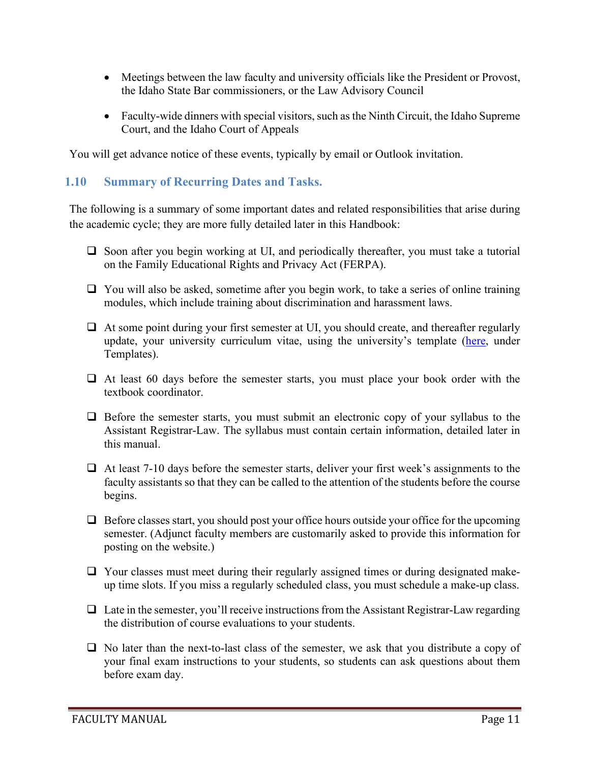- Meetings between the law faculty and university officials like the President or Provost, the Idaho State Bar commissioners, or the Law Advisory Council

- Faculty-wide dinners with special visitors, such as the Ninth Circuit, the Idaho Supreme Court, and the Idaho Court of Appeals

You will get advance notice of these events, typically by email or Outlook invitation.

## 1.10 Summary of Recurring Dates and Tasks.

The following is a summary of some important dates and related responsibilities that arise during the academic cycle; they are more fully detailed later in this Handbook:

- [ ] Soon after you begin working at UI, and periodically thereafter, you must take a tutorial on the Family Educational Rights and Privacy Act (FERPA).

- [ ] You will also be asked, sometime after you begin work, to take a series of online training modules, which include training about discrimination and harassment laws.

- [ ] At some point during your first semester at UI, you should create, and thereafter regularly update, your university curriculum vitae, using the university's template (here, under Templates).

- [ ] At least 60 days before the semester starts, you must place your book order with the textbook coordinator.

- [ ] Before the semester starts, you must submit an electronic copy of your syllabus to the Assistant Registrar-Law. The syllabus must contain certain information, detailed later in this manual.

- [ ] At least 7-10 days before the semester starts, deliver your first week's assignments to the faculty assistants so that they can be called to the attention of the students before the course begins.

- [ ] Before classes start, you should post your office hours outside your office for the upcoming semester. (Adjunct faculty members are customarily asked to provide this information for posting on the website.)

- [ ] Your classes must meet during their regularly assigned times or during designated make-up time slots. If you miss a regularly scheduled class, you must schedule a make-up class.

- [ ] Late in the semester, you'll receive instructions from the Assistant Registrar-Law regarding the distribution of course evaluations to your students.

- [ ] No later than the next-to-last class of the semester, we ask that you distribute a copy of your final exam instructions to your students, so students can ask questions about them before exam day.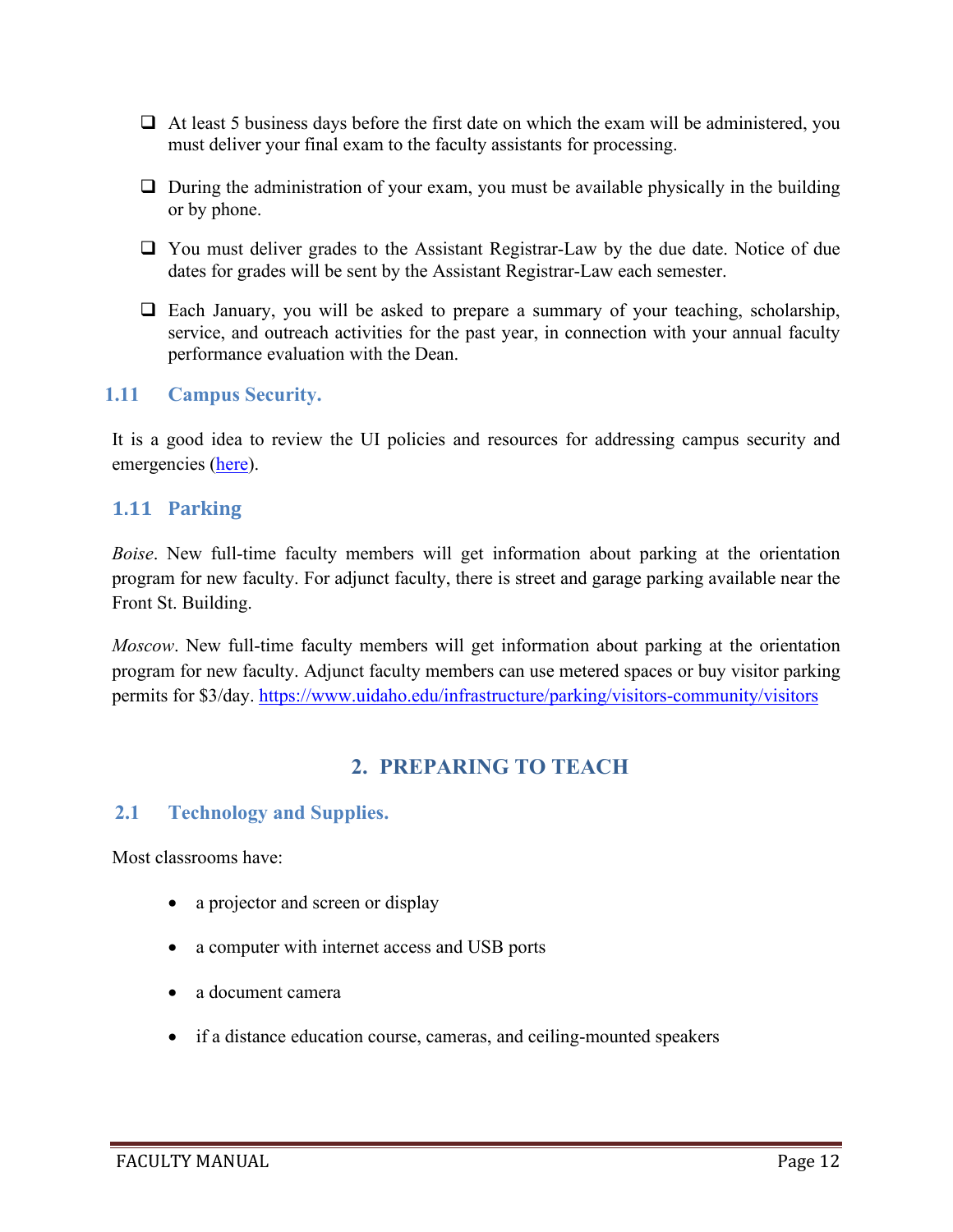- [ ] At least 5 business days before the first date on which the exam will be administered, you must deliver your final exam to the faculty assistants for processing.

- [ ] During the administration of your exam, you must be available physically in the building or by phone.

- [ ] You must deliver grades to the Assistant Registrar-Law by the due date. Notice of due dates for grades will be sent by the Assistant Registrar-Law each semester.

- [ ] Each January, you will be asked to prepare a summary of your teaching, scholarship, service, and outreach activities for the past year, in connection with your annual faculty performance evaluation with the Dean.

### 1.11 Campus Security.

It is a good idea to review the UI policies and resources for addressing campus security and emergencies (here).

### 1.11 Parking

*Boise*. New full-time faculty members will get information about parking at the orientation program for new faculty. For adjunct faculty, there is street and garage parking available near the Front St. Building.

*Moscow*. New full-time faculty members will get information about parking at the orientation program for new faculty. Adjunct faculty members can use metered spaces or buy visitor parking permits for $3/day. https://www.uidaho.edu/infrastructure/parking/visitors-community/visitors

## 2. PREPARING TO TEACH

### 2.1 Technology and Supplies.

Most classrooms have:

- a projector and screen or display
- a computer with internet access and USB ports
- a document camera
- if a distance education course, cameras, and ceiling-mounted speakers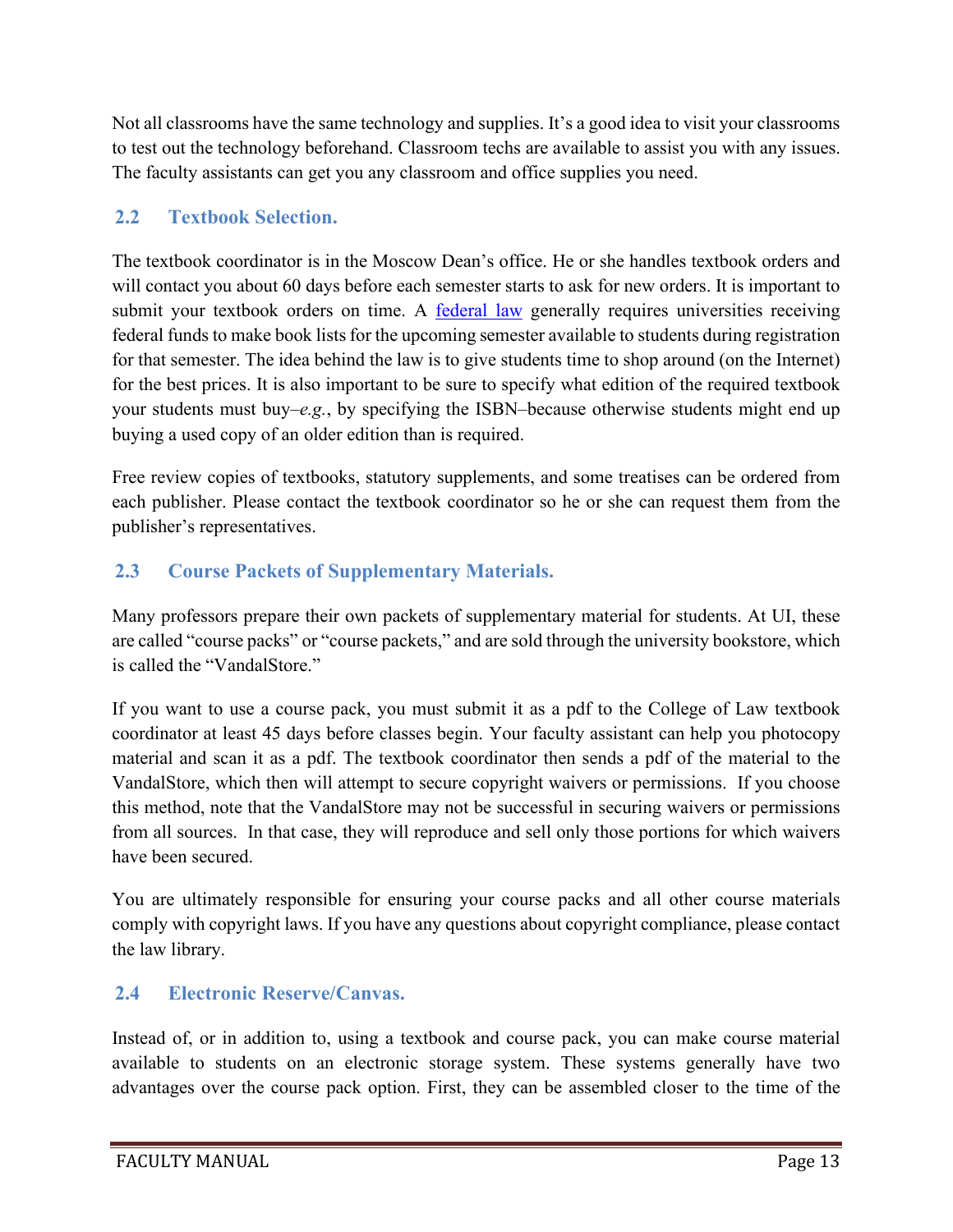Not all classrooms have the same technology and supplies. It's a good idea to visit your classrooms to test out the technology beforehand. Classroom techs are available to assist you with any issues. The faculty assistants can get you any classroom and office supplies you need.

## 2.2 Textbook Selection.

The textbook coordinator is in the Moscow Dean's office. He or she handles textbook orders and will contact you about 60 days before each semester starts to ask for new orders. It is important to submit your textbook orders on time. A federal law generally requires universities receiving federal funds to make book lists for the upcoming semester available to students during registration for that semester. The idea behind the law is to give students time to shop around (on the Internet) for the best prices. It is also important to be sure to specify what edition of the required textbook your students must buy–*e.g.*, by specifying the ISBN–because otherwise students might end up buying a used copy of an older edition than is required.

Free review copies of textbooks, statutory supplements, and some treatises can be ordered from each publisher. Please contact the textbook coordinator so he or she can request them from the publisher's representatives.

## 2.3 Course Packets of Supplementary Materials.

Many professors prepare their own packets of supplementary material for students. At UI, these are called "course packs" or "course packets," and are sold through the university bookstore, which is called the "VandalStore."

If you want to use a course pack, you must submit it as a pdf to the College of Law textbook coordinator at least 45 days before classes begin. Your faculty assistant can help you photocopy material and scan it as a pdf. The textbook coordinator then sends a pdf of the material to the VandalStore, which then will attempt to secure copyright waivers or permissions. If you choose this method, note that the VandalStore may not be successful in securing waivers or permissions from all sources. In that case, they will reproduce and sell only those portions for which waivers have been secured.

You are ultimately responsible for ensuring your course packs and all other course materials comply with copyright laws. If you have any questions about copyright compliance, please contact the law library.

## 2.4 Electronic Reserve/Canvas.

Instead of, or in addition to, using a textbook and course pack, you can make course material available to students on an electronic storage system. These systems generally have two advantages over the course pack option. First, they can be assembled closer to the time of the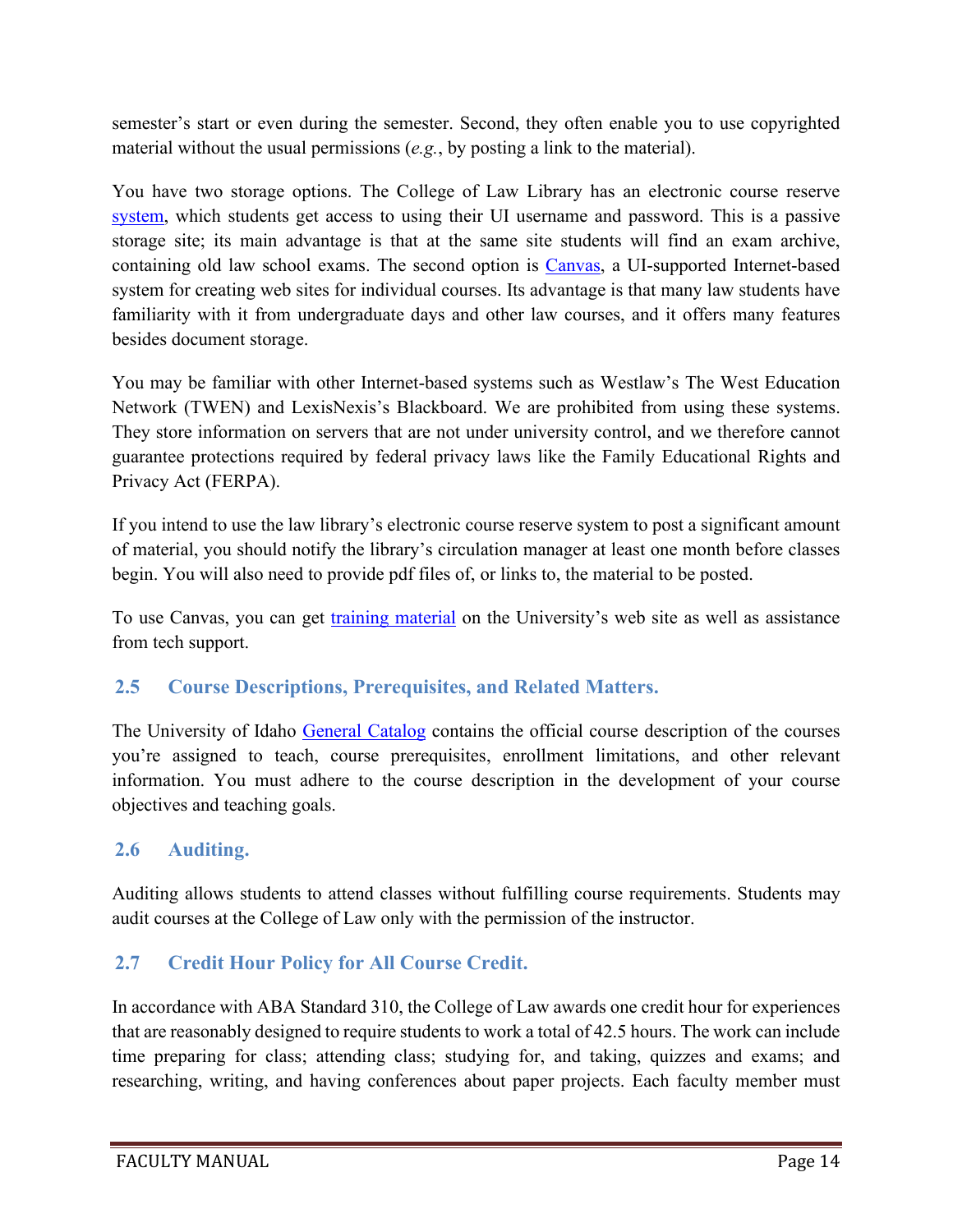semester's start or even during the semester. Second, they often enable you to use copyrighted material without the usual permissions (*e.g.*, by posting a link to the material).

You have two storage options. The College of Law Library has an electronic course reserve system, which students get access to using their UI username and password. This is a passive storage site; its main advantage is that at the same site students will find an exam archive, containing old law school exams. The second option is Canvas, a UI-supported Internet-based system for creating web sites for individual courses. Its advantage is that many law students have familiarity with it from undergraduate days and other law courses, and it offers many features besides document storage.

You may be familiar with other Internet-based systems such as Westlaw's The West Education Network (TWEN) and LexisNexis's Blackboard. We are prohibited from using these systems. They store information on servers that are not under university control, and we therefore cannot guarantee protections required by federal privacy laws like the Family Educational Rights and Privacy Act (FERPA).

If you intend to use the law library's electronic course reserve system to post a significant amount of material, you should notify the library's circulation manager at least one month before classes begin. You will also need to provide pdf files of, or links to, the material to be posted.

To use Canvas, you can get training material on the University's web site as well as assistance from tech support.

## 2.5 Course Descriptions, Prerequisites, and Related Matters.

The University of Idaho General Catalog contains the official course description of the courses you're assigned to teach, course prerequisites, enrollment limitations, and other relevant information. You must adhere to the course description in the development of your course objectives and teaching goals.

## 2.6 Auditing.

Auditing allows students to attend classes without fulfilling course requirements. Students may audit courses at the College of Law only with the permission of the instructor.

## 2.7 Credit Hour Policy for All Course Credit.

In accordance with ABA Standard 310, the College of Law awards one credit hour for experiences that are reasonably designed to require students to work a total of 42.5 hours. The work can include time preparing for class; attending class; studying for, and taking, quizzes and exams; and researching, writing, and having conferences about paper projects. Each faculty member must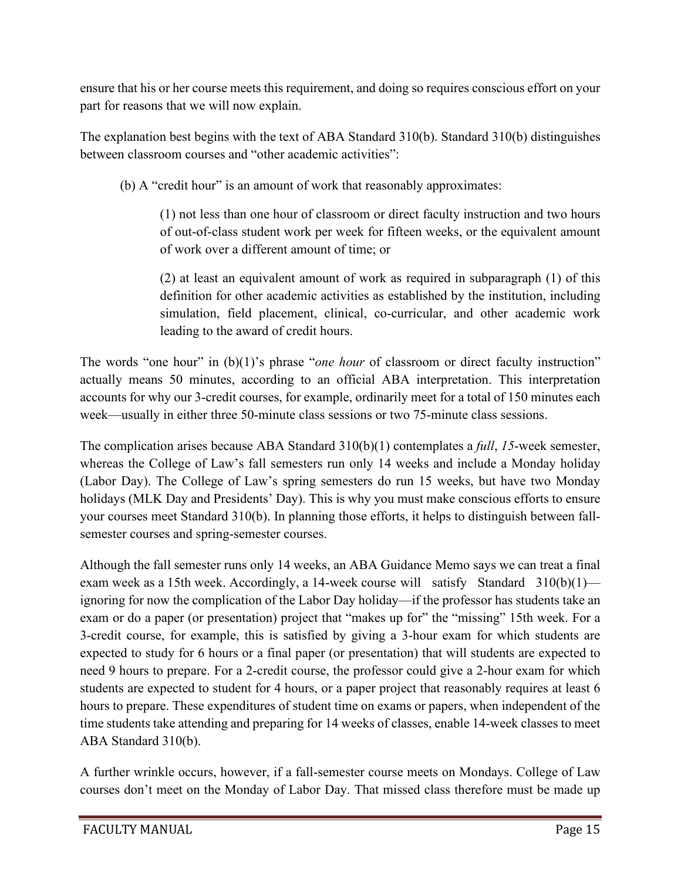ensure that his or her course meets this requirement, and doing so requires conscious effort on your part for reasons that we will now explain.

The explanation best begins with the text of ABA Standard 310(b). Standard 310(b) distinguishes between classroom courses and "other academic activities":

> (b) A "credit hour" is an amount of work that reasonably approximates:
>
> > (1) not less than one hour of classroom or direct faculty instruction and two hours of out-of-class student work per week for fifteen weeks, or the equivalent amount of work over a different amount of time; or
> >
> > (2) at least an equivalent amount of work as required in subparagraph (1) of this definition for other academic activities as established by the institution, including simulation, field placement, clinical, co-curricular, and other academic work leading to the award of credit hours.

The words "one hour" in (b)(1)'s phrase "*one hour* of classroom or direct faculty instruction" actually means 50 minutes, according to an official ABA interpretation. This interpretation accounts for why our 3-credit courses, for example, ordinarily meet for a total of 150 minutes each week—usually in either three 50-minute class sessions or two 75-minute class sessions.

The complication arises because ABA Standard 310(b)(1) contemplates a *full*, *15*-week semester, whereas the College of Law's fall semesters run only 14 weeks and include a Monday holiday (Labor Day). The College of Law's spring semesters do run 15 weeks, but have two Monday holidays (MLK Day and Presidents' Day). This is why you must make conscious efforts to ensure your courses meet Standard 310(b). In planning those efforts, it helps to distinguish between fall-semester courses and spring-semester courses.

Although the fall semester runs only 14 weeks, an ABA Guidance Memo says we can treat a final exam week as a 15th week. Accordingly, a 14-week course will satisfy Standard 310(b)(1)—ignoring for now the complication of the Labor Day holiday—if the professor has students take an exam or do a paper (or presentation) project that "makes up for" the "missing" 15th week. For a 3-credit course, for example, this is satisfied by giving a 3-hour exam for which students are expected to study for 6 hours or a final paper (or presentation) that will students are expected to need 9 hours to prepare. For a 2-credit course, the professor could give a 2-hour exam for which students are expected to student for 4 hours, or a paper project that reasonably requires at least 6 hours to prepare. These expenditures of student time on exams or papers, when independent of the time students take attending and preparing for 14 weeks of classes, enable 14-week classes to meet ABA Standard 310(b).

A further wrinkle occurs, however, if a fall-semester course meets on Mondays. College of Law courses don't meet on the Monday of Labor Day. That missed class therefore must be made up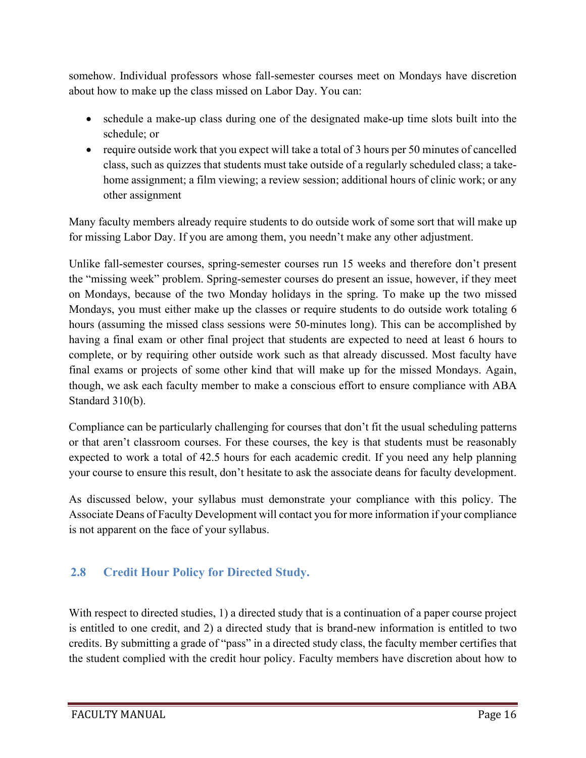somehow. Individual professors whose fall-semester courses meet on Mondays have discretion about how to make up the class missed on Labor Day. You can:

- schedule a make-up class during one of the designated make-up time slots built into the schedule; or
- require outside work that you expect will take a total of 3 hours per 50 minutes of cancelled class, such as quizzes that students must take outside of a regularly scheduled class; a take-home assignment; a film viewing; a review session; additional hours of clinic work; or any other assignment

Many faculty members already require students to do outside work of some sort that will make up for missing Labor Day. If you are among them, you needn't make any other adjustment.

Unlike fall-semester courses, spring-semester courses run 15 weeks and therefore don't present the "missing week" problem. Spring-semester courses do present an issue, however, if they meet on Mondays, because of the two Monday holidays in the spring. To make up the two missed Mondays, you must either make up the classes or require students to do outside work totaling 6 hours (assuming the missed class sessions were 50-minutes long). This can be accomplished by having a final exam or other final project that students are expected to need at least 6 hours to complete, or by requiring other outside work such as that already discussed. Most faculty have final exams or projects of some other kind that will make up for the missed Mondays. Again, though, we ask each faculty member to make a conscious effort to ensure compliance with ABA Standard 310(b).

Compliance can be particularly challenging for courses that don't fit the usual scheduling patterns or that aren't classroom courses. For these courses, the key is that students must be reasonably expected to work a total of 42.5 hours for each academic credit. If you need any help planning your course to ensure this result, don't hesitate to ask the associate deans for faculty development.

As discussed below, your syllabus must demonstrate your compliance with this policy. The Associate Deans of Faculty Development will contact you for more information if your compliance is not apparent on the face of your syllabus.

## 2.8 Credit Hour Policy for Directed Study.

With respect to directed studies, 1) a directed study that is a continuation of a paper course project is entitled to one credit, and 2) a directed study that is brand-new information is entitled to two credits. By submitting a grade of "pass" in a directed study class, the faculty member certifies that the student complied with the credit hour policy. Faculty members have discretion about how to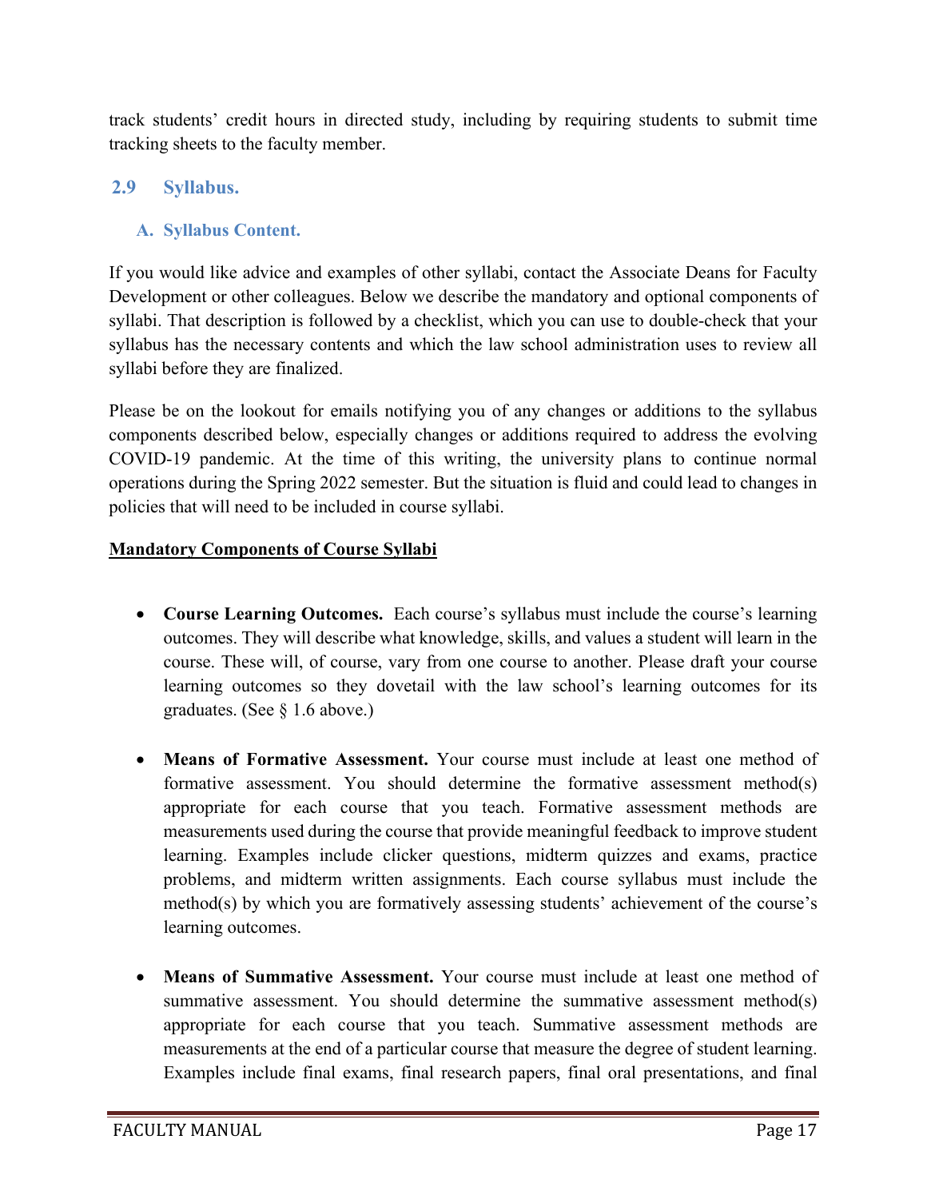track students' credit hours in directed study, including by requiring students to submit time tracking sheets to the faculty member.

## 2.9 Syllabus.

### A. Syllabus Content.

If you would like advice and examples of other syllabi, contact the Associate Deans for Faculty Development or other colleagues. Below we describe the mandatory and optional components of syllabi. That description is followed by a checklist, which you can use to double-check that your syllabus has the necessary contents and which the law school administration uses to review all syllabi before they are finalized.

Please be on the lookout for emails notifying you of any changes or additions to the syllabus components described below, especially changes or additions required to address the evolving COVID-19 pandemic. At the time of this writing, the university plans to continue normal operations during the Spring 2022 semester. But the situation is fluid and could lead to changes in policies that will need to be included in course syllabi.

<u>**Mandatory Components of Course Syllabi**</u>

- **Course Learning Outcomes.** Each course's syllabus must include the course's learning outcomes. They will describe what knowledge, skills, and values a student will learn in the course. These will, of course, vary from one course to another. Please draft your course learning outcomes so they dovetail with the law school's learning outcomes for its graduates. (See § 1.6 above.)

- **Means of Formative Assessment.** Your course must include at least one method of formative assessment. You should determine the formative assessment method(s) appropriate for each course that you teach. Formative assessment methods are measurements used during the course that provide meaningful feedback to improve student learning. Examples include clicker questions, midterm quizzes and exams, practice problems, and midterm written assignments. Each course syllabus must include the method(s) by which you are formatively assessing students' achievement of the course's learning outcomes.

- **Means of Summative Assessment.** Your course must include at least one method of summative assessment. You should determine the summative assessment method(s) appropriate for each course that you teach. Summative assessment methods are measurements at the end of a particular course that measure the degree of student learning. Examples include final exams, final research papers, final oral presentations, and final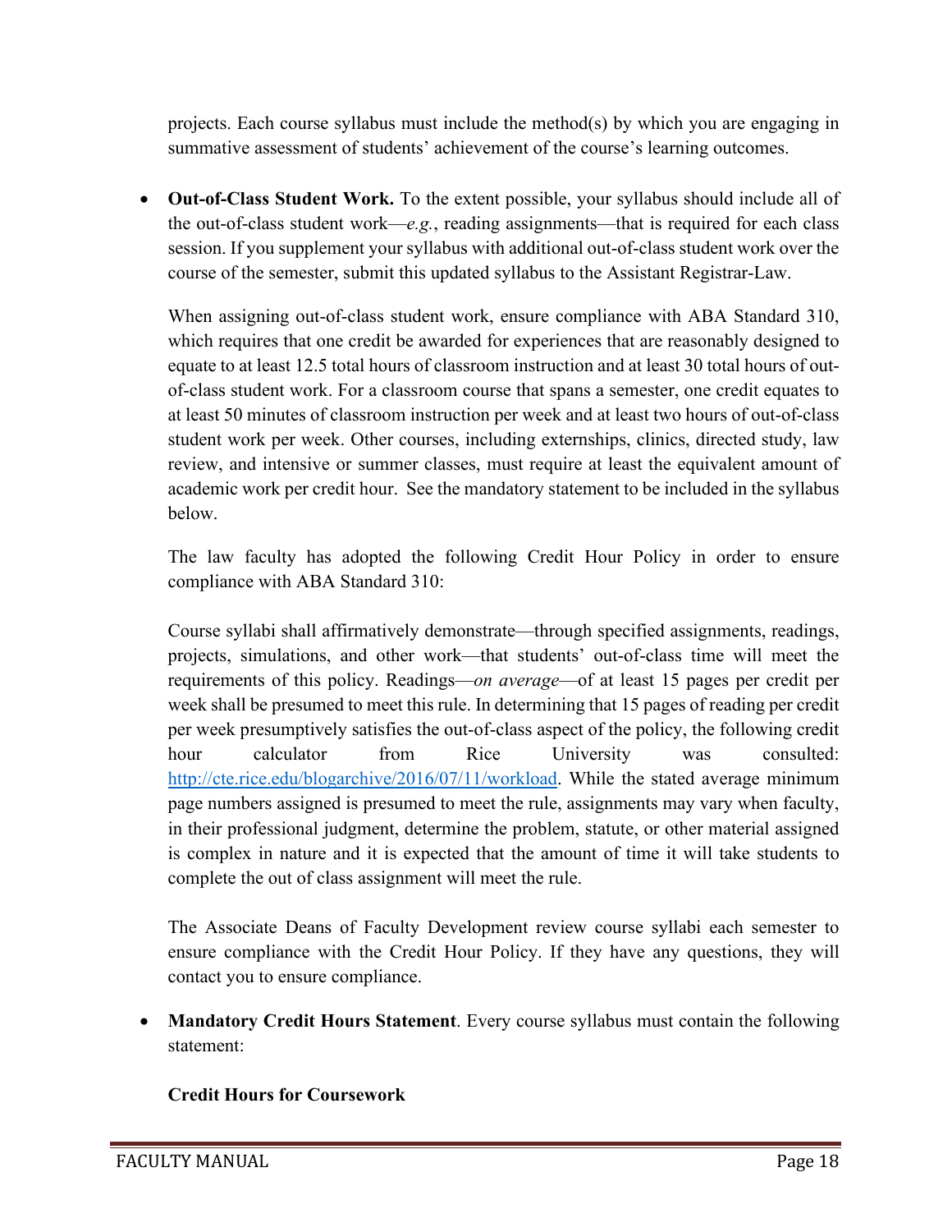projects. Each course syllabus must include the method(s) by which you are engaging in summative assessment of students' achievement of the course's learning outcomes.

- **Out-of-Class Student Work.** To the extent possible, your syllabus should include all of the out-of-class student work—*e.g.*, reading assignments—that is required for each class session. If you supplement your syllabus with additional out-of-class student work over the course of the semester, submit this updated syllabus to the Assistant Registrar-Law.

  When assigning out-of-class student work, ensure compliance with ABA Standard 310, which requires that one credit be awarded for experiences that are reasonably designed to equate to at least 12.5 total hours of classroom instruction and at least 30 total hours of out-of-class student work. For a classroom course that spans a semester, one credit equates to at least 50 minutes of classroom instruction per week and at least two hours of out-of-class student work per week. Other courses, including externships, clinics, directed study, law review, and intensive or summer classes, must require at least the equivalent amount of academic work per credit hour. See the mandatory statement to be included in the syllabus below.

  The law faculty has adopted the following Credit Hour Policy in order to ensure compliance with ABA Standard 310:

  Course syllabi shall affirmatively demonstrate—through specified assignments, readings, projects, simulations, and other work—that students' out-of-class time will meet the requirements of this policy. Readings—*on average*—of at least 15 pages per credit per week shall be presumed to meet this rule. In determining that 15 pages of reading per credit per week presumptively satisfies the out-of-class aspect of the policy, the following credit hour calculator from Rice University was consulted: [http://cte.rice.edu/blogarchive/2016/07/11/workload](http://cte.rice.edu/blogarchive/2016/07/11/workload). While the stated average minimum page numbers assigned is presumed to meet the rule, assignments may vary when faculty, in their professional judgment, determine the problem, statute, or other material assigned is complex in nature and it is expected that the amount of time it will take students to complete the out of class assignment will meet the rule.

  The Associate Deans of Faculty Development review course syllabi each semester to ensure compliance with the Credit Hour Policy. If they have any questions, they will contact you to ensure compliance.

- **Mandatory Credit Hours Statement**. Every course syllabus must contain the following statement:

  **Credit Hours for Coursework**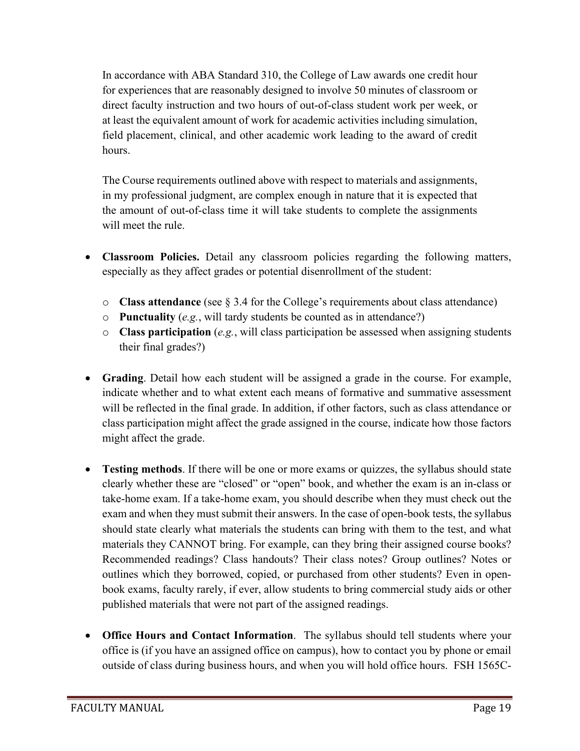In accordance with ABA Standard 310, the College of Law awards one credit hour for experiences that are reasonably designed to involve 50 minutes of classroom or direct faculty instruction and two hours of out-of-class student work per week, or at least the equivalent amount of work for academic activities including simulation, field placement, clinical, and other academic work leading to the award of credit hours.

The Course requirements outlined above with respect to materials and assignments, in my professional judgment, are complex enough in nature that it is expected that the amount of out-of-class time it will take students to complete the assignments will meet the rule.

- **Classroom Policies.** Detail any classroom policies regarding the following matters, especially as they affect grades or potential disenrollment of the student:
  - **Class attendance** (see § 3.4 for the College's requirements about class attendance)
  - **Punctuality** (*e.g.*, will tardy students be counted as in attendance?)
  - **Class participation** (*e.g.*, will class participation be assessed when assigning students their final grades?)

- **Grading**. Detail how each student will be assigned a grade in the course. For example, indicate whether and to what extent each means of formative and summative assessment will be reflected in the final grade. In addition, if other factors, such as class attendance or class participation might affect the grade assigned in the course, indicate how those factors might affect the grade.

- **Testing methods**. If there will be one or more exams or quizzes, the syllabus should state clearly whether these are "closed" or "open" book, and whether the exam is an in-class or take-home exam. If a take-home exam, you should describe when they must check out the exam and when they must submit their answers. In the case of open-book tests, the syllabus should state clearly what materials the students can bring with them to the test, and what materials they CANNOT bring. For example, can they bring their assigned course books? Recommended readings? Class handouts? Their class notes? Group outlines? Notes or outlines which they borrowed, copied, or purchased from other students? Even in open-book exams, faculty rarely, if ever, allow students to bring commercial study aids or other published materials that were not part of the assigned readings.

- **Office Hours and Contact Information**. The syllabus should tell students where your office is (if you have an assigned office on campus), how to contact you by phone or email outside of class during business hours, and when you will hold office hours. FSH 1565C-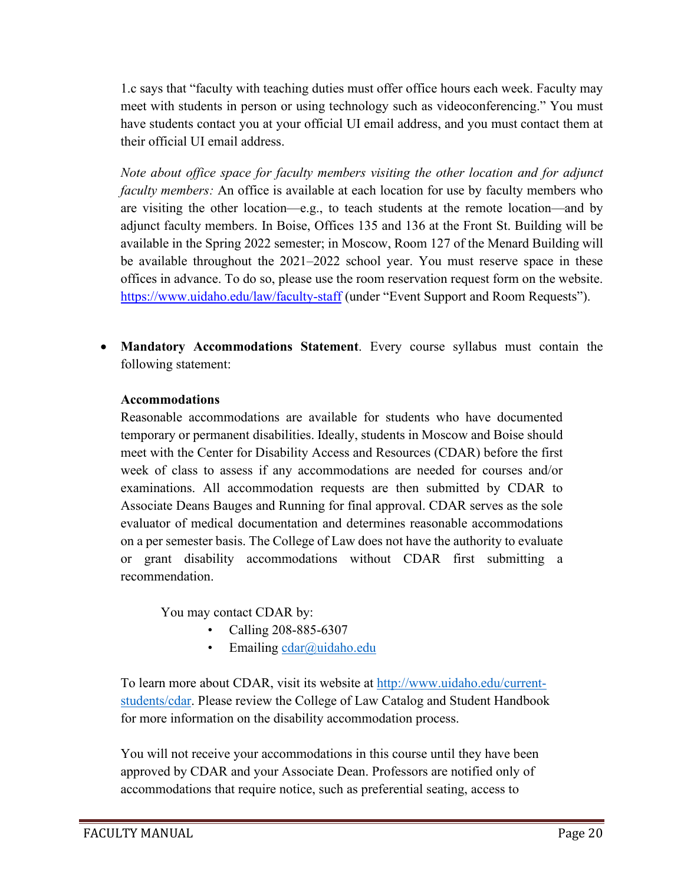1.c says that "faculty with teaching duties must offer office hours each week. Faculty may meet with students in person or using technology such as videoconferencing." You must have students contact you at your official UI email address, and you must contact them at their official UI email address.

*Note about office space for faculty members visiting the other location and for adjunct faculty members:* An office is available at each location for use by faculty members who are visiting the other location—e.g., to teach students at the remote location—and by adjunct faculty members. In Boise, Offices 135 and 136 at the Front St. Building will be available in the Spring 2022 semester; in Moscow, Room 127 of the Menard Building will be available throughout the 2021–2022 school year. You must reserve space in these offices in advance. To do so, please use the room reservation request form on the website. https://www.uidaho.edu/law/faculty-staff (under "Event Support and Room Requests").

- **Mandatory Accommodations Statement**. Every course syllabus must contain the following statement:

  **Accommodations**
  Reasonable accommodations are available for students who have documented temporary or permanent disabilities. Ideally, students in Moscow and Boise should meet with the Center for Disability Access and Resources (CDAR) before the first week of class to assess if any accommodations are needed for courses and/or examinations. All accommodation requests are then submitted by CDAR to Associate Deans Bauges and Running for final approval. CDAR serves as the sole evaluator of medical documentation and determines reasonable accommodations on a per semester basis. The College of Law does not have the authority to evaluate or grant disability accommodations without CDAR first submitting a recommendation.

  You may contact CDAR by:
  - Calling 208-885-6307
  - Emailing cdar@uidaho.edu

  To learn more about CDAR, visit its website at http://www.uidaho.edu/current-students/cdar. Please review the College of Law Catalog and Student Handbook for more information on the disability accommodation process.

  You will not receive your accommodations in this course until they have been approved by CDAR and your Associate Dean. Professors are notified only of accommodations that require notice, such as preferential seating, access to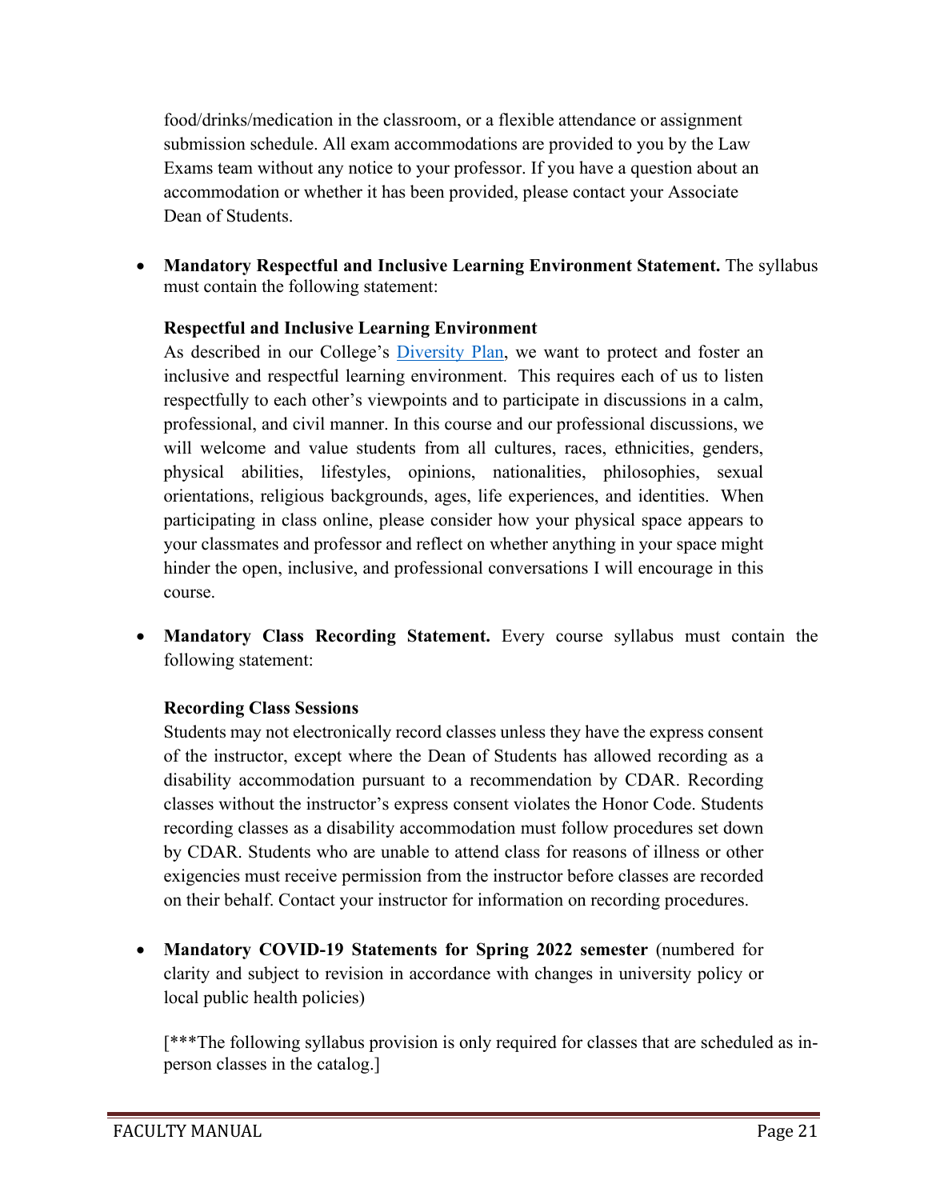food/drinks/medication in the classroom, or a flexible attendance or assignment submission schedule. All exam accommodations are provided to you by the Law Exams team without any notice to your professor. If you have a question about an accommodation or whether it has been provided, please contact your Associate Dean of Students.

- **Mandatory Respectful and Inclusive Learning Environment Statement.** The syllabus must contain the following statement:

  **Respectful and Inclusive Learning Environment**

  As described in our College's Diversity Plan, we want to protect and foster an inclusive and respectful learning environment. This requires each of us to listen respectfully to each other's viewpoints and to participate in discussions in a calm, professional, and civil manner. In this course and our professional discussions, we will welcome and value students from all cultures, races, ethnicities, genders, physical abilities, lifestyles, opinions, nationalities, philosophies, sexual orientations, religious backgrounds, ages, life experiences, and identities. When participating in class online, please consider how your physical space appears to your classmates and professor and reflect on whether anything in your space might hinder the open, inclusive, and professional conversations I will encourage in this course.

- **Mandatory Class Recording Statement.** Every course syllabus must contain the following statement:

  **Recording Class Sessions**

  Students may not electronically record classes unless they have the express consent of the instructor, except where the Dean of Students has allowed recording as a disability accommodation pursuant to a recommendation by CDAR. Recording classes without the instructor's express consent violates the Honor Code. Students recording classes as a disability accommodation must follow procedures set down by CDAR. Students who are unable to attend class for reasons of illness or other exigencies must receive permission from the instructor before classes are recorded on their behalf. Contact your instructor for information on recording procedures.

- **Mandatory COVID-19 Statements for Spring 2022 semester** (numbered for clarity and subject to revision in accordance with changes in university policy or local public health policies)

  [***The following syllabus provision is only required for classes that are scheduled as in-person classes in the catalog.]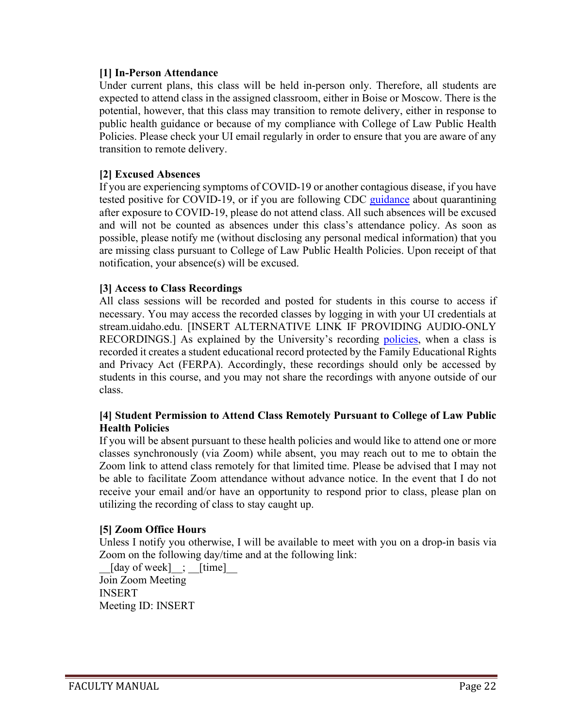**[1] In-Person Attendance**

Under current plans, this class will be held in-person only. Therefore, all students are expected to attend class in the assigned classroom, either in Boise or Moscow. There is the potential, however, that this class may transition to remote delivery, either in response to public health guidance or because of my compliance with College of Law Public Health Policies. Please check your UI email regularly in order to ensure that you are aware of any transition to remote delivery.

**[2] Excused Absences**

If you are experiencing symptoms of COVID-19 or another contagious disease, if you have tested positive for COVID-19, or if you are following CDC guidance about quarantining after exposure to COVID-19, please do not attend class. All such absences will be excused and will not be counted as absences under this class's attendance policy. As soon as possible, please notify me (without disclosing any personal medical information) that you are missing class pursuant to College of Law Public Health Policies. Upon receipt of that notification, your absence(s) will be excused.

**[3] Access to Class Recordings**

All class sessions will be recorded and posted for students in this course to access if necessary. You may access the recorded classes by logging in with your UI credentials at stream.uidaho.edu. [INSERT ALTERNATIVE LINK IF PROVIDING AUDIO-ONLY RECORDINGS.] As explained by the University's recording policies, when a class is recorded it creates a student educational record protected by the Family Educational Rights and Privacy Act (FERPA). Accordingly, these recordings should only be accessed by students in this course, and you may not share the recordings with anyone outside of our class.

**[4] Student Permission to Attend Class Remotely Pursuant to College of Law Public Health Policies**

If you will be absent pursuant to these health policies and would like to attend one or more classes synchronously (via Zoom) while absent, you may reach out to me to obtain the Zoom link to attend class remotely for that limited time. Please be advised that I may not be able to facilitate Zoom attendance without advance notice. In the event that I do not receive your email and/or have an opportunity to respond prior to class, please plan on utilizing the recording of class to stay caught up.

**[5] Zoom Office Hours**

Unless I notify you otherwise, I will be available to meet with you on a drop-in basis via Zoom on the following day/time and at the following link:

__[day of week]__; __[time]__

Join Zoom Meeting

INSERT

Meeting ID: INSERT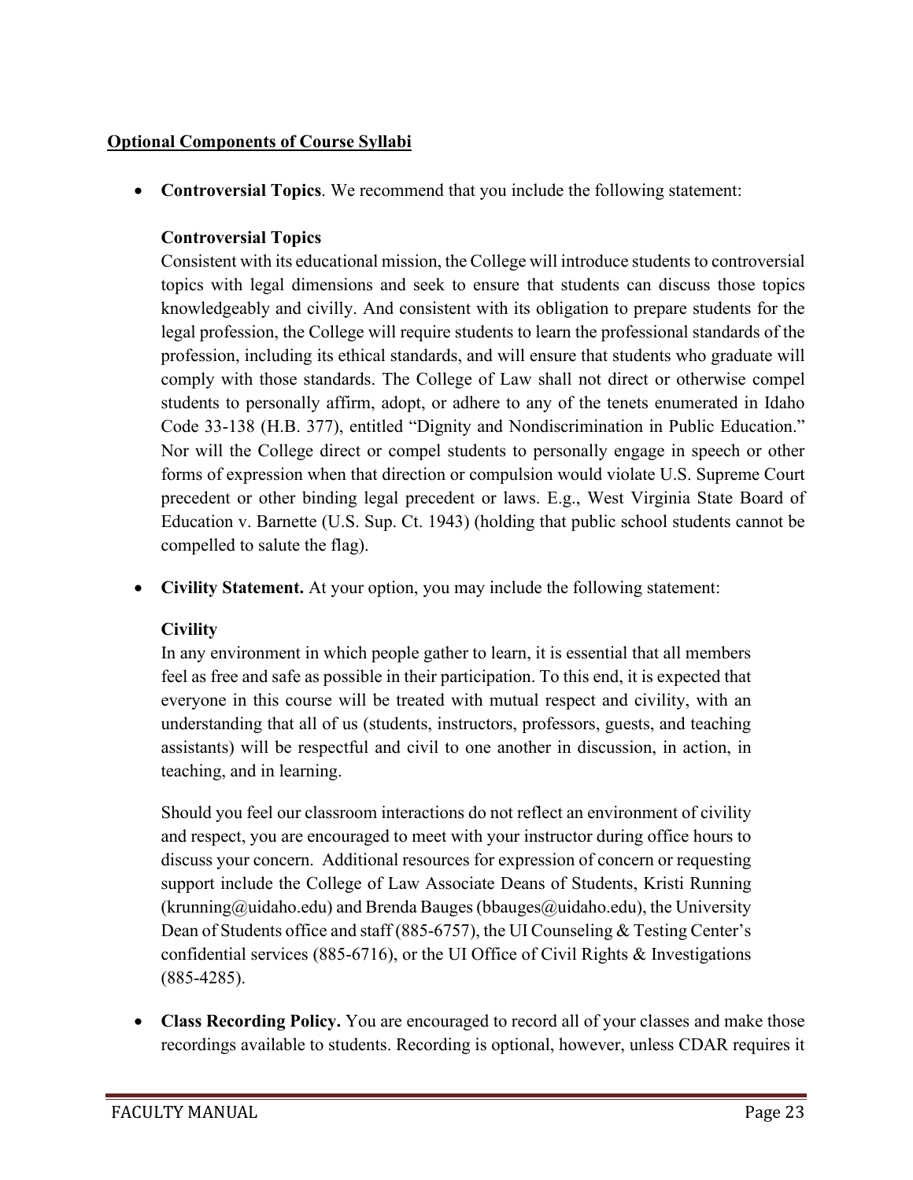**<u>Optional Components of Course Syllabi</u>**

- **Controversial Topics**. We recommend that you include the following statement:

  **Controversial Topics**
  Consistent with its educational mission, the College will introduce students to controversial topics with legal dimensions and seek to ensure that students can discuss those topics knowledgeably and civilly. And consistent with its obligation to prepare students for the legal profession, the College will require students to learn the professional standards of the profession, including its ethical standards, and will ensure that students who graduate will comply with those standards. The College of Law shall not direct or otherwise compel students to personally affirm, adopt, or adhere to any of the tenets enumerated in Idaho Code 33-138 (H.B. 377), entitled "Dignity and Nondiscrimination in Public Education." Nor will the College direct or compel students to personally engage in speech or other forms of expression when that direction or compulsion would violate U.S. Supreme Court precedent or other binding legal precedent or laws. E.g., West Virginia State Board of Education v. Barnette (U.S. Sup. Ct. 1943) (holding that public school students cannot be compelled to salute the flag).

- **Civility Statement.** At your option, you may include the following statement:

  **Civility**
  In any environment in which people gather to learn, it is essential that all members feel as free and safe as possible in their participation. To this end, it is expected that everyone in this course will be treated with mutual respect and civility, with an understanding that all of us (students, instructors, professors, guests, and teaching assistants) will be respectful and civil to one another in discussion, in action, in teaching, and in learning.

  Should you feel our classroom interactions do not reflect an environment of civility and respect, you are encouraged to meet with your instructor during office hours to discuss your concern. Additional resources for expression of concern or requesting support include the College of Law Associate Deans of Students, Kristi Running (krunning@uidaho.edu) and Brenda Bauges (bbauges@uidaho.edu), the University Dean of Students office and staff (885-6757), the UI Counseling & Testing Center's confidential services (885-6716), or the UI Office of Civil Rights & Investigations (885-4285).

- **Class Recording Policy.** You are encouraged to record all of your classes and make those recordings available to students. Recording is optional, however, unless CDAR requires it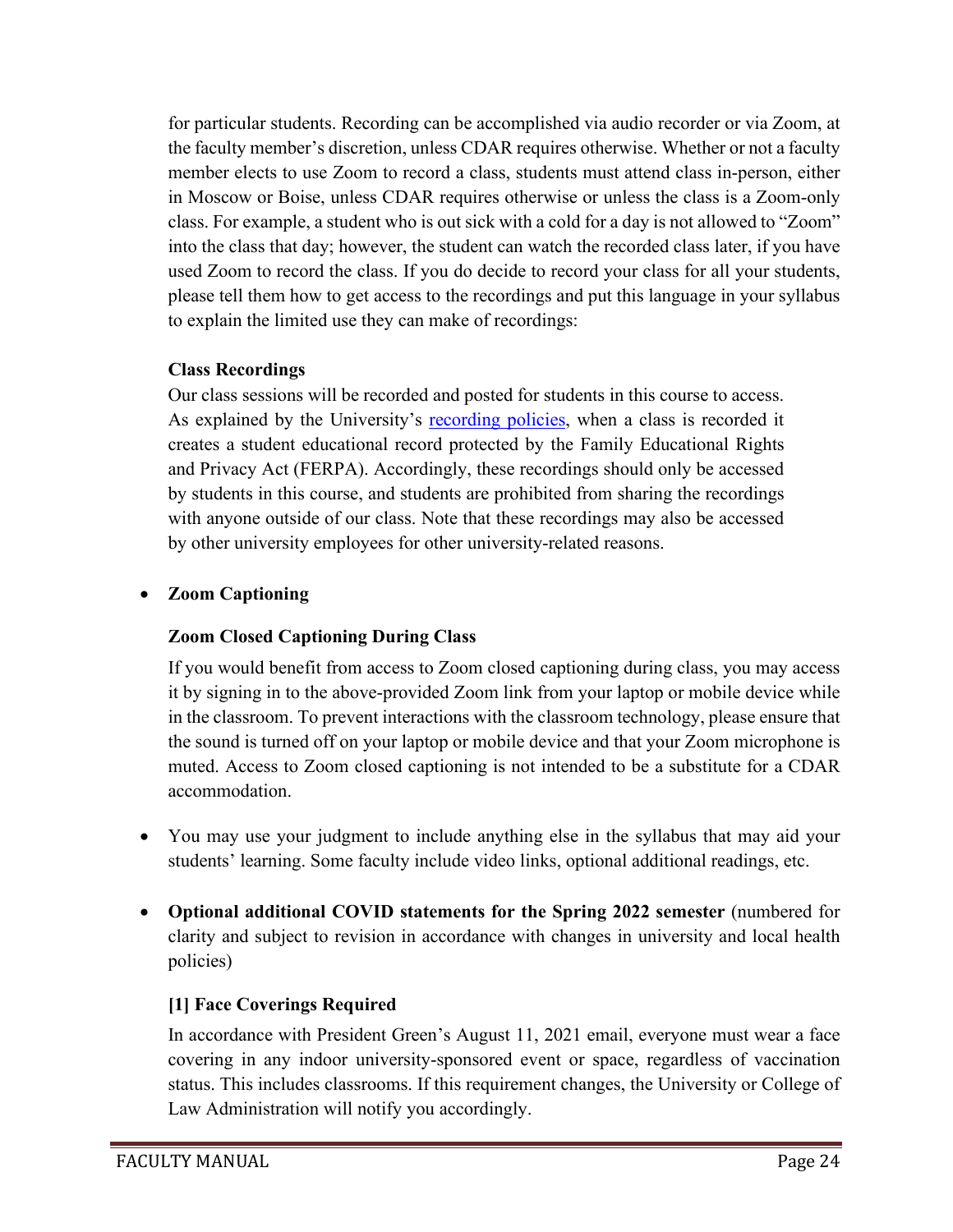for particular students. Recording can be accomplished via audio recorder or via Zoom, at the faculty member's discretion, unless CDAR requires otherwise. Whether or not a faculty member elects to use Zoom to record a class, students must attend class in-person, either in Moscow or Boise, unless CDAR requires otherwise or unless the class is a Zoom-only class. For example, a student who is out sick with a cold for a day is not allowed to "Zoom" into the class that day; however, the student can watch the recorded class later, if you have used Zoom to record the class. If you do decide to record your class for all your students, please tell them how to get access to the recordings and put this language in your syllabus to explain the limited use they can make of recordings:

> **Class Recordings**
> Our class sessions will be recorded and posted for students in this course to access. As explained by the University's recording policies, when a class is recorded it creates a student educational record protected by the Family Educational Rights and Privacy Act (FERPA). Accordingly, these recordings should only be accessed by students in this course, and students are prohibited from sharing the recordings with anyone outside of our class. Note that these recordings may also be accessed by other university employees for other university-related reasons.

- **Zoom Captioning**

  **Zoom Closed Captioning During Class**

  If you would benefit from access to Zoom closed captioning during class, you may access it by signing in to the above-provided Zoom link from your laptop or mobile device while in the classroom. To prevent interactions with the classroom technology, please ensure that the sound is turned off on your laptop or mobile device and that your Zoom microphone is muted. Access to Zoom closed captioning is not intended to be a substitute for a CDAR accommodation.

- You may use your judgment to include anything else in the syllabus that may aid your students' learning. Some faculty include video links, optional additional readings, etc.

- **Optional additional COVID statements for the Spring 2022 semester** (numbered for clarity and subject to revision in accordance with changes in university and local health policies)

  **[1] Face Coverings Required**

  In accordance with President Green's August 11, 2021 email, everyone must wear a face covering in any indoor university-sponsored event or space, regardless of vaccination status. This includes classrooms. If this requirement changes, the University or College of Law Administration will notify you accordingly.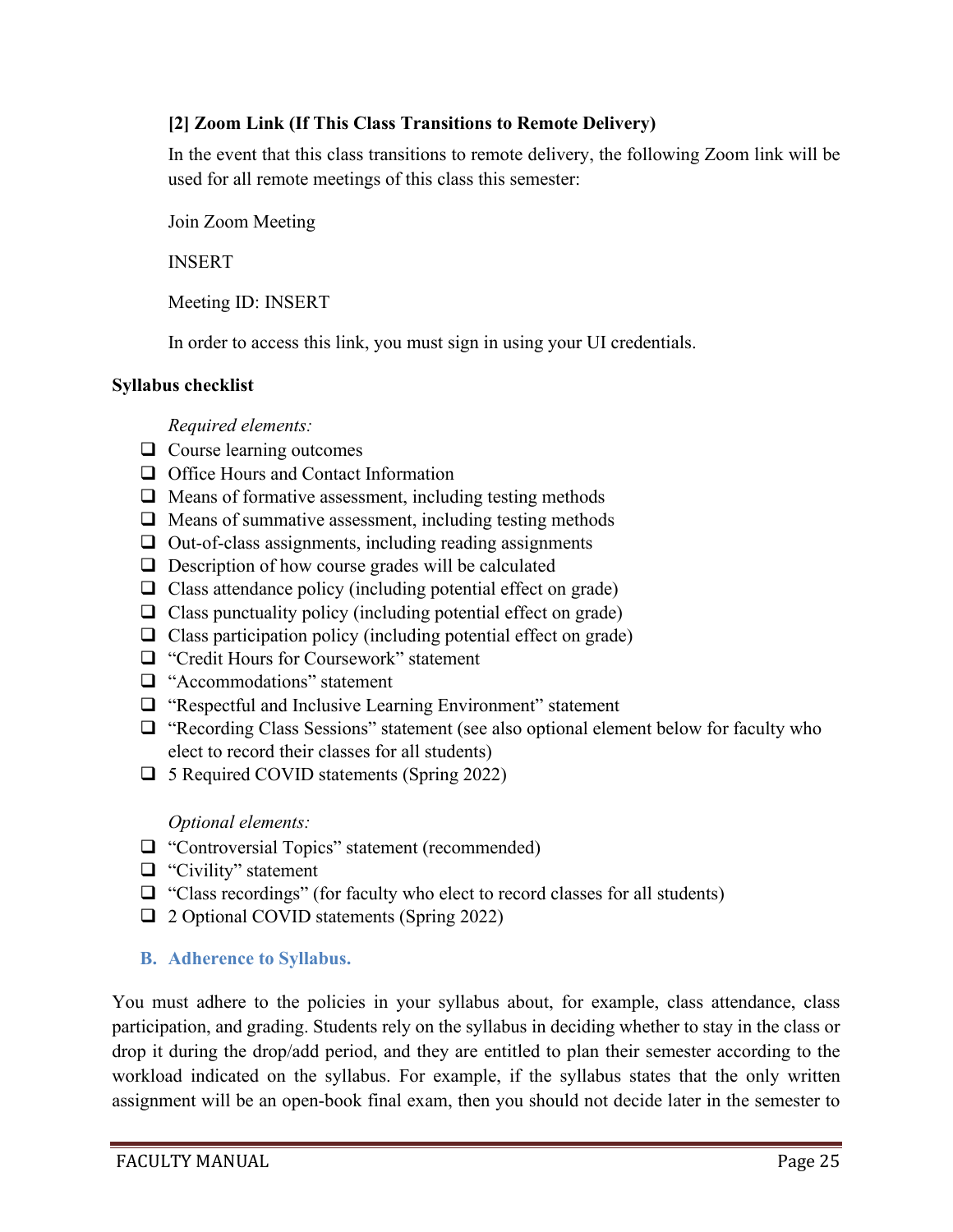#### [2] Zoom Link (If This Class Transitions to Remote Delivery)

In the event that this class transitions to remote delivery, the following Zoom link will be used for all remote meetings of this class this semester:

Join Zoom Meeting

INSERT

Meeting ID: INSERT

In order to access this link, you must sign in using your UI credentials.

**Syllabus checklist**

*Required elements:*

- [ ] Course learning outcomes
- [ ] Office Hours and Contact Information
- [ ] Means of formative assessment, including testing methods
- [ ] Means of summative assessment, including testing methods
- [ ] Out-of-class assignments, including reading assignments
- [ ] Description of how course grades will be calculated
- [ ] Class attendance policy (including potential effect on grade)
- [ ] Class punctuality policy (including potential effect on grade)
- [ ] Class participation policy (including potential effect on grade)
- [ ] "Credit Hours for Coursework" statement
- [ ] "Accommodations" statement
- [ ] "Respectful and Inclusive Learning Environment" statement
- [ ] "Recording Class Sessions" statement (see also optional element below for faculty who elect to record their classes for all students)
- [ ] 5 Required COVID statements (Spring 2022)

*Optional elements:*

- [ ] "Controversial Topics" statement (recommended)
- [ ] "Civility" statement
- [ ] "Class recordings" (for faculty who elect to record classes for all students)
- [ ] 2 Optional COVID statements (Spring 2022)

### B. Adherence to Syllabus.

You must adhere to the policies in your syllabus about, for example, class attendance, class participation, and grading. Students rely on the syllabus in deciding whether to stay in the class or drop it during the drop/add period, and they are entitled to plan their semester according to the workload indicated on the syllabus. For example, if the syllabus states that the only written assignment will be an open-book final exam, then you should not decide later in the semester to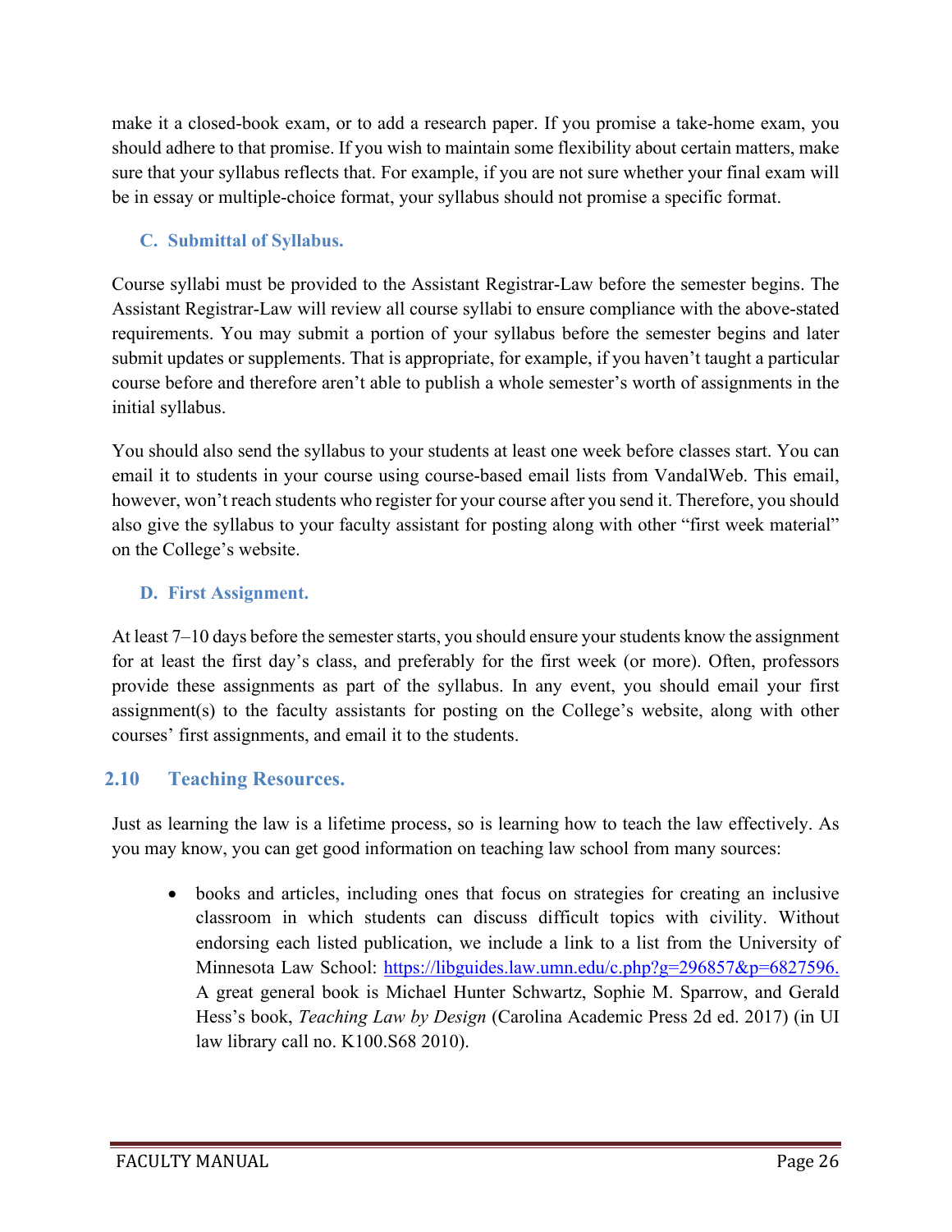make it a closed-book exam, or to add a research paper. If you promise a take-home exam, you should adhere to that promise. If you wish to maintain some flexibility about certain matters, make sure that your syllabus reflects that. For example, if you are not sure whether your final exam will be in essay or multiple-choice format, your syllabus should not promise a specific format.

### C. Submittal of Syllabus.

Course syllabi must be provided to the Assistant Registrar-Law before the semester begins. The Assistant Registrar-Law will review all course syllabi to ensure compliance with the above-stated requirements. You may submit a portion of your syllabus before the semester begins and later submit updates or supplements. That is appropriate, for example, if you haven't taught a particular course before and therefore aren't able to publish a whole semester's worth of assignments in the initial syllabus.

You should also send the syllabus to your students at least one week before classes start. You can email it to students in your course using course-based email lists from VandalWeb. This email, however, won't reach students who register for your course after you send it. Therefore, you should also give the syllabus to your faculty assistant for posting along with other "first week material" on the College's website.

### D. First Assignment.

At least 7–10 days before the semester starts, you should ensure your students know the assignment for at least the first day's class, and preferably for the first week (or more). Often, professors provide these assignments as part of the syllabus. In any event, you should email your first assignment(s) to the faculty assistants for posting on the College's website, along with other courses' first assignments, and email it to the students.

## 2.10 Teaching Resources.

Just as learning the law is a lifetime process, so is learning how to teach the law effectively. As you may know, you can get good information on teaching law school from many sources:

- books and articles, including ones that focus on strategies for creating an inclusive classroom in which students can discuss difficult topics with civility. Without endorsing each listed publication, we include a link to a list from the University of Minnesota Law School: https://libguides.law.umn.edu/c.php?g=296857&p=6827596. A great general book is Michael Hunter Schwartz, Sophie M. Sparrow, and Gerald Hess's book, *Teaching Law by Design* (Carolina Academic Press 2d ed. 2017) (in UI law library call no. K100.S68 2010).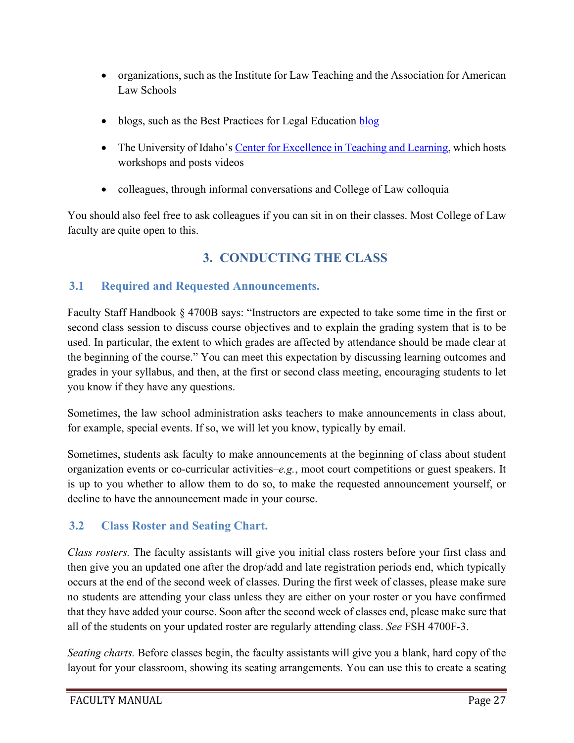- organizations, such as the Institute for Law Teaching and the Association for American Law Schools

- blogs, such as the Best Practices for Legal Education blog

- The University of Idaho's Center for Excellence in Teaching and Learning, which hosts workshops and posts videos

- colleagues, through informal conversations and College of Law colloquia

You should also feel free to ask colleagues if you can sit in on their classes. Most College of Law faculty are quite open to this.

## 3. CONDUCTING THE CLASS

### 3.1 Required and Requested Announcements.

Faculty Staff Handbook § 4700B says: "Instructors are expected to take some time in the first or second class session to discuss course objectives and to explain the grading system that is to be used. In particular, the extent to which grades are affected by attendance should be made clear at the beginning of the course." You can meet this expectation by discussing learning outcomes and grades in your syllabus, and then, at the first or second class meeting, encouraging students to let you know if they have any questions.

Sometimes, the law school administration asks teachers to make announcements in class about, for example, special events. If so, we will let you know, typically by email.

Sometimes, students ask faculty to make announcements at the beginning of class about student organization events or co-curricular activities–*e.g.*, moot court competitions or guest speakers. It is up to you whether to allow them to do so, to make the requested announcement yourself, or decline to have the announcement made in your course.

### 3.2 Class Roster and Seating Chart.

*Class rosters.* The faculty assistants will give you initial class rosters before your first class and then give you an updated one after the drop/add and late registration periods end, which typically occurs at the end of the second week of classes. During the first week of classes, please make sure no students are attending your class unless they are either on your roster or you have confirmed that they have added your course. Soon after the second week of classes end, please make sure that all of the students on your updated roster are regularly attending class. *See* FSH 4700F-3.

*Seating charts.* Before classes begin, the faculty assistants will give you a blank, hard copy of the layout for your classroom, showing its seating arrangements. You can use this to create a seating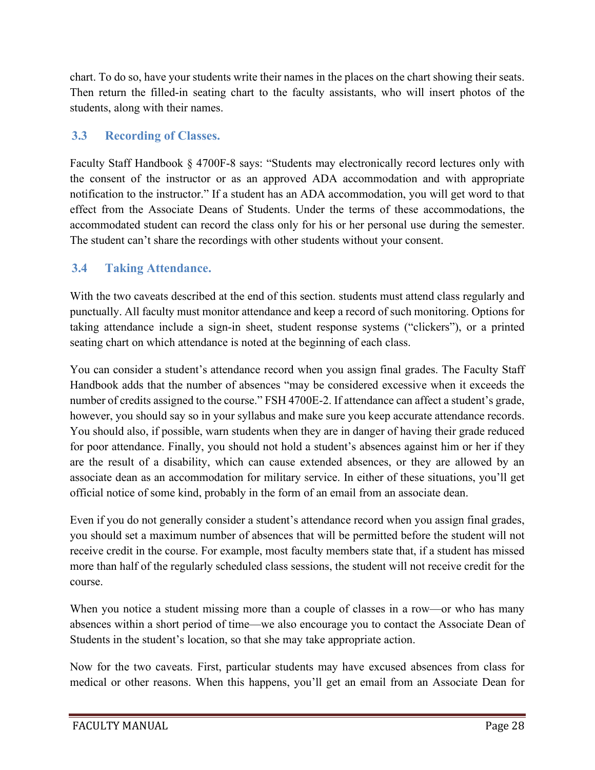chart. To do so, have your students write their names in the places on the chart showing their seats. Then return the filled-in seating chart to the faculty assistants, who will insert photos of the students, along with their names.

## 3.3 Recording of Classes.

Faculty Staff Handbook § 4700F-8 says: "Students may electronically record lectures only with the consent of the instructor or as an approved ADA accommodation and with appropriate notification to the instructor." If a student has an ADA accommodation, you will get word to that effect from the Associate Deans of Students. Under the terms of these accommodations, the accommodated student can record the class only for his or her personal use during the semester. The student can't share the recordings with other students without your consent.

## 3.4 Taking Attendance.

With the two caveats described at the end of this section. students must attend class regularly and punctually. All faculty must monitor attendance and keep a record of such monitoring. Options for taking attendance include a sign-in sheet, student response systems ("clickers"), or a printed seating chart on which attendance is noted at the beginning of each class.

You can consider a student's attendance record when you assign final grades. The Faculty Staff Handbook adds that the number of absences "may be considered excessive when it exceeds the number of credits assigned to the course." FSH 4700E-2. If attendance can affect a student's grade, however, you should say so in your syllabus and make sure you keep accurate attendance records. You should also, if possible, warn students when they are in danger of having their grade reduced for poor attendance. Finally, you should not hold a student's absences against him or her if they are the result of a disability, which can cause extended absences, or they are allowed by an associate dean as an accommodation for military service. In either of these situations, you'll get official notice of some kind, probably in the form of an email from an associate dean.

Even if you do not generally consider a student's attendance record when you assign final grades, you should set a maximum number of absences that will be permitted before the student will not receive credit in the course. For example, most faculty members state that, if a student has missed more than half of the regularly scheduled class sessions, the student will not receive credit for the course.

When you notice a student missing more than a couple of classes in a row—or who has many absences within a short period of time—we also encourage you to contact the Associate Dean of Students in the student's location, so that she may take appropriate action.

Now for the two caveats. First, particular students may have excused absences from class for medical or other reasons. When this happens, you'll get an email from an Associate Dean for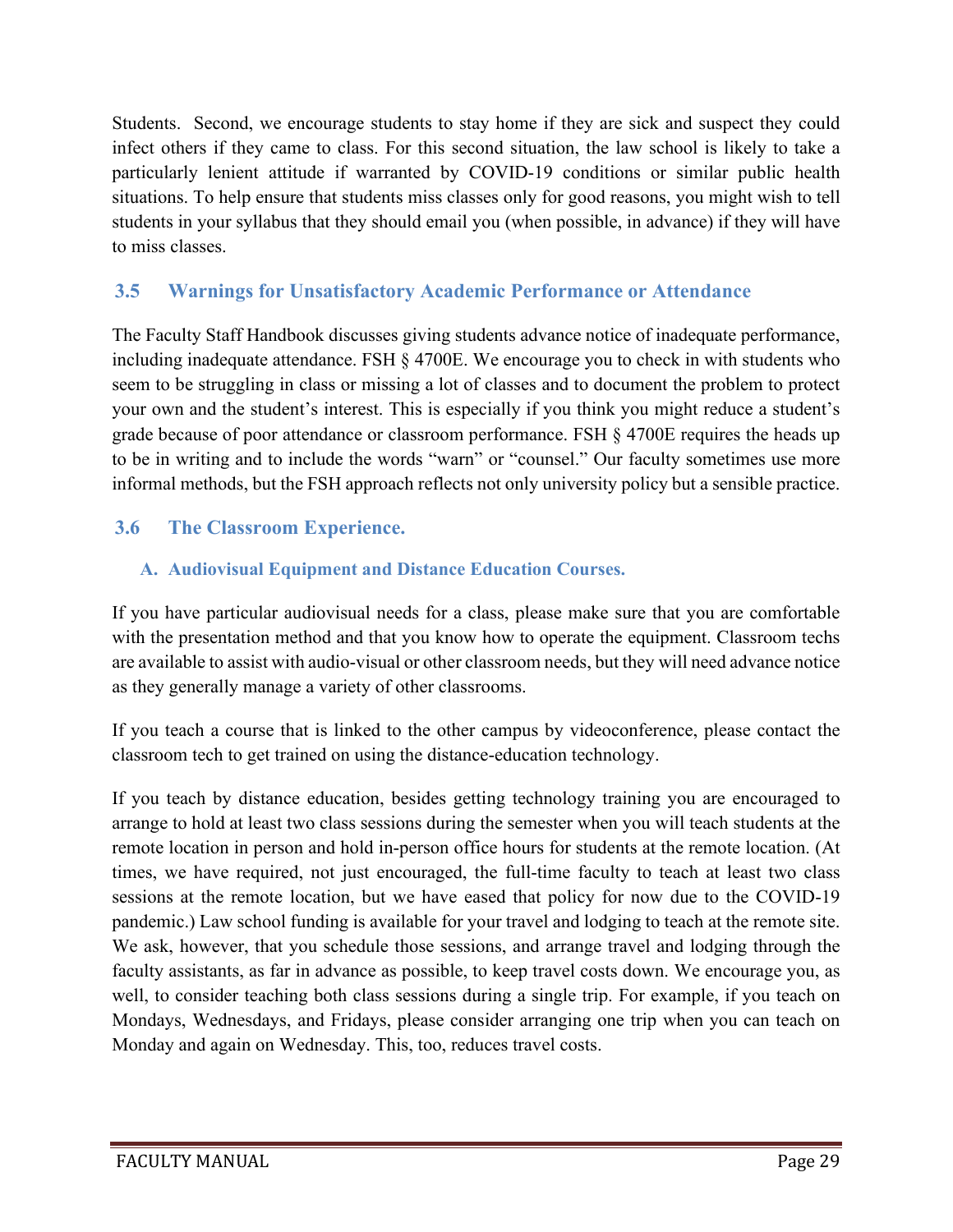Students. Second, we encourage students to stay home if they are sick and suspect they could infect others if they came to class. For this second situation, the law school is likely to take a particularly lenient attitude if warranted by COVID-19 conditions or similar public health situations. To help ensure that students miss classes only for good reasons, you might wish to tell students in your syllabus that they should email you (when possible, in advance) if they will have to miss classes.

## 3.5 Warnings for Unsatisfactory Academic Performance or Attendance

The Faculty Staff Handbook discusses giving students advance notice of inadequate performance, including inadequate attendance. FSH § 4700E. We encourage you to check in with students who seem to be struggling in class or missing a lot of classes and to document the problem to protect your own and the student's interest. This is especially if you think you might reduce a student's grade because of poor attendance or classroom performance. FSH § 4700E requires the heads up to be in writing and to include the words "warn" or "counsel." Our faculty sometimes use more informal methods, but the FSH approach reflects not only university policy but a sensible practice.

## 3.6 The Classroom Experience.

### A. Audiovisual Equipment and Distance Education Courses.

If you have particular audiovisual needs for a class, please make sure that you are comfortable with the presentation method and that you know how to operate the equipment. Classroom techs are available to assist with audio-visual or other classroom needs, but they will need advance notice as they generally manage a variety of other classrooms.

If you teach a course that is linked to the other campus by videoconference, please contact the classroom tech to get trained on using the distance-education technology.

If you teach by distance education, besides getting technology training you are encouraged to arrange to hold at least two class sessions during the semester when you will teach students at the remote location in person and hold in-person office hours for students at the remote location. (At times, we have required, not just encouraged, the full-time faculty to teach at least two class sessions at the remote location, but we have eased that policy for now due to the COVID-19 pandemic.) Law school funding is available for your travel and lodging to teach at the remote site. We ask, however, that you schedule those sessions, and arrange travel and lodging through the faculty assistants, as far in advance as possible, to keep travel costs down. We encourage you, as well, to consider teaching both class sessions during a single trip. For example, if you teach on Mondays, Wednesdays, and Fridays, please consider arranging one trip when you can teach on Monday and again on Wednesday. This, too, reduces travel costs.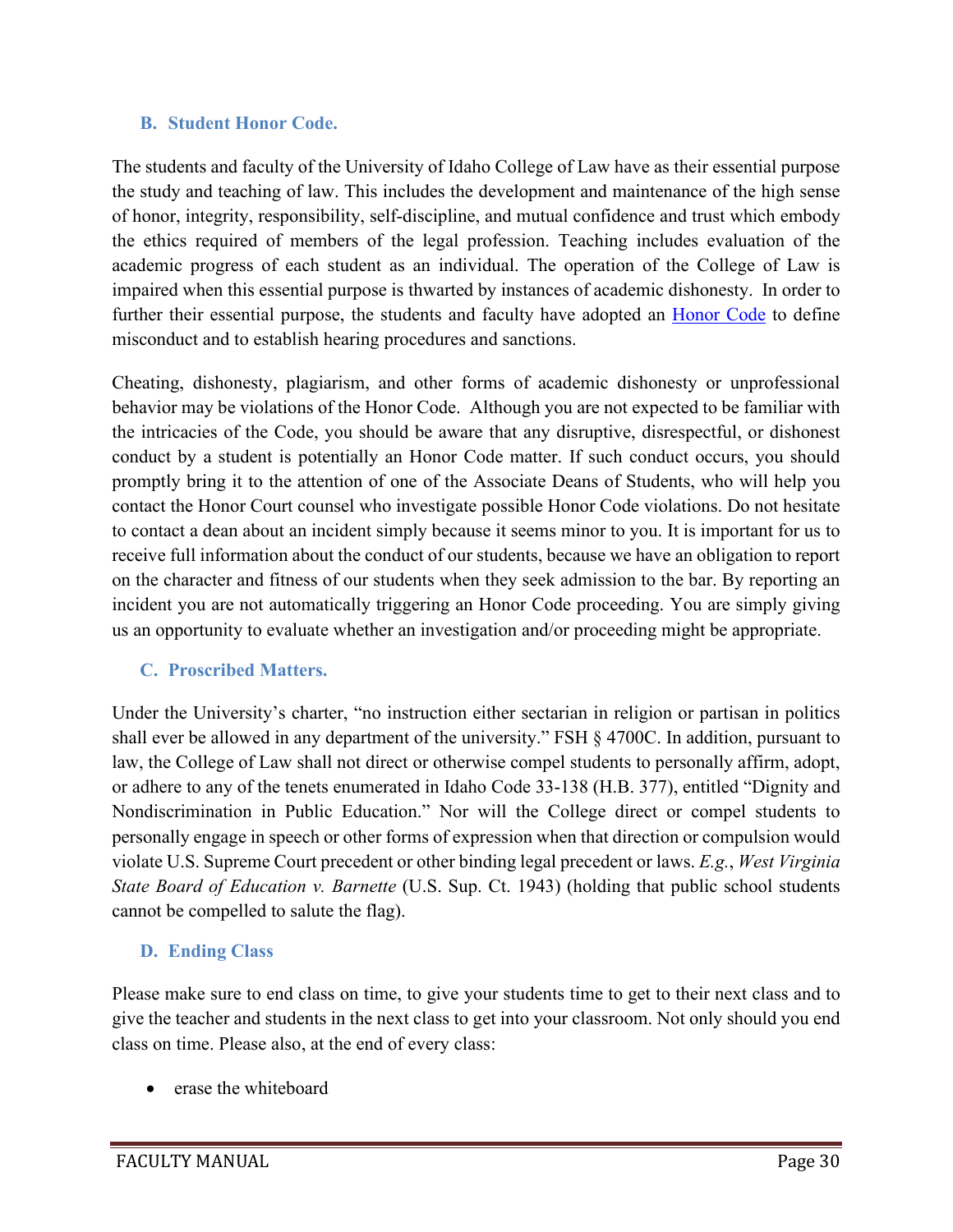### B. Student Honor Code.

The students and faculty of the University of Idaho College of Law have as their essential purpose the study and teaching of law. This includes the development and maintenance of the high sense of honor, integrity, responsibility, self-discipline, and mutual confidence and trust which embody the ethics required of members of the legal profession. Teaching includes evaluation of the academic progress of each student as an individual. The operation of the College of Law is impaired when this essential purpose is thwarted by instances of academic dishonesty. In order to further their essential purpose, the students and faculty have adopted an Honor Code to define misconduct and to establish hearing procedures and sanctions.

Cheating, dishonesty, plagiarism, and other forms of academic dishonesty or unprofessional behavior may be violations of the Honor Code. Although you are not expected to be familiar with the intricacies of the Code, you should be aware that any disruptive, disrespectful, or dishonest conduct by a student is potentially an Honor Code matter. If such conduct occurs, you should promptly bring it to the attention of one of the Associate Deans of Students, who will help you contact the Honor Court counsel who investigate possible Honor Code violations. Do not hesitate to contact a dean about an incident simply because it seems minor to you. It is important for us to receive full information about the conduct of our students, because we have an obligation to report on the character and fitness of our students when they seek admission to the bar. By reporting an incident you are not automatically triggering an Honor Code proceeding. You are simply giving us an opportunity to evaluate whether an investigation and/or proceeding might be appropriate.

### C. Proscribed Matters.

Under the University's charter, "no instruction either sectarian in religion or partisan in politics shall ever be allowed in any department of the university." FSH § 4700C. In addition, pursuant to law, the College of Law shall not direct or otherwise compel students to personally affirm, adopt, or adhere to any of the tenets enumerated in Idaho Code 33-138 (H.B. 377), entitled "Dignity and Nondiscrimination in Public Education." Nor will the College direct or compel students to personally engage in speech or other forms of expression when that direction or compulsion would violate U.S. Supreme Court precedent or other binding legal precedent or laws. *E.g.*, *West Virginia State Board of Education v. Barnette* (U.S. Sup. Ct. 1943) (holding that public school students cannot be compelled to salute the flag).

### D. Ending Class

Please make sure to end class on time, to give your students time to get to their next class and to give the teacher and students in the next class to get into your classroom. Not only should you end class on time. Please also, at the end of every class:

- erase the whiteboard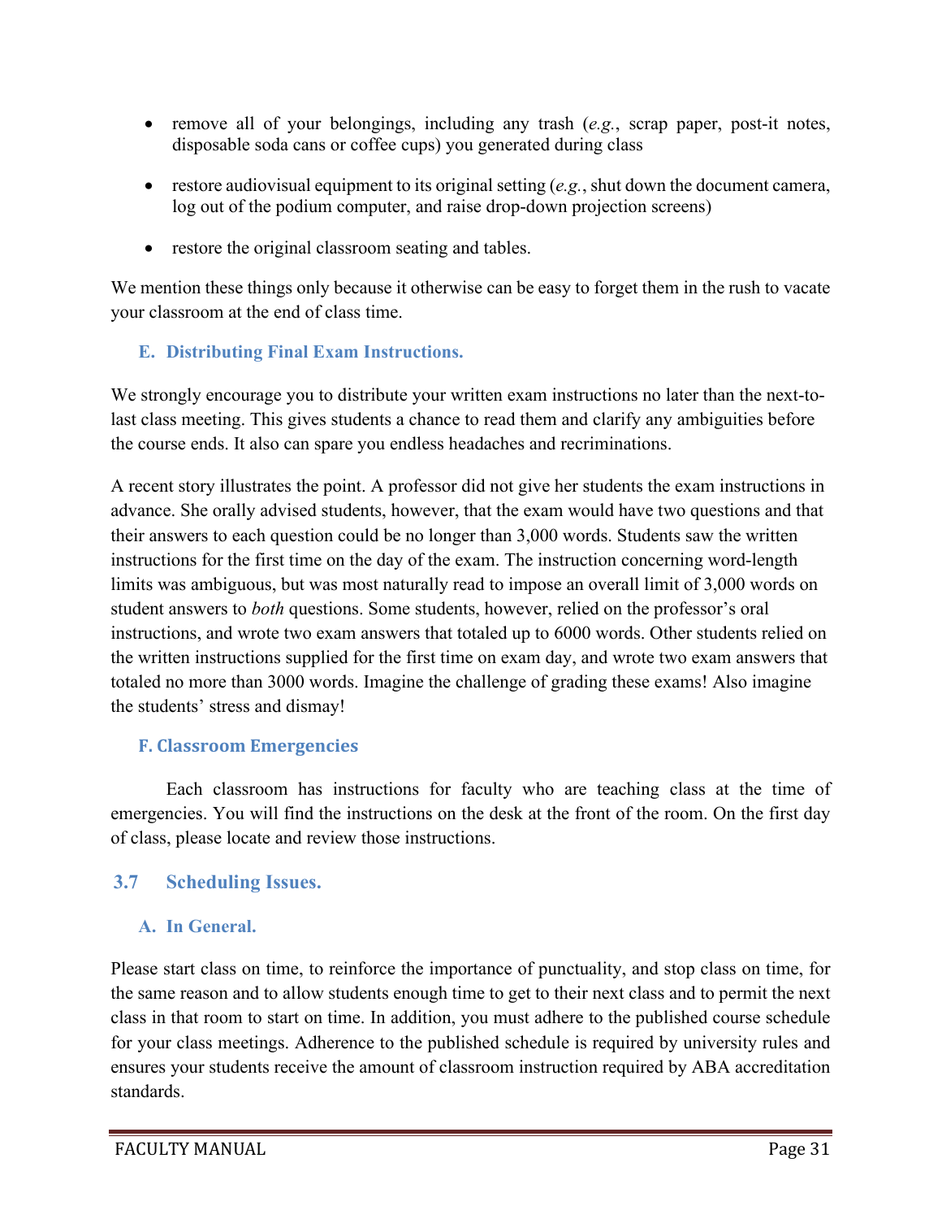- remove all of your belongings, including any trash (*e.g.*, scrap paper, post-it notes, disposable soda cans or coffee cups) you generated during class
- restore audiovisual equipment to its original setting (*e.g.*, shut down the document camera, log out of the podium computer, and raise drop-down projection screens)
- restore the original classroom seating and tables.

We mention these things only because it otherwise can be easy to forget them in the rush to vacate your classroom at the end of class time.

### E. Distributing Final Exam Instructions.

We strongly encourage you to distribute your written exam instructions no later than the next-to-last class meeting. This gives students a chance to read them and clarify any ambiguities before the course ends. It also can spare you endless headaches and recriminations.

A recent story illustrates the point. A professor did not give her students the exam instructions in advance. She orally advised students, however, that the exam would have two questions and that their answers to each question could be no longer than 3,000 words. Students saw the written instructions for the first time on the day of the exam. The instruction concerning word-length limits was ambiguous, but was most naturally read to impose an overall limit of 3,000 words on student answers to *both* questions. Some students, however, relied on the professor's oral instructions, and wrote two exam answers that totaled up to 6000 words. Other students relied on the written instructions supplied for the first time on exam day, and wrote two exam answers that totaled no more than 3000 words. Imagine the challenge of grading these exams! Also imagine the students' stress and dismay!

### F. Classroom Emergencies

Each classroom has instructions for faculty who are teaching class at the time of emergencies. You will find the instructions on the desk at the front of the room. On the first day of class, please locate and review those instructions.

## 3.7 Scheduling Issues.

### A. In General.

Please start class on time, to reinforce the importance of punctuality, and stop class on time, for the same reason and to allow students enough time to get to their next class and to permit the next class in that room to start on time. In addition, you must adhere to the published course schedule for your class meetings. Adherence to the published schedule is required by university rules and ensures your students receive the amount of classroom instruction required by ABA accreditation standards.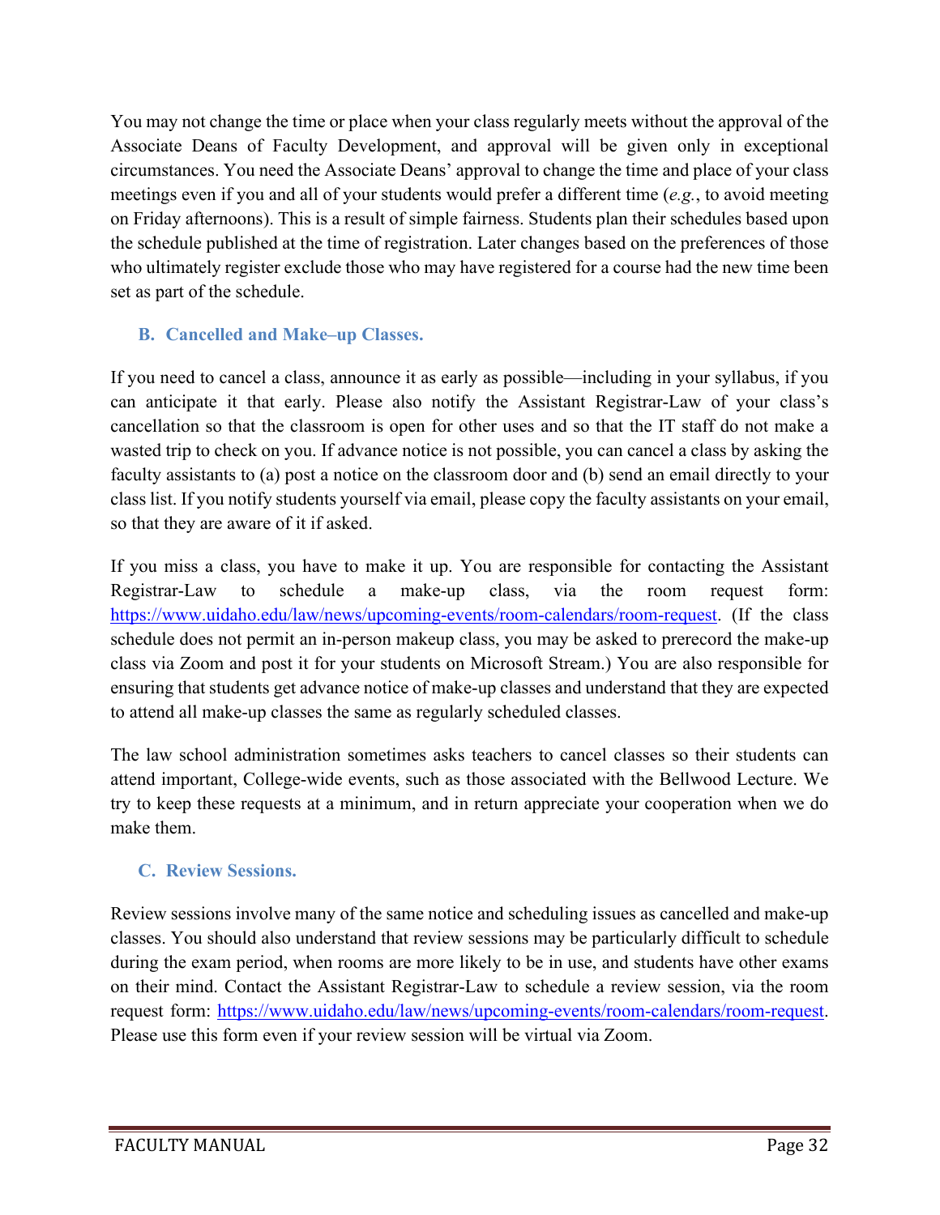You may not change the time or place when your class regularly meets without the approval of the Associate Deans of Faculty Development, and approval will be given only in exceptional circumstances. You need the Associate Deans' approval to change the time and place of your class meetings even if you and all of your students would prefer a different time (*e.g.*, to avoid meeting on Friday afternoons). This is a result of simple fairness. Students plan their schedules based upon the schedule published at the time of registration. Later changes based on the preferences of those who ultimately register exclude those who may have registered for a course had the new time been set as part of the schedule.

### B. Cancelled and Make–up Classes.

If you need to cancel a class, announce it as early as possible—including in your syllabus, if you can anticipate it that early. Please also notify the Assistant Registrar-Law of your class's cancellation so that the classroom is open for other uses and so that the IT staff do not make a wasted trip to check on you. If advance notice is not possible, you can cancel a class by asking the faculty assistants to (a) post a notice on the classroom door and (b) send an email directly to your class list. If you notify students yourself via email, please copy the faculty assistants on your email, so that they are aware of it if asked.

If you miss a class, you have to make it up. You are responsible for contacting the Assistant Registrar-Law to schedule a make-up class, via the room request form: https://www.uidaho.edu/law/news/upcoming-events/room-calendars/room-request. (If the class schedule does not permit an in-person makeup class, you may be asked to prerecord the make-up class via Zoom and post it for your students on Microsoft Stream.) You are also responsible for ensuring that students get advance notice of make-up classes and understand that they are expected to attend all make-up classes the same as regularly scheduled classes.

The law school administration sometimes asks teachers to cancel classes so their students can attend important, College-wide events, such as those associated with the Bellwood Lecture. We try to keep these requests at a minimum, and in return appreciate your cooperation when we do make them.

### C. Review Sessions.

Review sessions involve many of the same notice and scheduling issues as cancelled and make-up classes. You should also understand that review sessions may be particularly difficult to schedule during the exam period, when rooms are more likely to be in use, and students have other exams on their mind. Contact the Assistant Registrar-Law to schedule a review session, via the room request form: https://www.uidaho.edu/law/news/upcoming-events/room-calendars/room-request. Please use this form even if your review session will be virtual via Zoom.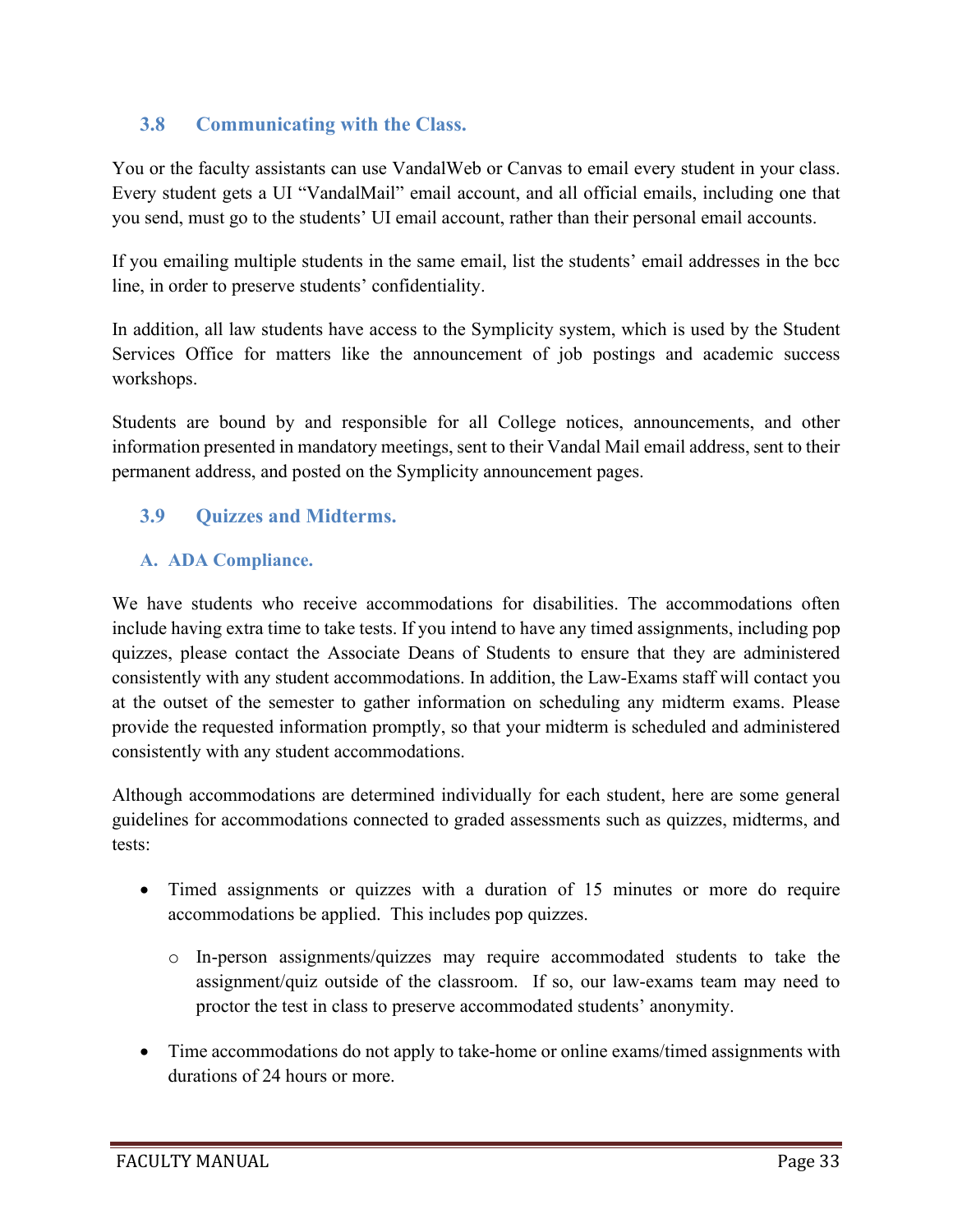## 3.8 Communicating with the Class.

You or the faculty assistants can use VandalWeb or Canvas to email every student in your class. Every student gets a UI "VandalMail" email account, and all official emails, including one that you send, must go to the students' UI email account, rather than their personal email accounts.

If you emailing multiple students in the same email, list the students' email addresses in the bcc line, in order to preserve students' confidentiality.

In addition, all law students have access to the Symplicity system, which is used by the Student Services Office for matters like the announcement of job postings and academic success workshops.

Students are bound by and responsible for all College notices, announcements, and other information presented in mandatory meetings, sent to their Vandal Mail email address, sent to their permanent address, and posted on the Symplicity announcement pages.

## 3.9 Quizzes and Midterms.

### A. ADA Compliance.

We have students who receive accommodations for disabilities. The accommodations often include having extra time to take tests. If you intend to have any timed assignments, including pop quizzes, please contact the Associate Deans of Students to ensure that they are administered consistently with any student accommodations. In addition, the Law-Exams staff will contact you at the outset of the semester to gather information on scheduling any midterm exams. Please provide the requested information promptly, so that your midterm is scheduled and administered consistently with any student accommodations.

Although accommodations are determined individually for each student, here are some general guidelines for accommodations connected to graded assessments such as quizzes, midterms, and tests:

- Timed assignments or quizzes with a duration of 15 minutes or more do require accommodations be applied. This includes pop quizzes.
  - In-person assignments/quizzes may require accommodated students to take the assignment/quiz outside of the classroom. If so, our law-exams team may need to proctor the test in class to preserve accommodated students' anonymity.
- Time accommodations do not apply to take-home or online exams/timed assignments with durations of 24 hours or more.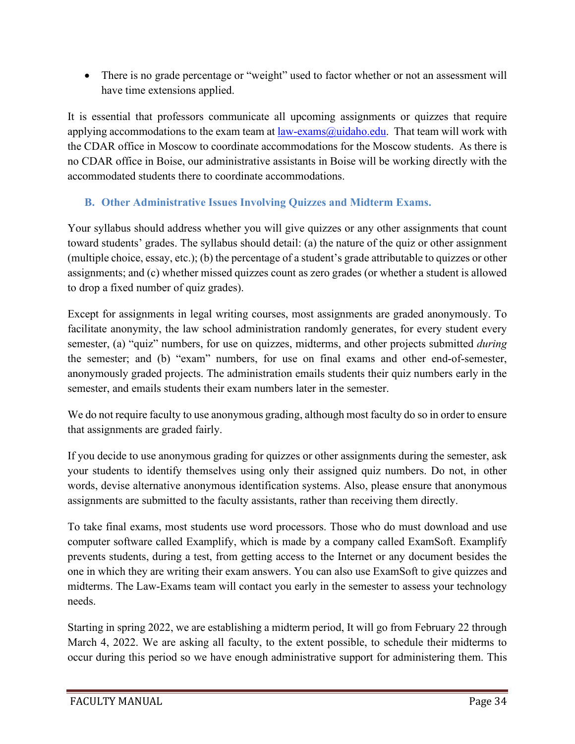- There is no grade percentage or "weight" used to factor whether or not an assessment will have time extensions applied.

It is essential that professors communicate all upcoming assignments or quizzes that require applying accommodations to the exam team at [law-exams@uidaho.edu](mailto:law-exams@uidaho.edu). That team will work with the CDAR office in Moscow to coordinate accommodations for the Moscow students. As there is no CDAR office in Boise, our administrative assistants in Boise will be working directly with the accommodated students there to coordinate accommodations.

### B. Other Administrative Issues Involving Quizzes and Midterm Exams.

Your syllabus should address whether you will give quizzes or any other assignments that count toward students' grades. The syllabus should detail: (a) the nature of the quiz or other assignment (multiple choice, essay, etc.); (b) the percentage of a student's grade attributable to quizzes or other assignments; and (c) whether missed quizzes count as zero grades (or whether a student is allowed to drop a fixed number of quiz grades).

Except for assignments in legal writing courses, most assignments are graded anonymously. To facilitate anonymity, the law school administration randomly generates, for every student every semester, (a) "quiz" numbers, for use on quizzes, midterms, and other projects submitted *during* the semester; and (b) "exam" numbers, for use on final exams and other end-of-semester, anonymously graded projects. The administration emails students their quiz numbers early in the semester, and emails students their exam numbers later in the semester.

We do not require faculty to use anonymous grading, although most faculty do so in order to ensure that assignments are graded fairly.

If you decide to use anonymous grading for quizzes or other assignments during the semester, ask your students to identify themselves using only their assigned quiz numbers. Do not, in other words, devise alternative anonymous identification systems. Also, please ensure that anonymous assignments are submitted to the faculty assistants, rather than receiving them directly.

To take final exams, most students use word processors. Those who do must download and use computer software called Examplify, which is made by a company called ExamSoft. Examplify prevents students, during a test, from getting access to the Internet or any document besides the one in which they are writing their exam answers. You can also use ExamSoft to give quizzes and midterms. The Law-Exams team will contact you early in the semester to assess your technology needs.

Starting in spring 2022, we are establishing a midterm period, It will go from February 22 through March 4, 2022. We are asking all faculty, to the extent possible, to schedule their midterms to occur during this period so we have enough administrative support for administering them. This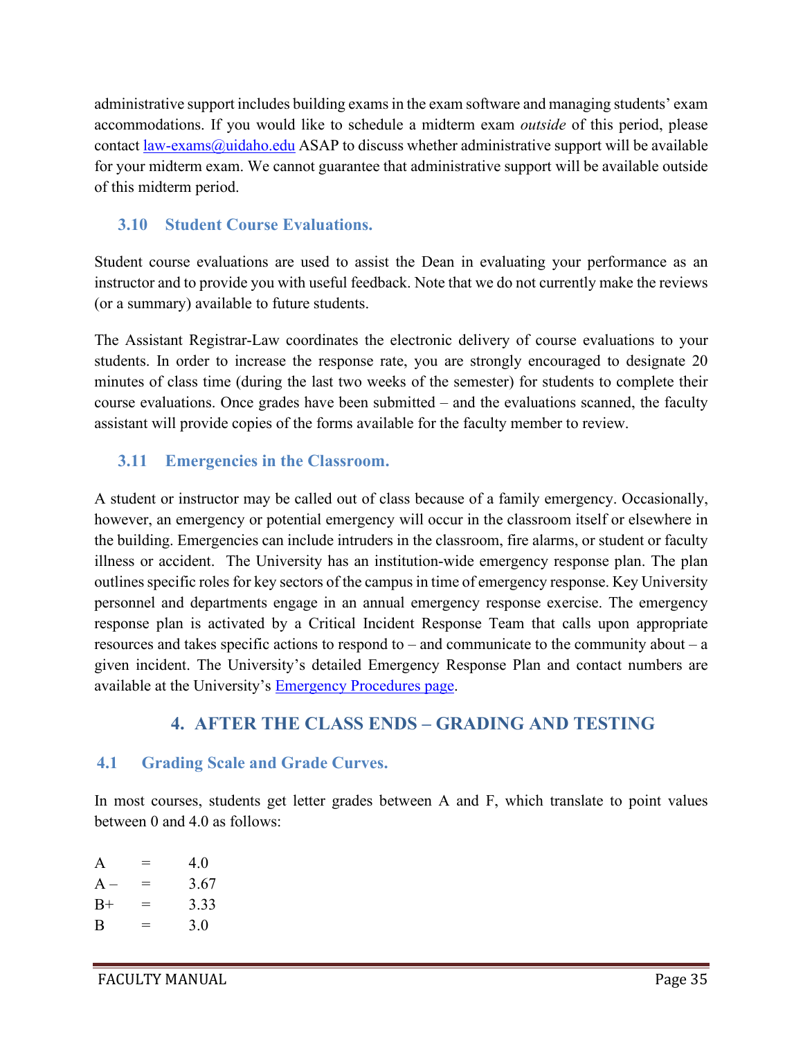administrative support includes building exams in the exam software and managing students' exam accommodations. If you would like to schedule a midterm exam *outside* of this period, please contact law-exams@uidaho.edu ASAP to discuss whether administrative support will be available for your midterm exam. We cannot guarantee that administrative support will be available outside of this midterm period.

### 3.10 Student Course Evaluations.

Student course evaluations are used to assist the Dean in evaluating your performance as an instructor and to provide you with useful feedback. Note that we do not currently make the reviews (or a summary) available to future students.

The Assistant Registrar-Law coordinates the electronic delivery of course evaluations to your students. In order to increase the response rate, you are strongly encouraged to designate 20 minutes of class time (during the last two weeks of the semester) for students to complete their course evaluations. Once grades have been submitted – and the evaluations scanned, the faculty assistant will provide copies of the forms available for the faculty member to review.

### 3.11 Emergencies in the Classroom.

A student or instructor may be called out of class because of a family emergency. Occasionally, however, an emergency or potential emergency will occur in the classroom itself or elsewhere in the building. Emergencies can include intruders in the classroom, fire alarms, or student or faculty illness or accident. The University has an institution-wide emergency response plan. The plan outlines specific roles for key sectors of the campus in time of emergency response. Key University personnel and departments engage in an annual emergency response exercise. The emergency response plan is activated by a Critical Incident Response Team that calls upon appropriate resources and takes specific actions to respond to – and communicate to the community about – a given incident. The University's detailed Emergency Response Plan and contact numbers are available at the University's Emergency Procedures page.

## 4. AFTER THE CLASS ENDS – GRADING AND TESTING

### 4.1 Grading Scale and Grade Curves.

In most courses, students get letter grades between A and F, which translate to point values between 0 and 4.0 as follows:

A = 4.0
A – = 3.67
B+ = 3.33
B = 3.0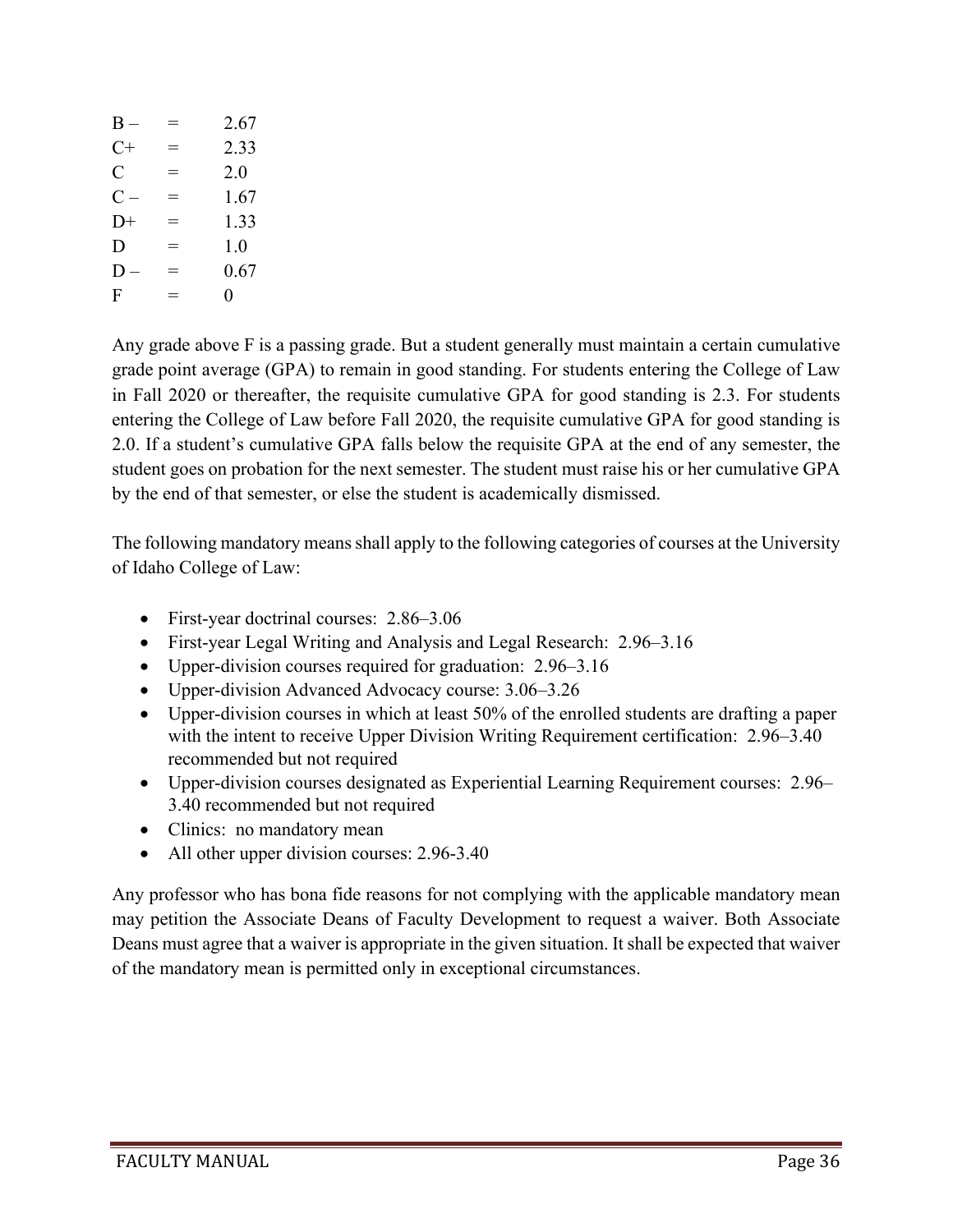| | | |
|---|---|---|
| B – | = | 2.67 |
| C+ | = | 2.33 |
| C | = | 2.0 |
| C – | = | 1.67 |
| D+ | = | 1.33 |
| D | = | 1.0 |
| D – | = | 0.67 |
| F | = | 0 |

Any grade above F is a passing grade. But a student generally must maintain a certain cumulative grade point average (GPA) to remain in good standing. For students entering the College of Law in Fall 2020 or thereafter, the requisite cumulative GPA for good standing is 2.3. For students entering the College of Law before Fall 2020, the requisite cumulative GPA for good standing is 2.0. If a student's cumulative GPA falls below the requisite GPA at the end of any semester, the student goes on probation for the next semester. The student must raise his or her cumulative GPA by the end of that semester, or else the student is academically dismissed.

The following mandatory means shall apply to the following categories of courses at the University of Idaho College of Law:

- First-year doctrinal courses: 2.86–3.06
- First-year Legal Writing and Analysis and Legal Research: 2.96–3.16
- Upper-division courses required for graduation: 2.96–3.16
- Upper-division Advanced Advocacy course: 3.06–3.26
- Upper-division courses in which at least 50% of the enrolled students are drafting a paper with the intent to receive Upper Division Writing Requirement certification: 2.96–3.40 recommended but not required
- Upper-division courses designated as Experiential Learning Requirement courses: 2.96–3.40 recommended but not required
- Clinics: no mandatory mean
- All other upper division courses: 2.96-3.40

Any professor who has bona fide reasons for not complying with the applicable mandatory mean may petition the Associate Deans of Faculty Development to request a waiver. Both Associate Deans must agree that a waiver is appropriate in the given situation. It shall be expected that waiver of the mandatory mean is permitted only in exceptional circumstances.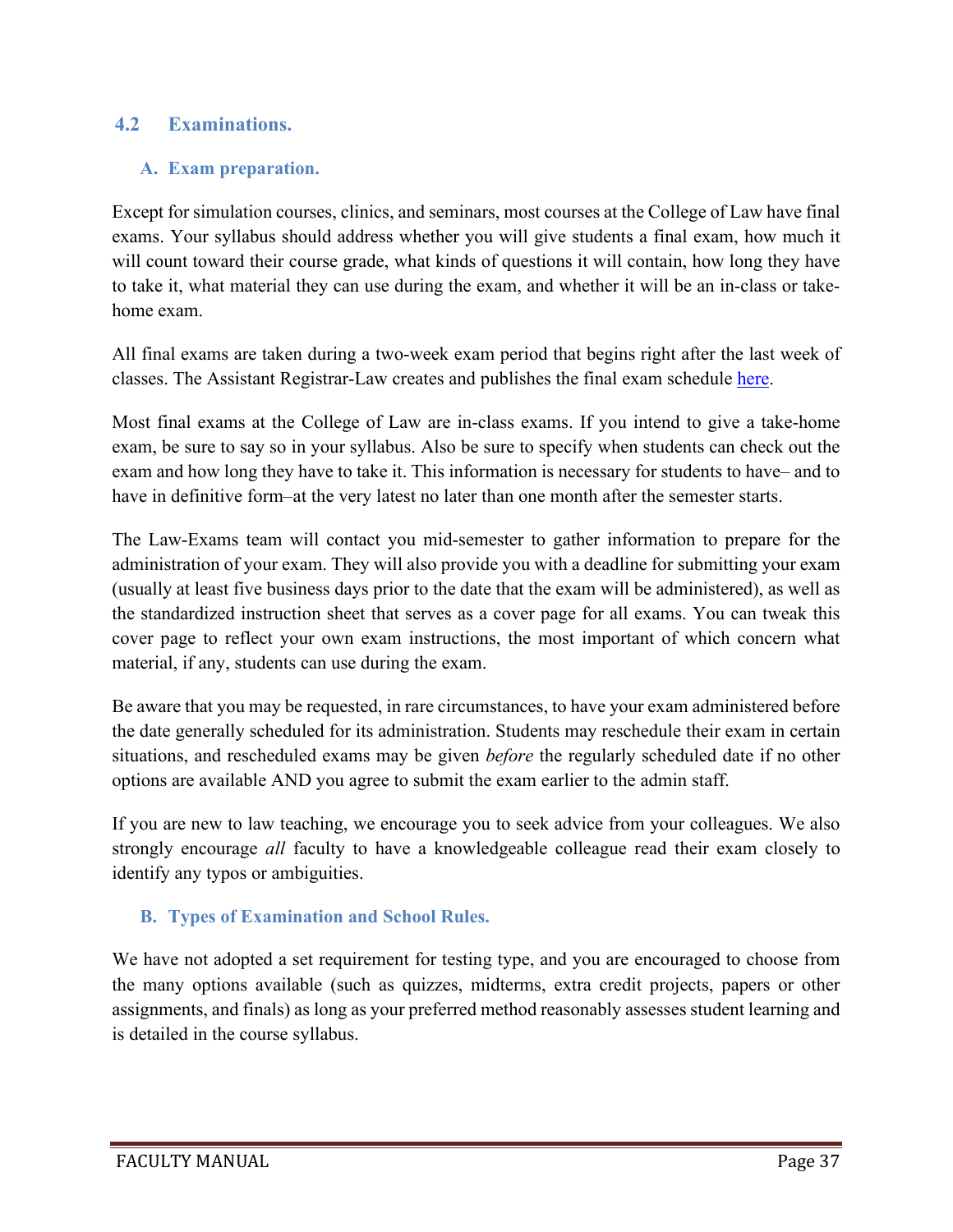## 4.2 Examinations.

### A. Exam preparation.

Except for simulation courses, clinics, and seminars, most courses at the College of Law have final exams. Your syllabus should address whether you will give students a final exam, how much it will count toward their course grade, what kinds of questions it will contain, how long they have to take it, what material they can use during the exam, and whether it will be an in-class or take-home exam.

All final exams are taken during a two-week exam period that begins right after the last week of classes. The Assistant Registrar-Law creates and publishes the final exam schedule here.

Most final exams at the College of Law are in-class exams. If you intend to give a take-home exam, be sure to say so in your syllabus. Also be sure to specify when students can check out the exam and how long they have to take it. This information is necessary for students to have– and to have in definitive form–at the very latest no later than one month after the semester starts.

The Law-Exams team will contact you mid-semester to gather information to prepare for the administration of your exam. They will also provide you with a deadline for submitting your exam (usually at least five business days prior to the date that the exam will be administered), as well as the standardized instruction sheet that serves as a cover page for all exams. You can tweak this cover page to reflect your own exam instructions, the most important of which concern what material, if any, students can use during the exam.

Be aware that you may be requested, in rare circumstances, to have your exam administered before the date generally scheduled for its administration. Students may reschedule their exam in certain situations, and rescheduled exams may be given *before* the regularly scheduled date if no other options are available AND you agree to submit the exam earlier to the admin staff.

If you are new to law teaching, we encourage you to seek advice from your colleagues. We also strongly encourage *all* faculty to have a knowledgeable colleague read their exam closely to identify any typos or ambiguities.

### B. Types of Examination and School Rules.

We have not adopted a set requirement for testing type, and you are encouraged to choose from the many options available (such as quizzes, midterms, extra credit projects, papers or other assignments, and finals) as long as your preferred method reasonably assesses student learning and is detailed in the course syllabus.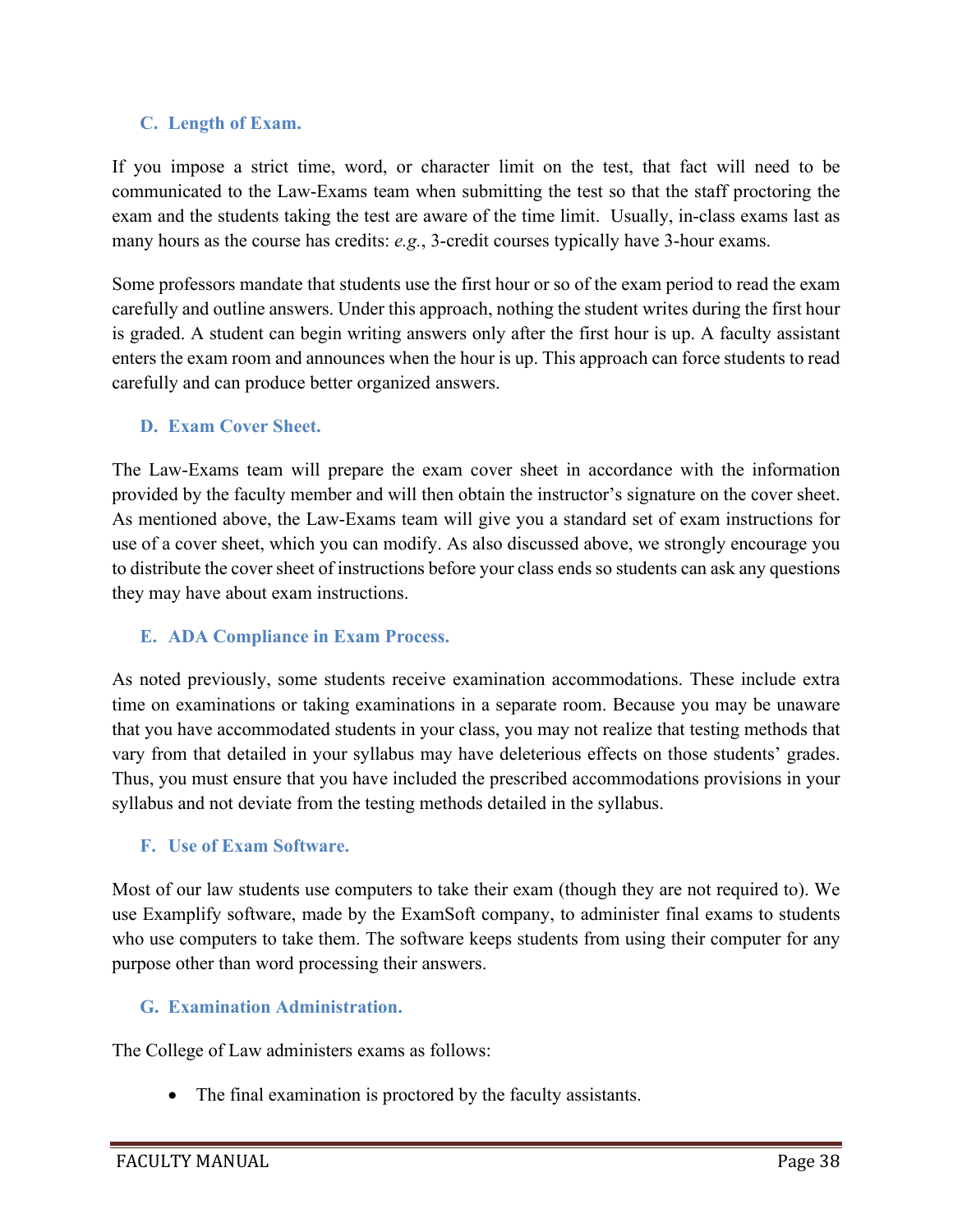### C. Length of Exam.

If you impose a strict time, word, or character limit on the test, that fact will need to be communicated to the Law-Exams team when submitting the test so that the staff proctoring the exam and the students taking the test are aware of the time limit. Usually, in-class exams last as many hours as the course has credits: *e.g.*, 3-credit courses typically have 3-hour exams.

Some professors mandate that students use the first hour or so of the exam period to read the exam carefully and outline answers. Under this approach, nothing the student writes during the first hour is graded. A student can begin writing answers only after the first hour is up. A faculty assistant enters the exam room and announces when the hour is up. This approach can force students to read carefully and can produce better organized answers.

### D. Exam Cover Sheet.

The Law-Exams team will prepare the exam cover sheet in accordance with the information provided by the faculty member and will then obtain the instructor's signature on the cover sheet. As mentioned above, the Law-Exams team will give you a standard set of exam instructions for use of a cover sheet, which you can modify. As also discussed above, we strongly encourage you to distribute the cover sheet of instructions before your class ends so students can ask any questions they may have about exam instructions.

### E. ADA Compliance in Exam Process.

As noted previously, some students receive examination accommodations. These include extra time on examinations or taking examinations in a separate room. Because you may be unaware that you have accommodated students in your class, you may not realize that testing methods that vary from that detailed in your syllabus may have deleterious effects on those students' grades. Thus, you must ensure that you have included the prescribed accommodations provisions in your syllabus and not deviate from the testing methods detailed in the syllabus.

### F. Use of Exam Software.

Most of our law students use computers to take their exam (though they are not required to). We use Examplify software, made by the ExamSoft company, to administer final exams to students who use computers to take them. The software keeps students from using their computer for any purpose other than word processing their answers.

### G. Examination Administration.

The College of Law administers exams as follows:

- The final examination is proctored by the faculty assistants.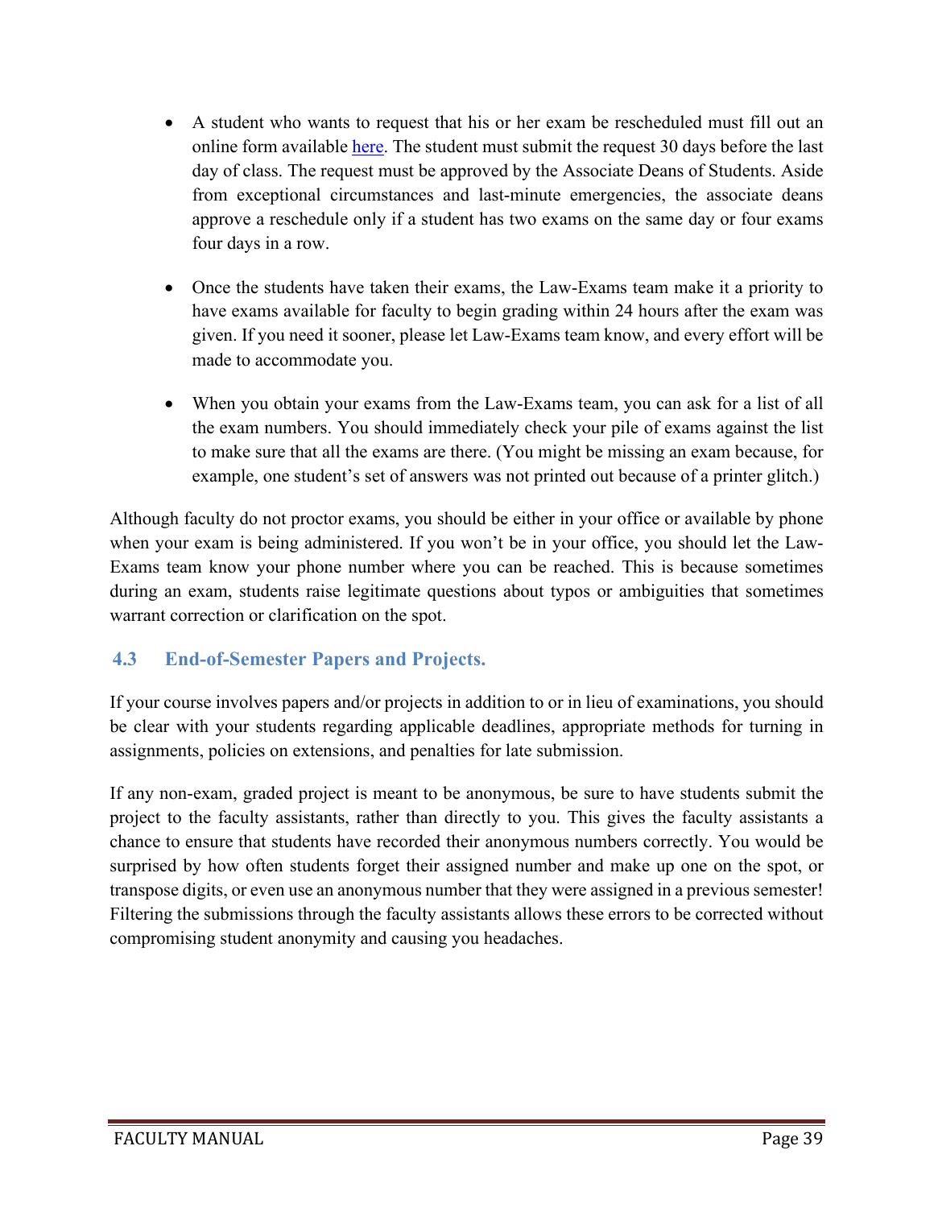- A student who wants to request that his or her exam be rescheduled must fill out an online form available here. The student must submit the request 30 days before the last day of class. The request must be approved by the Associate Deans of Students. Aside from exceptional circumstances and last-minute emergencies, the associate deans approve a reschedule only if a student has two exams on the same day or four exams four days in a row.

- Once the students have taken their exams, the Law-Exams team make it a priority to have exams available for faculty to begin grading within 24 hours after the exam was given. If you need it sooner, please let Law-Exams team know, and every effort will be made to accommodate you.

- When you obtain your exams from the Law-Exams team, you can ask for a list of all the exam numbers. You should immediately check your pile of exams against the list to make sure that all the exams are there. (You might be missing an exam because, for example, one student's set of answers was not printed out because of a printer glitch.)

Although faculty do not proctor exams, you should be either in your office or available by phone when your exam is being administered. If you won't be in your office, you should let the Law-Exams team know your phone number where you can be reached. This is because sometimes during an exam, students raise legitimate questions about typos or ambiguities that sometimes warrant correction or clarification on the spot.

### 4.3 End-of-Semester Papers and Projects.

If your course involves papers and/or projects in addition to or in lieu of examinations, you should be clear with your students regarding applicable deadlines, appropriate methods for turning in assignments, policies on extensions, and penalties for late submission.

If any non-exam, graded project is meant to be anonymous, be sure to have students submit the project to the faculty assistants, rather than directly to you. This gives the faculty assistants a chance to ensure that students have recorded their anonymous numbers correctly. You would be surprised by how often students forget their assigned number and make up one on the spot, or transpose digits, or even use an anonymous number that they were assigned in a previous semester! Filtering the submissions through the faculty assistants allows these errors to be corrected without compromising student anonymity and causing you headaches.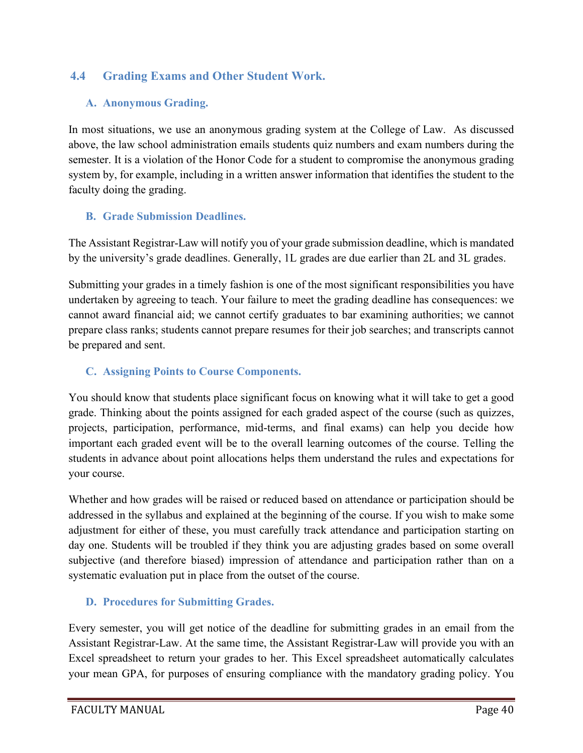## 4.4 Grading Exams and Other Student Work.

### A. Anonymous Grading.

In most situations, we use an anonymous grading system at the College of Law. As discussed above, the law school administration emails students quiz numbers and exam numbers during the semester. It is a violation of the Honor Code for a student to compromise the anonymous grading system by, for example, including in a written answer information that identifies the student to the faculty doing the grading.

### B. Grade Submission Deadlines.

The Assistant Registrar-Law will notify you of your grade submission deadline, which is mandated by the university's grade deadlines. Generally, 1L grades are due earlier than 2L and 3L grades.

Submitting your grades in a timely fashion is one of the most significant responsibilities you have undertaken by agreeing to teach. Your failure to meet the grading deadline has consequences: we cannot award financial aid; we cannot certify graduates to bar examining authorities; we cannot prepare class ranks; students cannot prepare resumes for their job searches; and transcripts cannot be prepared and sent.

### C. Assigning Points to Course Components.

You should know that students place significant focus on knowing what it will take to get a good grade. Thinking about the points assigned for each graded aspect of the course (such as quizzes, projects, participation, performance, mid-terms, and final exams) can help you decide how important each graded event will be to the overall learning outcomes of the course. Telling the students in advance about point allocations helps them understand the rules and expectations for your course.

Whether and how grades will be raised or reduced based on attendance or participation should be addressed in the syllabus and explained at the beginning of the course. If you wish to make some adjustment for either of these, you must carefully track attendance and participation starting on day one. Students will be troubled if they think you are adjusting grades based on some overall subjective (and therefore biased) impression of attendance and participation rather than on a systematic evaluation put in place from the outset of the course.

### D. Procedures for Submitting Grades.

Every semester, you will get notice of the deadline for submitting grades in an email from the Assistant Registrar-Law. At the same time, the Assistant Registrar-Law will provide you with an Excel spreadsheet to return your grades to her. This Excel spreadsheet automatically calculates your mean GPA, for purposes of ensuring compliance with the mandatory grading policy. You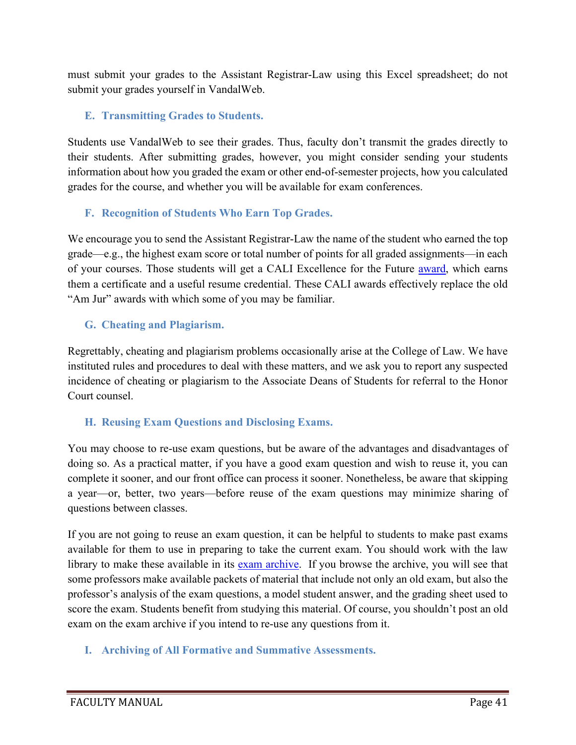must submit your grades to the Assistant Registrar-Law using this Excel spreadsheet; do not submit your grades yourself in VandalWeb.

### E. Transmitting Grades to Students.

Students use VandalWeb to see their grades. Thus, faculty don't transmit the grades directly to their students. After submitting grades, however, you might consider sending your students information about how you graded the exam or other end-of-semester projects, how you calculated grades for the course, and whether you will be available for exam conferences.

### F. Recognition of Students Who Earn Top Grades.

We encourage you to send the Assistant Registrar-Law the name of the student who earned the top grade—e.g., the highest exam score or total number of points for all graded assignments—in each of your courses. Those students will get a CALI Excellence for the Future award, which earns them a certificate and a useful resume credential. These CALI awards effectively replace the old "Am Jur" awards with which some of you may be familiar.

### G. Cheating and Plagiarism.

Regrettably, cheating and plagiarism problems occasionally arise at the College of Law. We have instituted rules and procedures to deal with these matters, and we ask you to report any suspected incidence of cheating or plagiarism to the Associate Deans of Students for referral to the Honor Court counsel.

### H. Reusing Exam Questions and Disclosing Exams.

You may choose to re-use exam questions, but be aware of the advantages and disadvantages of doing so. As a practical matter, if you have a good exam question and wish to reuse it, you can complete it sooner, and our front office can process it sooner. Nonetheless, be aware that skipping a year—or, better, two years—before reuse of the exam questions may minimize sharing of questions between classes.

If you are not going to reuse an exam question, it can be helpful to students to make past exams available for them to use in preparing to take the current exam. You should work with the law library to make these available in its exam archive. If you browse the archive, you will see that some professors make available packets of material that include not only an old exam, but also the professor's analysis of the exam questions, a model student answer, and the grading sheet used to score the exam. Students benefit from studying this material. Of course, you shouldn't post an old exam on the exam archive if you intend to re-use any questions from it.

### I. Archiving of All Formative and Summative Assessments.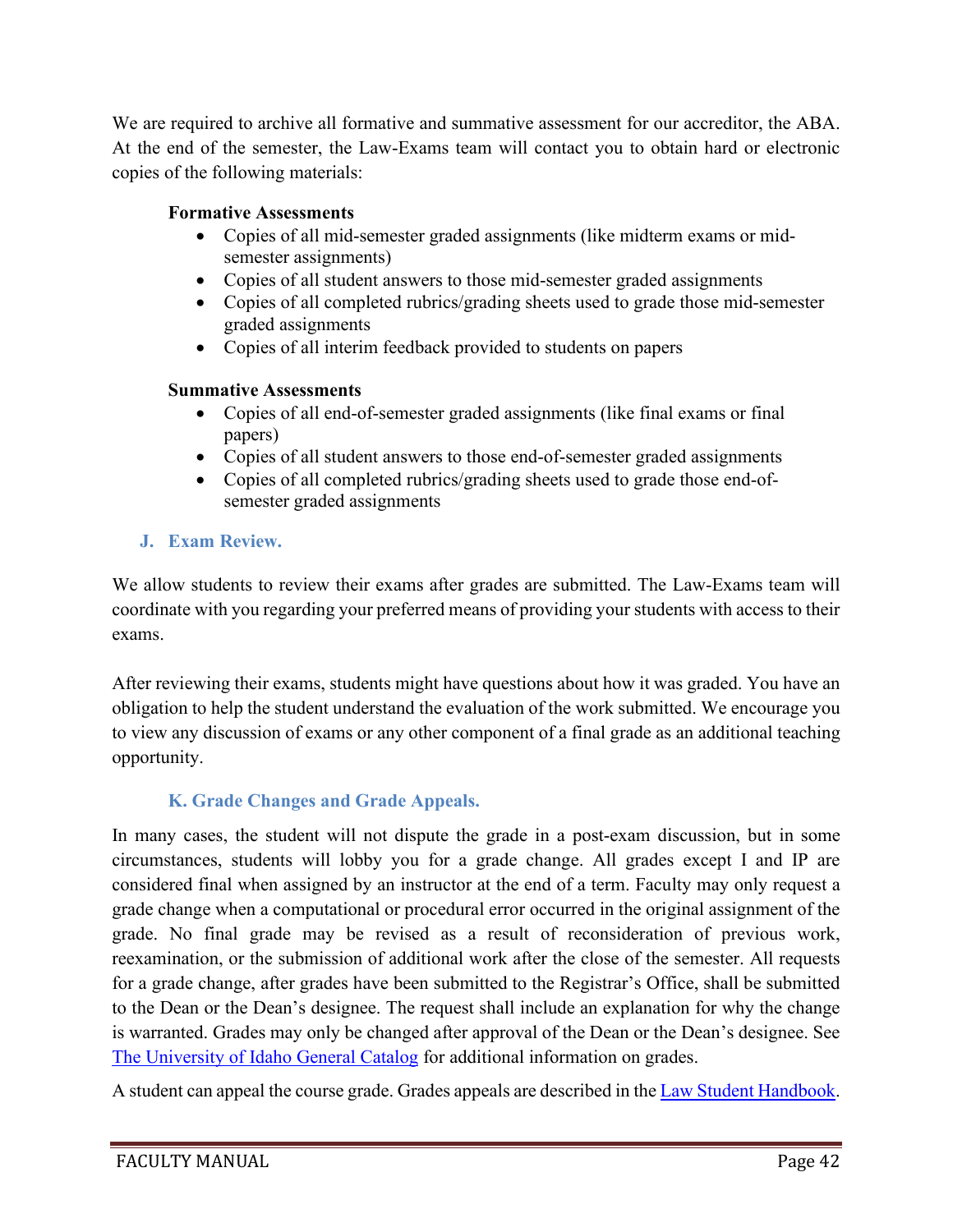We are required to archive all formative and summative assessment for our accreditor, the ABA. At the end of the semester, the Law-Exams team will contact you to obtain hard or electronic copies of the following materials:

**Formative Assessments**

- Copies of all mid-semester graded assignments (like midterm exams or mid-semester assignments)
- Copies of all student answers to those mid-semester graded assignments
- Copies of all completed rubrics/grading sheets used to grade those mid-semester graded assignments
- Copies of all interim feedback provided to students on papers

**Summative Assessments**

- Copies of all end-of-semester graded assignments (like final exams or final papers)
- Copies of all student answers to those end-of-semester graded assignments
- Copies of all completed rubrics/grading sheets used to grade those end-of-semester graded assignments

### J. Exam Review.

We allow students to review their exams after grades are submitted. The Law-Exams team will coordinate with you regarding your preferred means of providing your students with access to their exams.

After reviewing their exams, students might have questions about how it was graded. You have an obligation to help the student understand the evaluation of the work submitted. We encourage you to view any discussion of exams or any other component of a final grade as an additional teaching opportunity.

### K. Grade Changes and Grade Appeals.

In many cases, the student will not dispute the grade in a post-exam discussion, but in some circumstances, students will lobby you for a grade change. All grades except I and IP are considered final when assigned by an instructor at the end of a term. Faculty may only request a grade change when a computational or procedural error occurred in the original assignment of the grade. No final grade may be revised as a result of reconsideration of previous work, reexamination, or the submission of additional work after the close of the semester. All requests for a grade change, after grades have been submitted to the Registrar's Office, shall be submitted to the Dean or the Dean's designee. The request shall include an explanation for why the change is warranted. Grades may only be changed after approval of the Dean or the Dean's designee. See The University of Idaho General Catalog for additional information on grades.

A student can appeal the course grade. Grades appeals are described in the Law Student Handbook.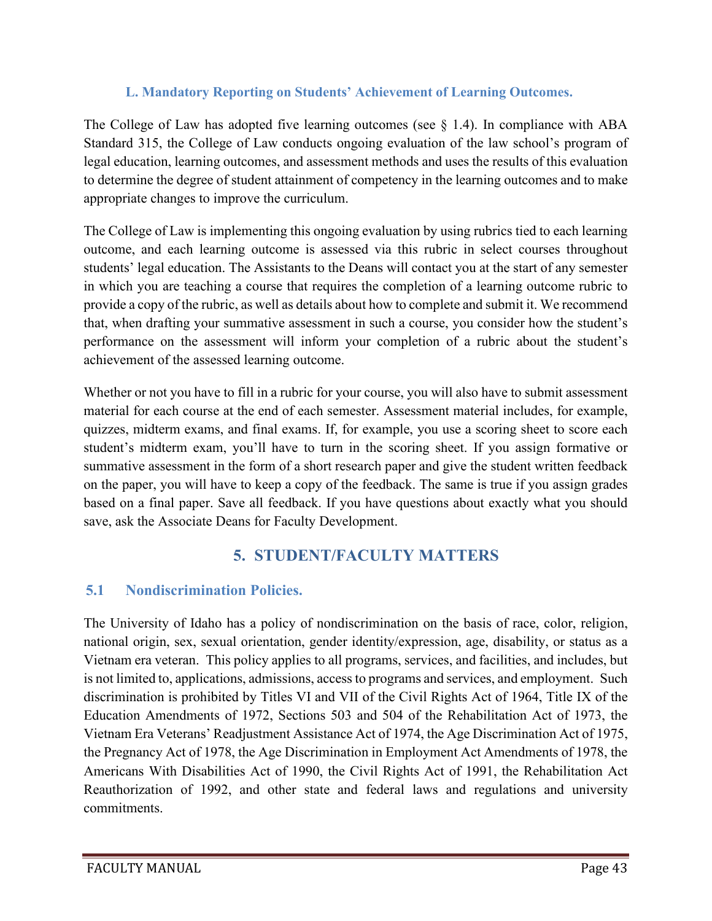### L. Mandatory Reporting on Students' Achievement of Learning Outcomes.

The College of Law has adopted five learning outcomes (see § 1.4). In compliance with ABA Standard 315, the College of Law conducts ongoing evaluation of the law school's program of legal education, learning outcomes, and assessment methods and uses the results of this evaluation to determine the degree of student attainment of competency in the learning outcomes and to make appropriate changes to improve the curriculum.

The College of Law is implementing this ongoing evaluation by using rubrics tied to each learning outcome, and each learning outcome is assessed via this rubric in select courses throughout students' legal education. The Assistants to the Deans will contact you at the start of any semester in which you are teaching a course that requires the completion of a learning outcome rubric to provide a copy of the rubric, as well as details about how to complete and submit it. We recommend that, when drafting your summative assessment in such a course, you consider how the student's performance on the assessment will inform your completion of a rubric about the student's achievement of the assessed learning outcome.

Whether or not you have to fill in a rubric for your course, you will also have to submit assessment material for each course at the end of each semester. Assessment material includes, for example, quizzes, midterm exams, and final exams. If, for example, you use a scoring sheet to score each student's midterm exam, you'll have to turn in the scoring sheet. If you assign formative or summative assessment in the form of a short research paper and give the student written feedback on the paper, you will have to keep a copy of the feedback. The same is true if you assign grades based on a final paper. Save all feedback. If you have questions about exactly what you should save, ask the Associate Deans for Faculty Development.

# 5. STUDENT/FACULTY MATTERS

## 5.1 Nondiscrimination Policies.

The University of Idaho has a policy of nondiscrimination on the basis of race, color, religion, national origin, sex, sexual orientation, gender identity/expression, age, disability, or status as a Vietnam era veteran. This policy applies to all programs, services, and facilities, and includes, but is not limited to, applications, admissions, access to programs and services, and employment. Such discrimination is prohibited by Titles VI and VII of the Civil Rights Act of 1964, Title IX of the Education Amendments of 1972, Sections 503 and 504 of the Rehabilitation Act of 1973, the Vietnam Era Veterans' Readjustment Assistance Act of 1974, the Age Discrimination Act of 1975, the Pregnancy Act of 1978, the Age Discrimination in Employment Act Amendments of 1978, the Americans With Disabilities Act of 1990, the Civil Rights Act of 1991, the Rehabilitation Act Reauthorization of 1992, and other state and federal laws and regulations and university commitments.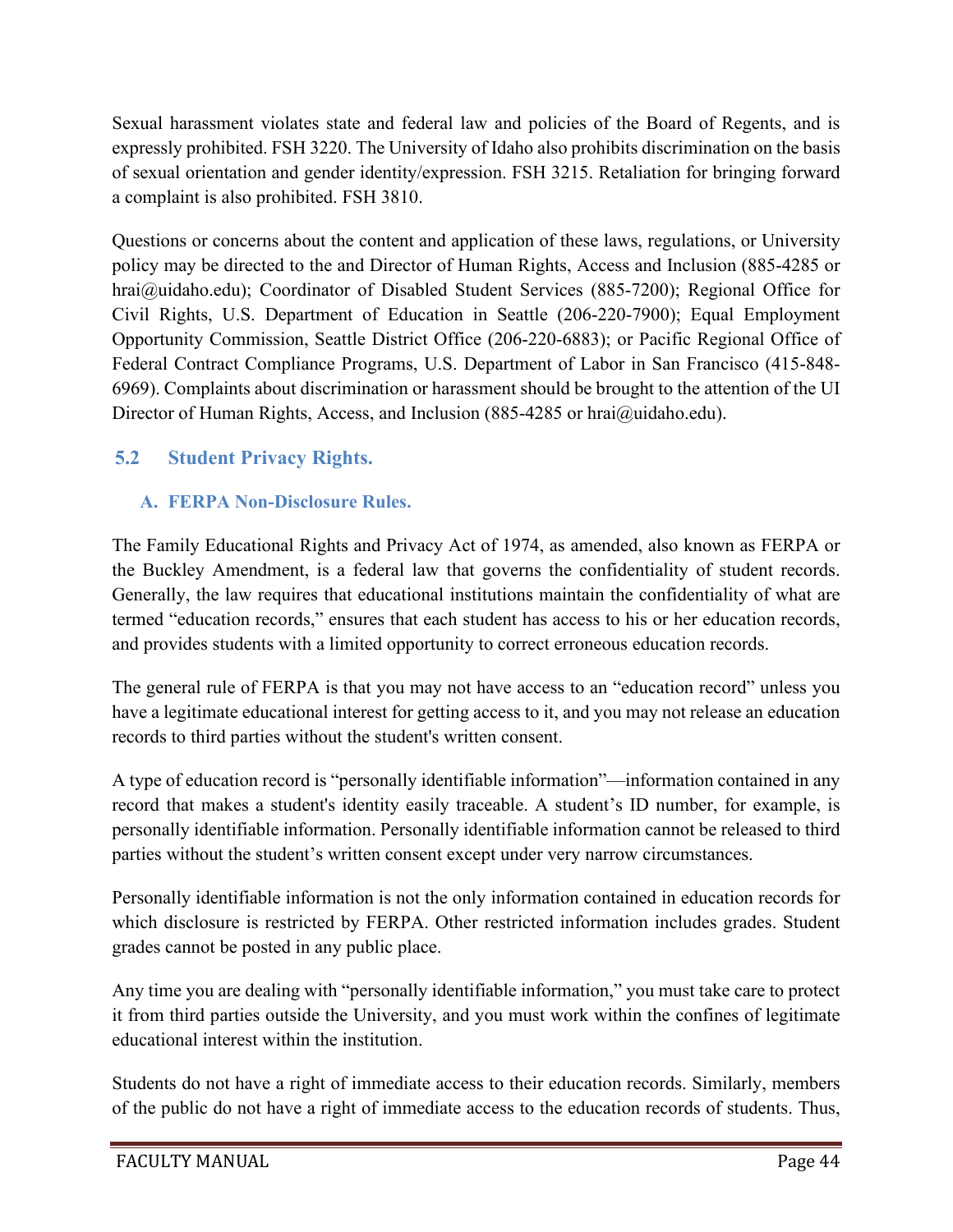Sexual harassment violates state and federal law and policies of the Board of Regents, and is expressly prohibited. FSH 3220. The University of Idaho also prohibits discrimination on the basis of sexual orientation and gender identity/expression. FSH 3215. Retaliation for bringing forward a complaint is also prohibited. FSH 3810.

Questions or concerns about the content and application of these laws, regulations, or University policy may be directed to the and Director of Human Rights, Access and Inclusion (885-4285 or hrai@uidaho.edu); Coordinator of Disabled Student Services (885-7200); Regional Office for Civil Rights, U.S. Department of Education in Seattle (206-220-7900); Equal Employment Opportunity Commission, Seattle District Office (206-220-6883); or Pacific Regional Office of Federal Contract Compliance Programs, U.S. Department of Labor in San Francisco (415-848-6969). Complaints about discrimination or harassment should be brought to the attention of the UI Director of Human Rights, Access, and Inclusion (885-4285 or hrai@uidaho.edu).

## 5.2 Student Privacy Rights.

### A. FERPA Non-Disclosure Rules.

The Family Educational Rights and Privacy Act of 1974, as amended, also known as FERPA or the Buckley Amendment, is a federal law that governs the confidentiality of student records. Generally, the law requires that educational institutions maintain the confidentiality of what are termed "education records," ensures that each student has access to his or her education records, and provides students with a limited opportunity to correct erroneous education records.

The general rule of FERPA is that you may not have access to an "education record" unless you have a legitimate educational interest for getting access to it, and you may not release an education records to third parties without the student's written consent.

A type of education record is "personally identifiable information"—information contained in any record that makes a student's identity easily traceable. A student's ID number, for example, is personally identifiable information. Personally identifiable information cannot be released to third parties without the student's written consent except under very narrow circumstances.

Personally identifiable information is not the only information contained in education records for which disclosure is restricted by FERPA. Other restricted information includes grades. Student grades cannot be posted in any public place.

Any time you are dealing with "personally identifiable information," you must take care to protect it from third parties outside the University, and you must work within the confines of legitimate educational interest within the institution.

Students do not have a right of immediate access to their education records. Similarly, members of the public do not have a right of immediate access to the education records of students. Thus,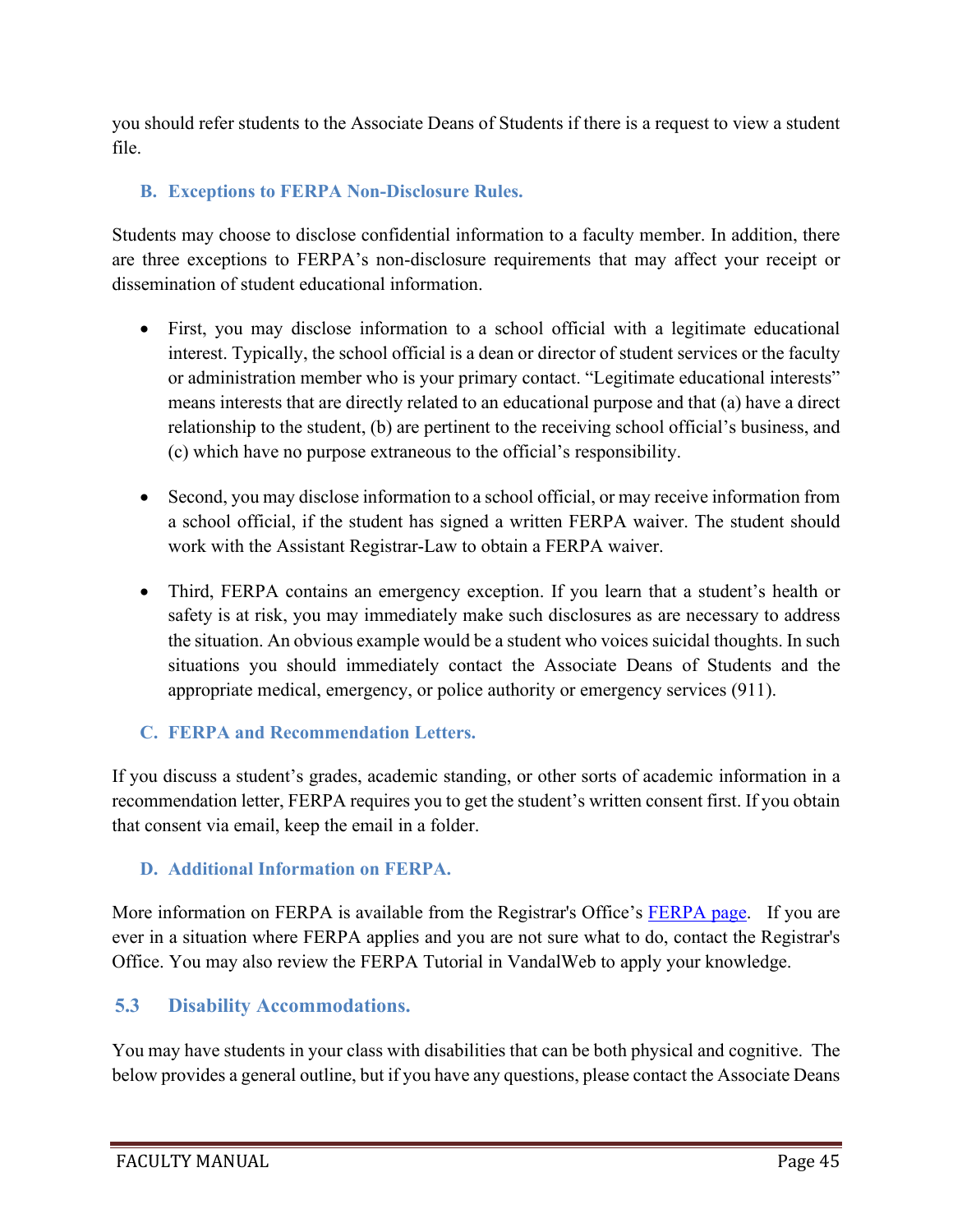you should refer students to the Associate Deans of Students if there is a request to view a student file.

### B. Exceptions to FERPA Non-Disclosure Rules.

Students may choose to disclose confidential information to a faculty member. In addition, there are three exceptions to FERPA's non-disclosure requirements that may affect your receipt or dissemination of student educational information.

- First, you may disclose information to a school official with a legitimate educational interest. Typically, the school official is a dean or director of student services or the faculty or administration member who is your primary contact. "Legitimate educational interests" means interests that are directly related to an educational purpose and that (a) have a direct relationship to the student, (b) are pertinent to the receiving school official's business, and (c) which have no purpose extraneous to the official's responsibility.

- Second, you may disclose information to a school official, or may receive information from a school official, if the student has signed a written FERPA waiver. The student should work with the Assistant Registrar-Law to obtain a FERPA waiver.

- Third, FERPA contains an emergency exception. If you learn that a student's health or safety is at risk, you may immediately make such disclosures as are necessary to address the situation. An obvious example would be a student who voices suicidal thoughts. In such situations you should immediately contact the Associate Deans of Students and the appropriate medical, emergency, or police authority or emergency services (911).

### C. FERPA and Recommendation Letters.

If you discuss a student's grades, academic standing, or other sorts of academic information in a recommendation letter, FERPA requires you to get the student's written consent first. If you obtain that consent via email, keep the email in a folder.

### D. Additional Information on FERPA.

More information on FERPA is available from the Registrar's Office's [FERPA page](). If you are ever in a situation where FERPA applies and you are not sure what to do, contact the Registrar's Office. You may also review the FERPA Tutorial in VandalWeb to apply your knowledge.

## 5.3 Disability Accommodations.

You may have students in your class with disabilities that can be both physical and cognitive. The below provides a general outline, but if you have any questions, please contact the Associate Deans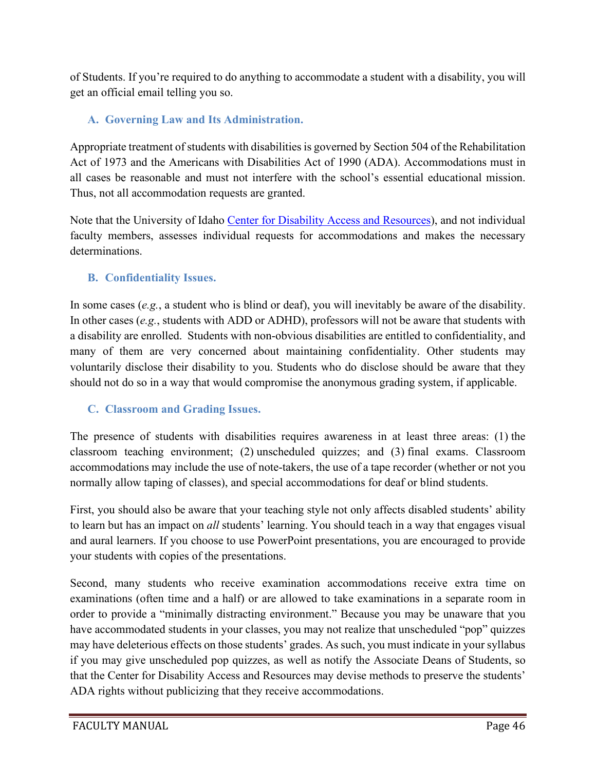of Students. If you're required to do anything to accommodate a student with a disability, you will get an official email telling you so.

### A. Governing Law and Its Administration.

Appropriate treatment of students with disabilities is governed by Section 504 of the Rehabilitation Act of 1973 and the Americans with Disabilities Act of 1990 (ADA). Accommodations must in all cases be reasonable and must not interfere with the school's essential educational mission. Thus, not all accommodation requests are granted.

Note that the University of Idaho Center for Disability Access and Resources), and not individual faculty members, assesses individual requests for accommodations and makes the necessary determinations.

### B. Confidentiality Issues.

In some cases (*e.g.*, a student who is blind or deaf), you will inevitably be aware of the disability. In other cases (*e.g.*, students with ADD or ADHD), professors will not be aware that students with a disability are enrolled. Students with non-obvious disabilities are entitled to confidentiality, and many of them are very concerned about maintaining confidentiality. Other students may voluntarily disclose their disability to you. Students who do disclose should be aware that they should not do so in a way that would compromise the anonymous grading system, if applicable.

### C. Classroom and Grading Issues.

The presence of students with disabilities requires awareness in at least three areas: (1) the classroom teaching environment; (2) unscheduled quizzes; and (3) final exams. Classroom accommodations may include the use of note-takers, the use of a tape recorder (whether or not you normally allow taping of classes), and special accommodations for deaf or blind students.

First, you should also be aware that your teaching style not only affects disabled students' ability to learn but has an impact on *all* students' learning. You should teach in a way that engages visual and aural learners. If you choose to use PowerPoint presentations, you are encouraged to provide your students with copies of the presentations.

Second, many students who receive examination accommodations receive extra time on examinations (often time and a half) or are allowed to take examinations in a separate room in order to provide a "minimally distracting environment." Because you may be unaware that you have accommodated students in your classes, you may not realize that unscheduled "pop" quizzes may have deleterious effects on those students' grades. As such, you must indicate in your syllabus if you may give unscheduled pop quizzes, as well as notify the Associate Deans of Students, so that the Center for Disability Access and Resources may devise methods to preserve the students' ADA rights without publicizing that they receive accommodations.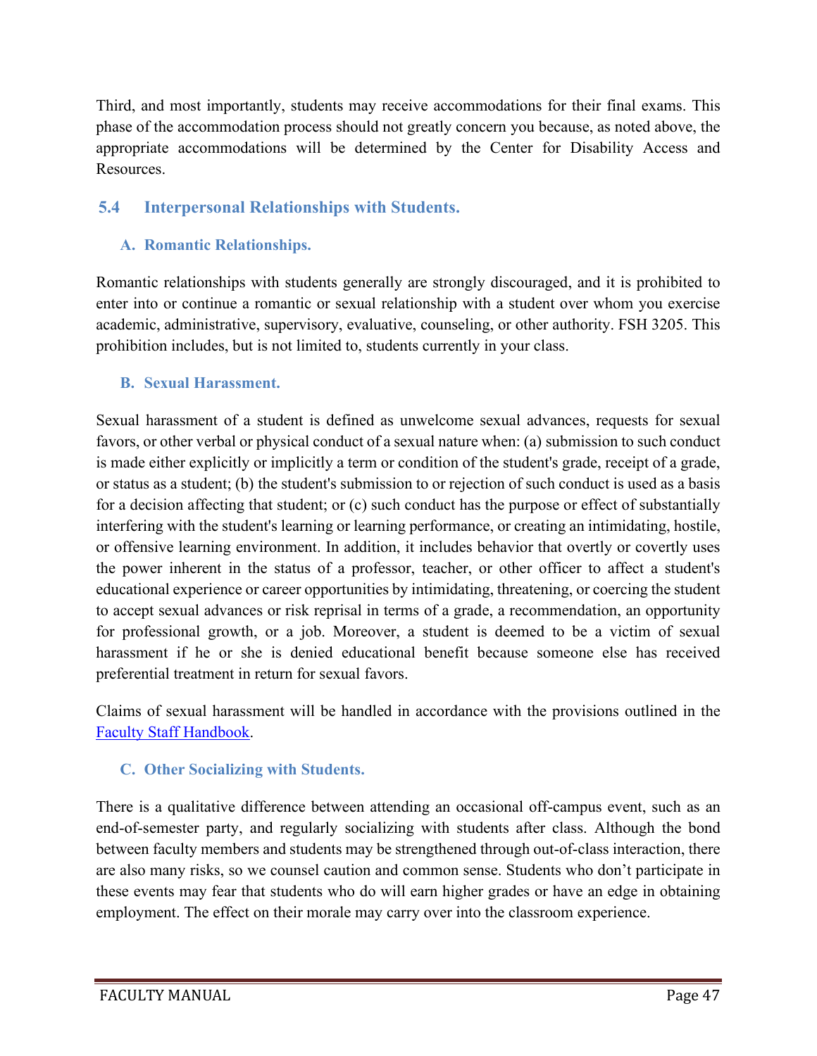Third, and most importantly, students may receive accommodations for their final exams. This phase of the accommodation process should not greatly concern you because, as noted above, the appropriate accommodations will be determined by the Center for Disability Access and Resources.

## 5.4 Interpersonal Relationships with Students.

### A. Romantic Relationships.

Romantic relationships with students generally are strongly discouraged, and it is prohibited to enter into or continue a romantic or sexual relationship with a student over whom you exercise academic, administrative, supervisory, evaluative, counseling, or other authority. FSH 3205. This prohibition includes, but is not limited to, students currently in your class.

### B. Sexual Harassment.

Sexual harassment of a student is defined as unwelcome sexual advances, requests for sexual favors, or other verbal or physical conduct of a sexual nature when: (a) submission to such conduct is made either explicitly or implicitly a term or condition of the student's grade, receipt of a grade, or status as a student; (b) the student's submission to or rejection of such conduct is used as a basis for a decision affecting that student; or (c) such conduct has the purpose or effect of substantially interfering with the student's learning or learning performance, or creating an intimidating, hostile, or offensive learning environment. In addition, it includes behavior that overtly or covertly uses the power inherent in the status of a professor, teacher, or other officer to affect a student's educational experience or career opportunities by intimidating, threatening, or coercing the student to accept sexual advances or risk reprisal in terms of a grade, a recommendation, an opportunity for professional growth, or a job. Moreover, a student is deemed to be a victim of sexual harassment if he or she is denied educational benefit because someone else has received preferential treatment in return for sexual favors.

Claims of sexual harassment will be handled in accordance with the provisions outlined in the [Faculty Staff Handbook](Faculty Staff Handbook).

### C. Other Socializing with Students.

There is a qualitative difference between attending an occasional off-campus event, such as an end-of-semester party, and regularly socializing with students after class. Although the bond between faculty members and students may be strengthened through out-of-class interaction, there are also many risks, so we counsel caution and common sense. Students who don't participate in these events may fear that students who do will earn higher grades or have an edge in obtaining employment. The effect on their morale may carry over into the classroom experience.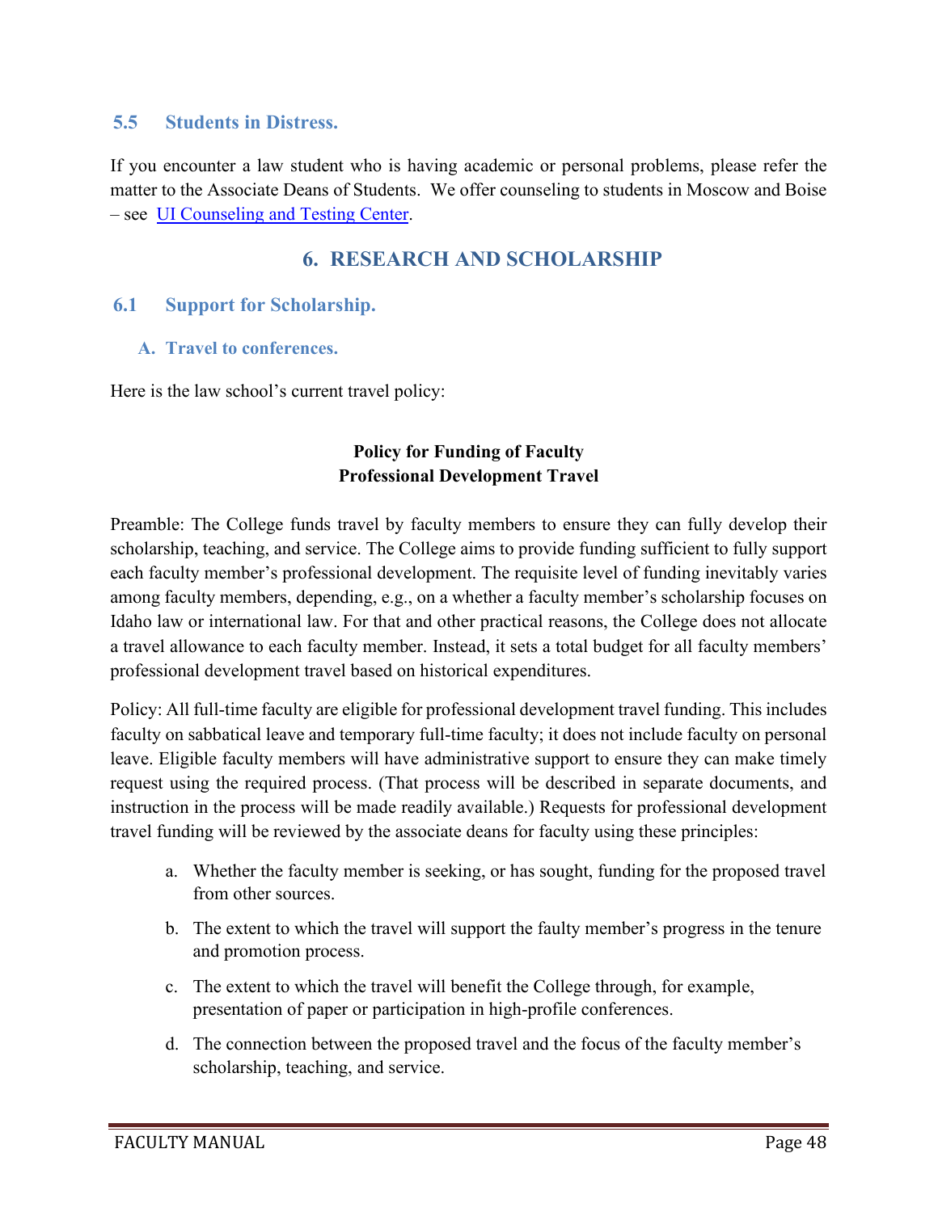### 5.5 Students in Distress.

If you encounter a law student who is having academic or personal problems, please refer the matter to the Associate Deans of Students. We offer counseling to students in Moscow and Boise – see [UI Counseling and Testing Center](UI Counseling and Testing Center).

## 6. RESEARCH AND SCHOLARSHIP

### 6.1 Support for Scholarship.

#### A. Travel to conferences.

Here is the law school's current travel policy:

**Policy for Funding of Faculty**
**Professional Development Travel**

Preamble: The College funds travel by faculty members to ensure they can fully develop their scholarship, teaching, and service. The College aims to provide funding sufficient to fully support each faculty member's professional development. The requisite level of funding inevitably varies among faculty members, depending, e.g., on a whether a faculty member's scholarship focuses on Idaho law or international law. For that and other practical reasons, the College does not allocate a travel allowance to each faculty member. Instead, it sets a total budget for all faculty members' professional development travel based on historical expenditures.

Policy: All full-time faculty are eligible for professional development travel funding. This includes faculty on sabbatical leave and temporary full-time faculty; it does not include faculty on personal leave. Eligible faculty members will have administrative support to ensure they can make timely request using the required process. (That process will be described in separate documents, and instruction in the process will be made readily available.) Requests for professional development travel funding will be reviewed by the associate deans for faculty using these principles:

a. Whether the faculty member is seeking, or has sought, funding for the proposed travel from other sources.

b. The extent to which the travel will support the faulty member's progress in the tenure and promotion process.

c. The extent to which the travel will benefit the College through, for example, presentation of paper or participation in high-profile conferences.

d. The connection between the proposed travel and the focus of the faculty member's scholarship, teaching, and service.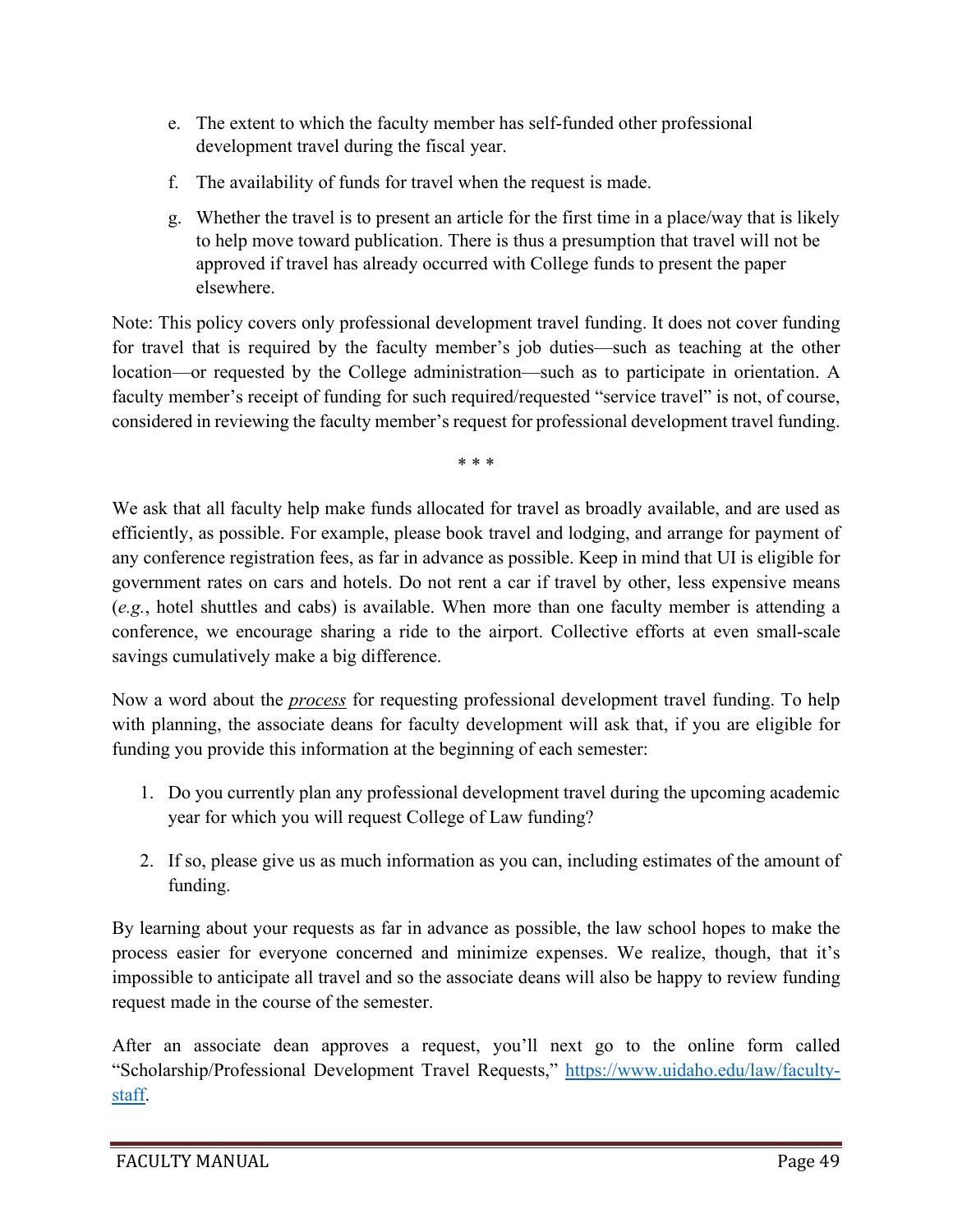e. The extent to which the faculty member has self-funded other professional development travel during the fiscal year.

f. The availability of funds for travel when the request is made.

g. Whether the travel is to present an article for the first time in a place/way that is likely to help move toward publication. There is thus a presumption that travel will not be approved if travel has already occurred with College funds to present the paper elsewhere.

Note: This policy covers only professional development travel funding. It does not cover funding for travel that is required by the faculty member's job duties—such as teaching at the other location—or requested by the College administration—such as to participate in orientation. A faculty member's receipt of funding for such required/requested "service travel" is not, of course, considered in reviewing the faculty member's request for professional development travel funding.

\* \* \*

We ask that all faculty help make funds allocated for travel as broadly available, and are used as efficiently, as possible. For example, please book travel and lodging, and arrange for payment of any conference registration fees, as far in advance as possible. Keep in mind that UI is eligible for government rates on cars and hotels. Do not rent a car if travel by other, less expensive means (*e.g.*, hotel shuttles and cabs) is available. When more than one faculty member is attending a conference, we encourage sharing a ride to the airport. Collective efforts at even small-scale savings cumulatively make a big difference.

Now a word about the <u>*process*</u> for requesting professional development travel funding. To help with planning, the associate deans for faculty development will ask that, if you are eligible for funding you provide this information at the beginning of each semester:

1. Do you currently plan any professional development travel during the upcoming academic year for which you will request College of Law funding?

2. If so, please give us as much information as you can, including estimates of the amount of funding.

By learning about your requests as far in advance as possible, the law school hopes to make the process easier for everyone concerned and minimize expenses. We realize, though, that it's impossible to anticipate all travel and so the associate deans will also be happy to review funding request made in the course of the semester.

After an associate dean approves a request, you'll next go to the online form called "Scholarship/Professional Development Travel Requests," https://www.uidaho.edu/law/faculty-staff.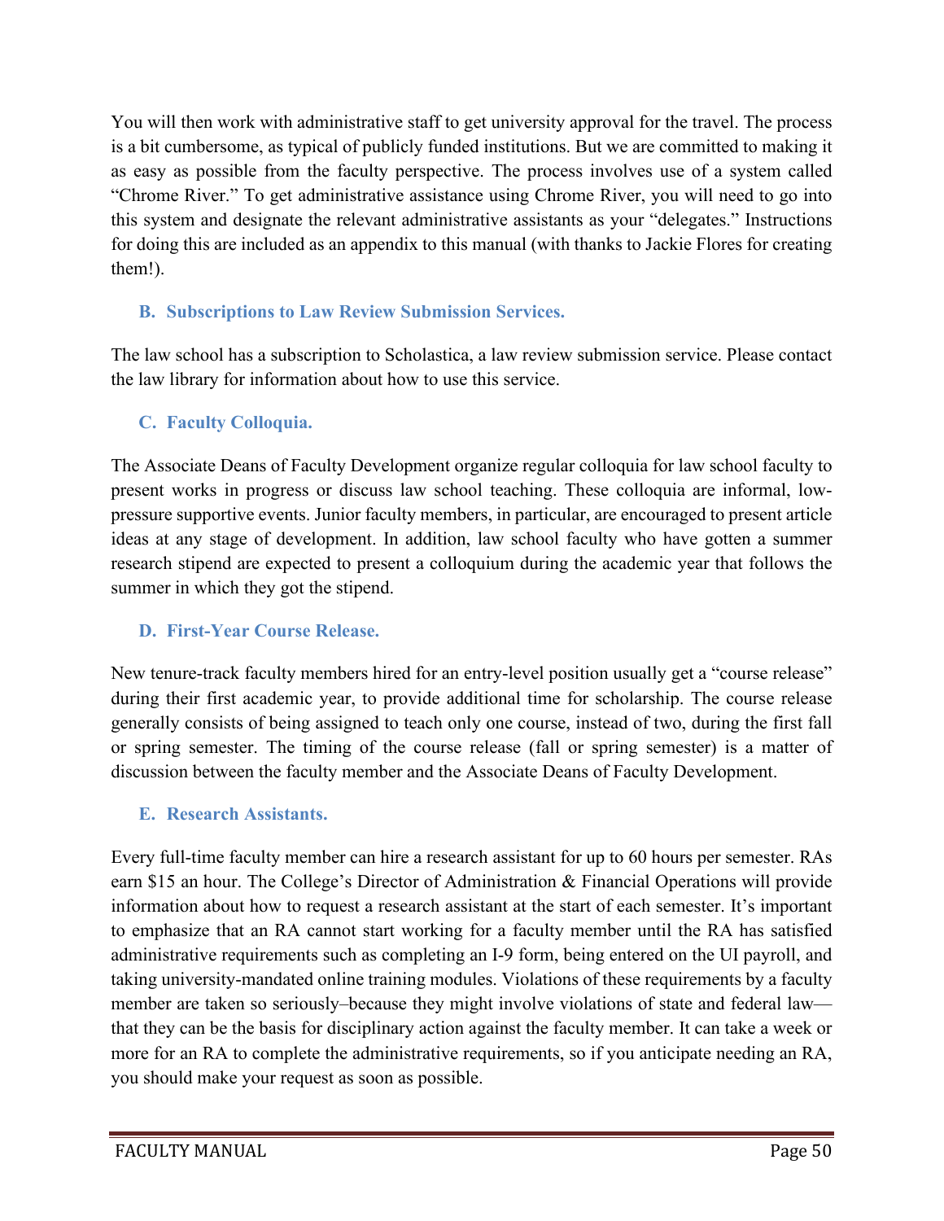You will then work with administrative staff to get university approval for the travel. The process is a bit cumbersome, as typical of publicly funded institutions. But we are committed to making it as easy as possible from the faculty perspective. The process involves use of a system called "Chrome River." To get administrative assistance using Chrome River, you will need to go into this system and designate the relevant administrative assistants as your "delegates." Instructions for doing this are included as an appendix to this manual (with thanks to Jackie Flores for creating them!).

### B. Subscriptions to Law Review Submission Services.

The law school has a subscription to Scholastica, a law review submission service. Please contact the law library for information about how to use this service.

### C. Faculty Colloquia.

The Associate Deans of Faculty Development organize regular colloquia for law school faculty to present works in progress or discuss law school teaching. These colloquia are informal, low-pressure supportive events. Junior faculty members, in particular, are encouraged to present article ideas at any stage of development. In addition, law school faculty who have gotten a summer research stipend are expected to present a colloquium during the academic year that follows the summer in which they got the stipend.

### D. First-Year Course Release.

New tenure-track faculty members hired for an entry-level position usually get a "course release" during their first academic year, to provide additional time for scholarship. The course release generally consists of being assigned to teach only one course, instead of two, during the first fall or spring semester. The timing of the course release (fall or spring semester) is a matter of discussion between the faculty member and the Associate Deans of Faculty Development.

### E. Research Assistants.

Every full-time faculty member can hire a research assistant for up to 60 hours per semester. RAs earn $15 an hour. The College's Director of Administration & Financial Operations will provide information about how to request a research assistant at the start of each semester. It's important to emphasize that an RA cannot start working for a faculty member until the RA has satisfied administrative requirements such as completing an I-9 form, being entered on the UI payroll, and taking university-mandated online training modules. Violations of these requirements by a faculty member are taken so seriously–because they might involve violations of state and federal law—that they can be the basis for disciplinary action against the faculty member. It can take a week or more for an RA to complete the administrative requirements, so if you anticipate needing an RA, you should make your request as soon as possible.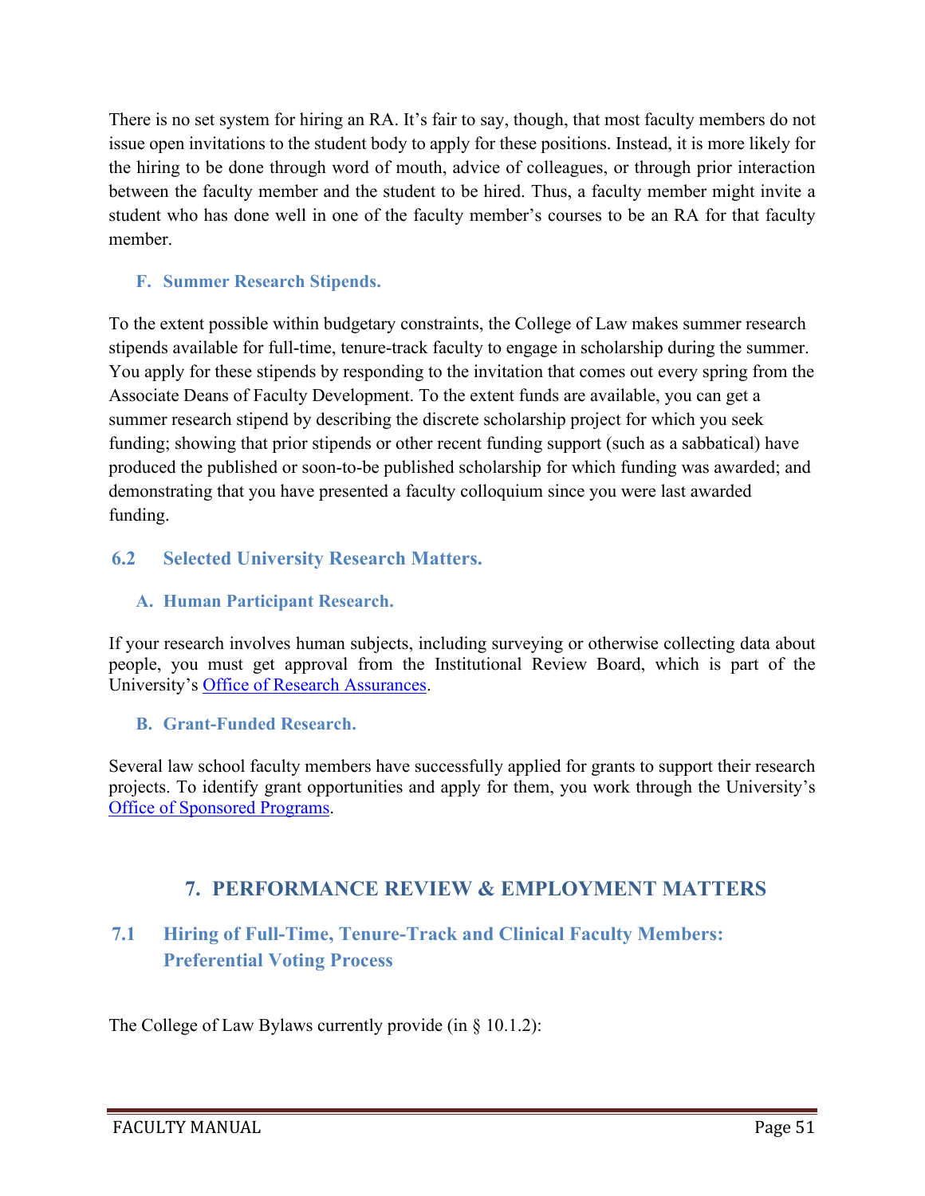There is no set system for hiring an RA. It's fair to say, though, that most faculty members do not issue open invitations to the student body to apply for these positions. Instead, it is more likely for the hiring to be done through word of mouth, advice of colleagues, or through prior interaction between the faculty member and the student to be hired. Thus, a faculty member might invite a student who has done well in one of the faculty member's courses to be an RA for that faculty member.

### F. Summer Research Stipends.

To the extent possible within budgetary constraints, the College of Law makes summer research stipends available for full-time, tenure-track faculty to engage in scholarship during the summer. You apply for these stipends by responding to the invitation that comes out every spring from the Associate Deans of Faculty Development. To the extent funds are available, you can get a summer research stipend by describing the discrete scholarship project for which you seek funding; showing that prior stipends or other recent funding support (such as a sabbatical) have produced the published or soon-to-be published scholarship for which funding was awarded; and demonstrating that you have presented a faculty colloquium since you were last awarded funding.

## 6.2 Selected University Research Matters.

### A. Human Participant Research.

If your research involves human subjects, including surveying or otherwise collecting data about people, you must get approval from the Institutional Review Board, which is part of the University's Office of Research Assurances.

### B. Grant-Funded Research.

Several law school faculty members have successfully applied for grants to support their research projects. To identify grant opportunities and apply for them, you work through the University's Office of Sponsored Programs.

# 7. PERFORMANCE REVIEW & EMPLOYMENT MATTERS

## 7.1 Hiring of Full-Time, Tenure-Track and Clinical Faculty Members: Preferential Voting Process

The College of Law Bylaws currently provide (in § 10.1.2):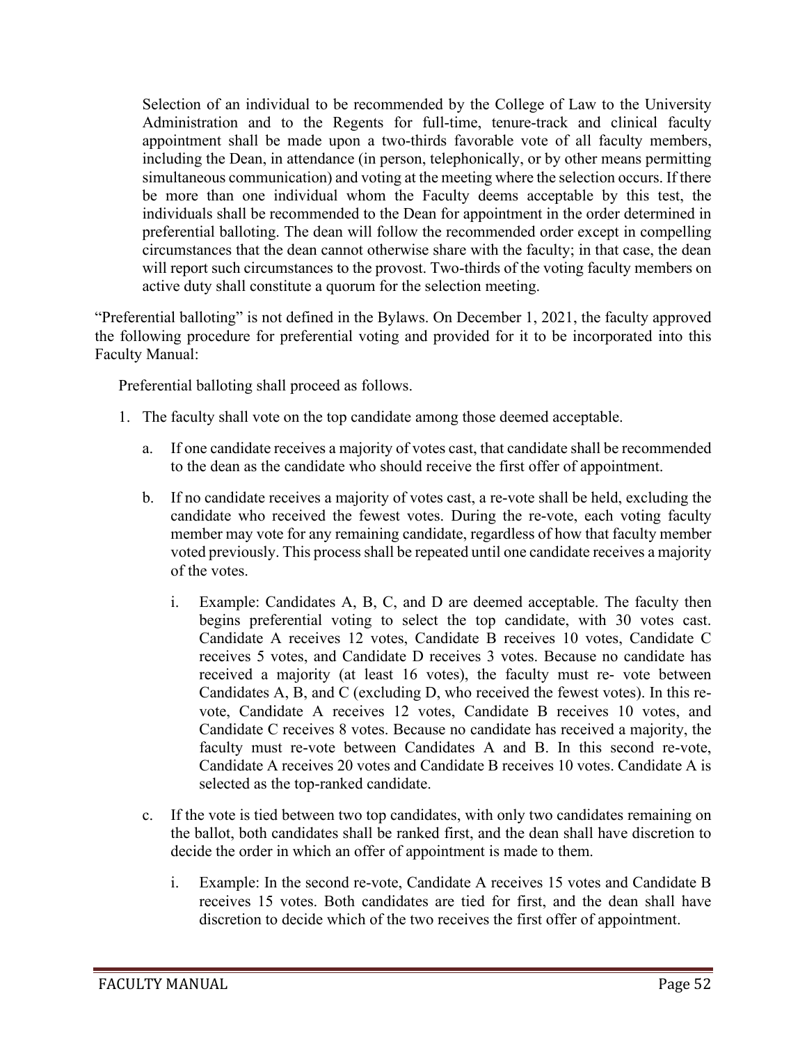> Selection of an individual to be recommended by the College of Law to the University Administration and to the Regents for full-time, tenure-track and clinical faculty appointment shall be made upon a two-thirds favorable vote of all faculty members, including the Dean, in attendance (in person, telephonically, or by other means permitting simultaneous communication) and voting at the meeting where the selection occurs. If there be more than one individual whom the Faculty deems acceptable by this test, the individuals shall be recommended to the Dean for appointment in the order determined in preferential balloting. The dean will follow the recommended order except in compelling circumstances that the dean cannot otherwise share with the faculty; in that case, the dean will report such circumstances to the provost. Two-thirds of the voting faculty members on active duty shall constitute a quorum for the selection meeting.

"Preferential balloting" is not defined in the Bylaws. On December 1, 2021, the faculty approved the following procedure for preferential voting and provided for it to be incorporated into this Faculty Manual:

> Preferential balloting shall proceed as follows.
>
> 1. The faculty shall vote on the top candidate among those deemed acceptable.
>    a. If one candidate receives a majority of votes cast, that candidate shall be recommended to the dean as the candidate who should receive the first offer of appointment.
>    b. If no candidate receives a majority of votes cast, a re-vote shall be held, excluding the candidate who received the fewest votes. During the re-vote, each voting faculty member may vote for any remaining candidate, regardless of how that faculty member voted previously. This process shall be repeated until one candidate receives a majority of the votes.
>       i. Example: Candidates A, B, C, and D are deemed acceptable. The faculty then begins preferential voting to select the top candidate, with 30 votes cast. Candidate A receives 12 votes, Candidate B receives 10 votes, Candidate C receives 5 votes, and Candidate D receives 3 votes. Because no candidate has received a majority (at least 16 votes), the faculty must re- vote between Candidates A, B, and C (excluding D, who received the fewest votes). In this re-vote, Candidate A receives 12 votes, Candidate B receives 10 votes, and Candidate C receives 8 votes. Because no candidate has received a majority, the faculty must re-vote between Candidates A and B. In this second re-vote, Candidate A receives 20 votes and Candidate B receives 10 votes. Candidate A is selected as the top-ranked candidate.
>    c. If the vote is tied between two top candidates, with only two candidates remaining on the ballot, both candidates shall be ranked first, and the dean shall have discretion to decide the order in which an offer of appointment is made to them.
>       i. Example: In the second re-vote, Candidate A receives 15 votes and Candidate B receives 15 votes. Both candidates are tied for first, and the dean shall have discretion to decide which of the two receives the first offer of appointment.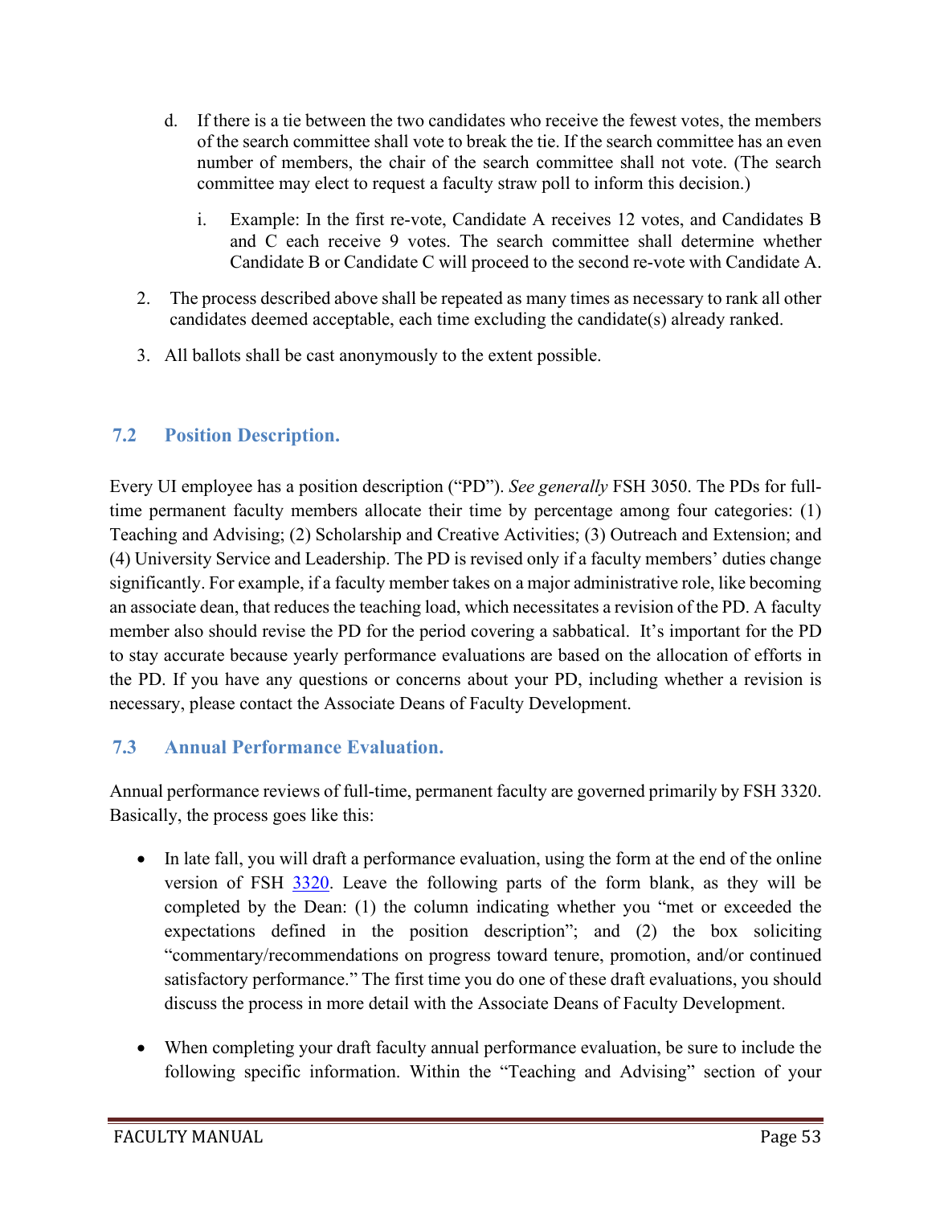d. If there is a tie between the two candidates who receive the fewest votes, the members of the search committee shall vote to break the tie. If the search committee has an even number of members, the chair of the search committee shall not vote. (The search committee may elect to request a faculty straw poll to inform this decision.)

   i. Example: In the first re-vote, Candidate A receives 12 votes, and Candidates B and C each receive 9 votes. The search committee shall determine whether Candidate B or Candidate C will proceed to the second re-vote with Candidate A.

2. The process described above shall be repeated as many times as necessary to rank all other candidates deemed acceptable, each time excluding the candidate(s) already ranked.

3. All ballots shall be cast anonymously to the extent possible.

### 7.2 Position Description.

Every UI employee has a position description ("PD"). *See generally* FSH 3050. The PDs for full-time permanent faculty members allocate their time by percentage among four categories: (1) Teaching and Advising; (2) Scholarship and Creative Activities; (3) Outreach and Extension; and (4) University Service and Leadership. The PD is revised only if a faculty members' duties change significantly. For example, if a faculty member takes on a major administrative role, like becoming an associate dean, that reduces the teaching load, which necessitates a revision of the PD. A faculty member also should revise the PD for the period covering a sabbatical. It's important for the PD to stay accurate because yearly performance evaluations are based on the allocation of efforts in the PD. If you have any questions or concerns about your PD, including whether a revision is necessary, please contact the Associate Deans of Faculty Development.

### 7.3 Annual Performance Evaluation.

Annual performance reviews of full-time, permanent faculty are governed primarily by FSH 3320. Basically, the process goes like this:

- In late fall, you will draft a performance evaluation, using the form at the end of the online version of FSH 3320. Leave the following parts of the form blank, as they will be completed by the Dean: (1) the column indicating whether you "met or exceeded the expectations defined in the position description"; and (2) the box soliciting "commentary/recommendations on progress toward tenure, promotion, and/or continued satisfactory performance." The first time you do one of these draft evaluations, you should discuss the process in more detail with the Associate Deans of Faculty Development.

- When completing your draft faculty annual performance evaluation, be sure to include the following specific information. Within the "Teaching and Advising" section of your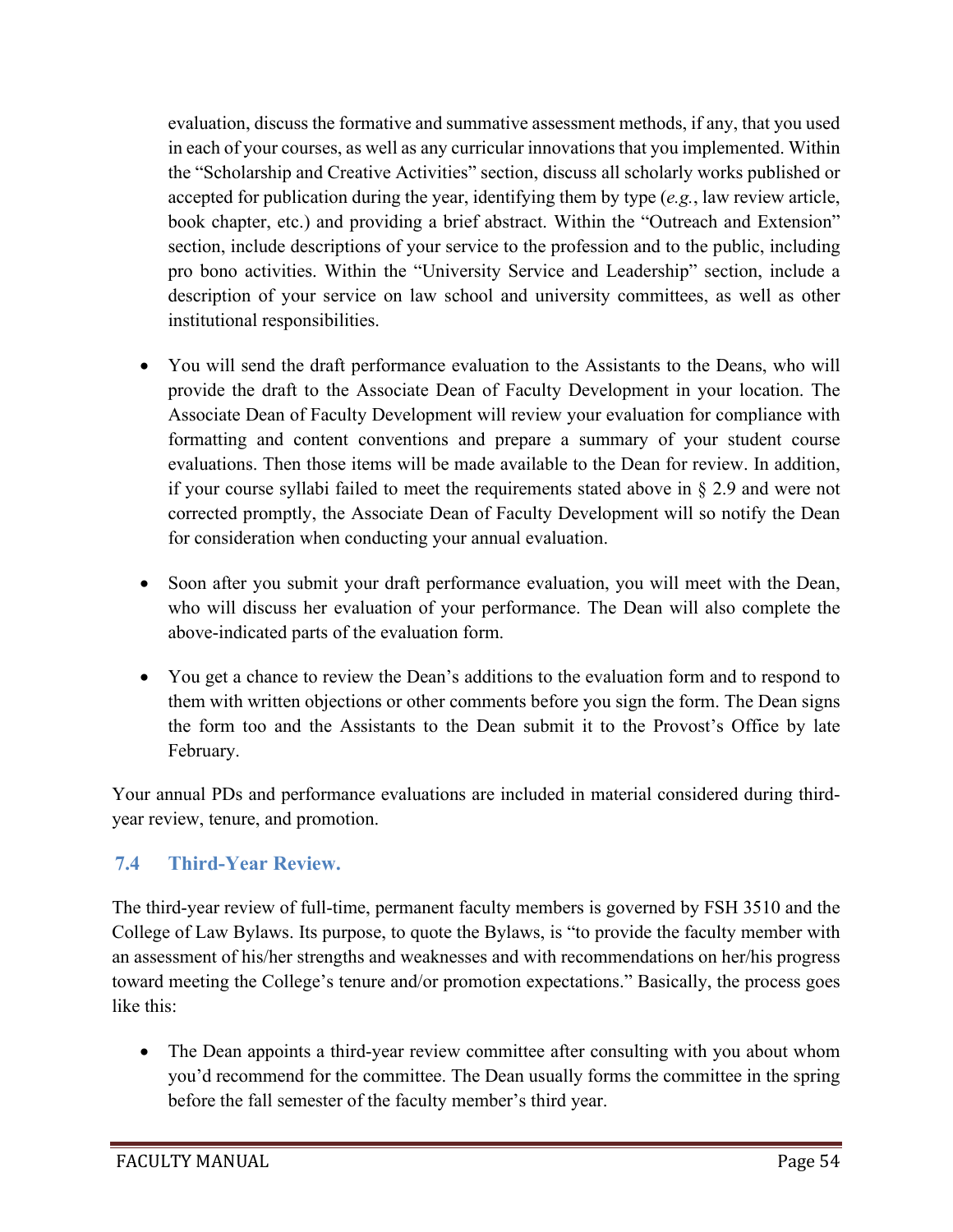evaluation, discuss the formative and summative assessment methods, if any, that you used in each of your courses, as well as any curricular innovations that you implemented. Within the "Scholarship and Creative Activities" section, discuss all scholarly works published or accepted for publication during the year, identifying them by type (*e.g.*, law review article, book chapter, etc.) and providing a brief abstract. Within the "Outreach and Extension" section, include descriptions of your service to the profession and to the public, including pro bono activities. Within the "University Service and Leadership" section, include a description of your service on law school and university committees, as well as other institutional responsibilities.

- You will send the draft performance evaluation to the Assistants to the Deans, who will provide the draft to the Associate Dean of Faculty Development in your location. The Associate Dean of Faculty Development will review your evaluation for compliance with formatting and content conventions and prepare a summary of your student course evaluations. Then those items will be made available to the Dean for review. In addition, if your course syllabi failed to meet the requirements stated above in § 2.9 and were not corrected promptly, the Associate Dean of Faculty Development will so notify the Dean for consideration when conducting your annual evaluation.

- Soon after you submit your draft performance evaluation, you will meet with the Dean, who will discuss her evaluation of your performance. The Dean will also complete the above-indicated parts of the evaluation form.

- You get a chance to review the Dean's additions to the evaluation form and to respond to them with written objections or other comments before you sign the form. The Dean signs the form too and the Assistants to the Dean submit it to the Provost's Office by late February.

Your annual PDs and performance evaluations are included in material considered during third-year review, tenure, and promotion.

## 7.4 Third-Year Review.

The third-year review of full-time, permanent faculty members is governed by FSH 3510 and the College of Law Bylaws. Its purpose, to quote the Bylaws, is "to provide the faculty member with an assessment of his/her strengths and weaknesses and with recommendations on her/his progress toward meeting the College's tenure and/or promotion expectations." Basically, the process goes like this:

- The Dean appoints a third-year review committee after consulting with you about whom you'd recommend for the committee. The Dean usually forms the committee in the spring before the fall semester of the faculty member's third year.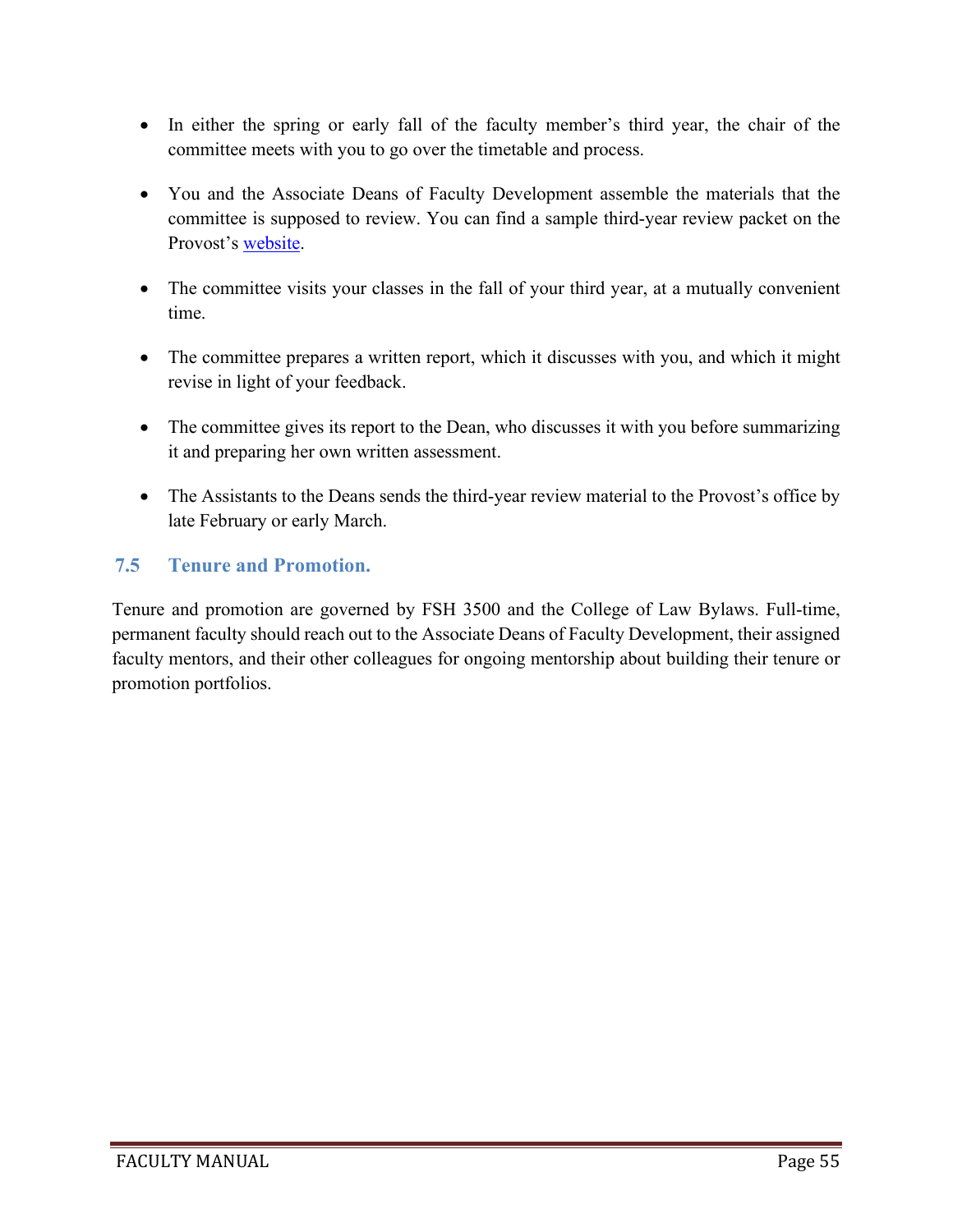- In either the spring or early fall of the faculty member's third year, the chair of the committee meets with you to go over the timetable and process.

- You and the Associate Deans of Faculty Development assemble the materials that the committee is supposed to review. You can find a sample third-year review packet on the Provost's website.

- The committee visits your classes in the fall of your third year, at a mutually convenient time.

- The committee prepares a written report, which it discusses with you, and which it might revise in light of your feedback.

- The committee gives its report to the Dean, who discusses it with you before summarizing it and preparing her own written assessment.

- The Assistants to the Deans sends the third-year review material to the Provost's office by late February or early March.

## 7.5 Tenure and Promotion.

Tenure and promotion are governed by FSH 3500 and the College of Law Bylaws. Full-time, permanent faculty should reach out to the Associate Deans of Faculty Development, their assigned faculty mentors, and their other colleagues for ongoing mentorship about building their tenure or promotion portfolios.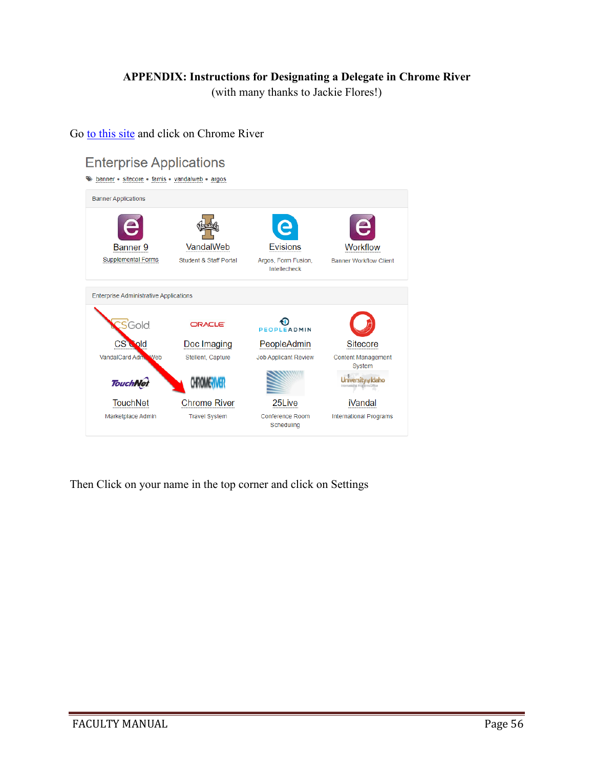**APPENDIX: Instructions for Designating a Delegate in Chrome River**

(with many thanks to Jackie Flores!)

Go to this site and click on Chrome River

Then Click on your name in the top corner and click on Settings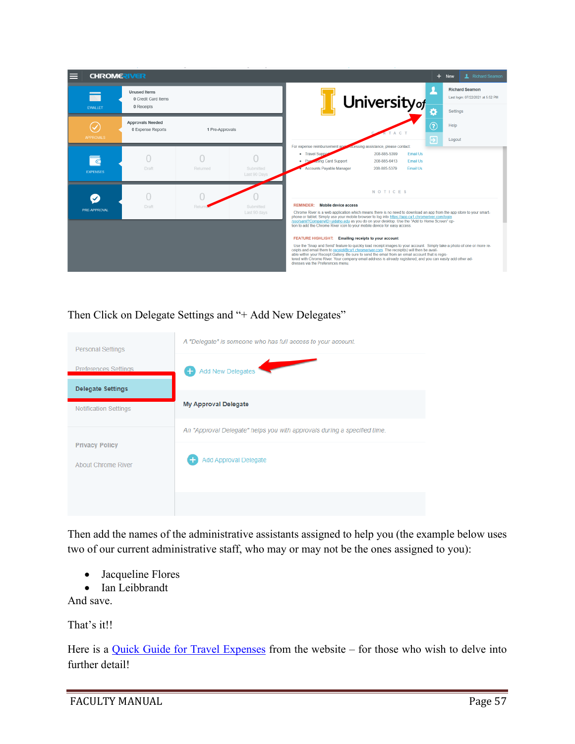Then Click on Delegate Settings and "+ Add New Delegates"

Then add the names of the administrative assistants assigned to help you (the example below uses two of our current administrative staff, who may or may not be the ones assigned to you):

- Jacqueline Flores
- Ian Leibbrandt

And save.

That's it!!

Here is a Quick Guide for Travel Expenses from the website – for those who wish to delve into further detail!